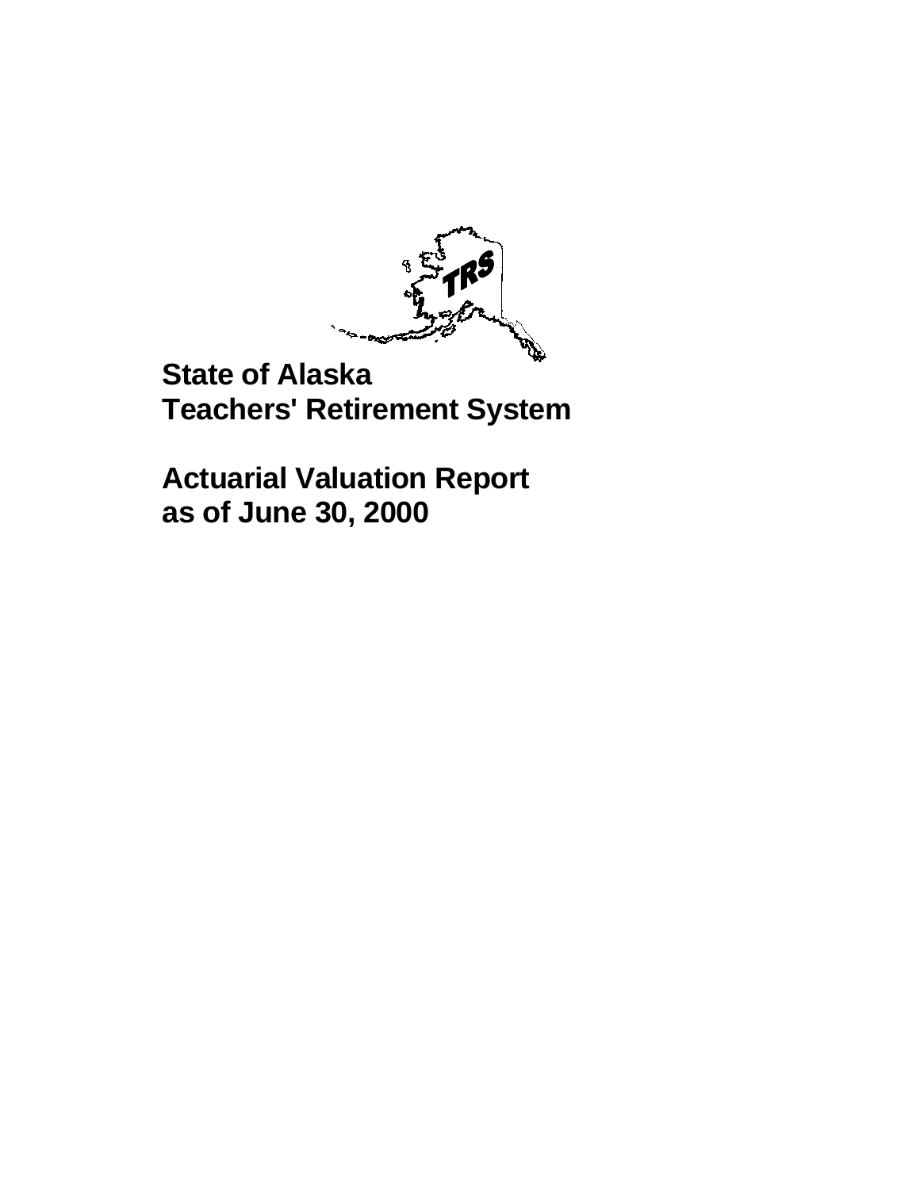# State of Alaska
# Teachers' Retirement System

# Actuarial Valuation Report
# as of June 30, 2000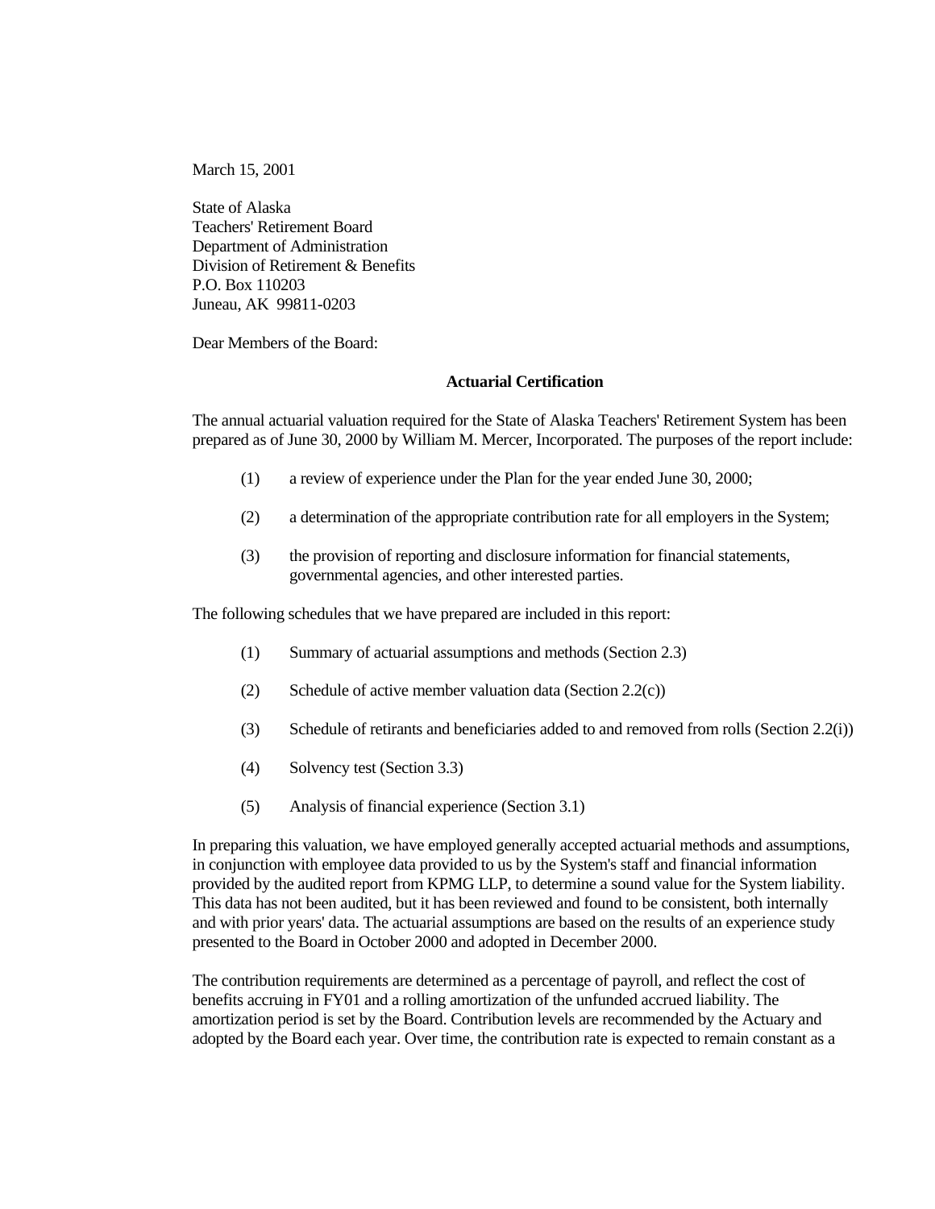March 15, 2001

State of Alaska
Teachers' Retirement Board
Department of Administration
Division of Retirement & Benefits
P.O. Box 110203
Juneau, AK 99811-0203

Dear Members of the Board:

**Actuarial Certification**

The annual actuarial valuation required for the State of Alaska Teachers' Retirement System has been prepared as of June 30, 2000 by William M. Mercer, Incorporated. The purposes of the report include:

(1) a review of experience under the Plan for the year ended June 30, 2000;

(2) a determination of the appropriate contribution rate for all employers in the System;

(3) the provision of reporting and disclosure information for financial statements, governmental agencies, and other interested parties.

The following schedules that we have prepared are included in this report:

(1) Summary of actuarial assumptions and methods (Section 2.3)

(2) Schedule of active member valuation data (Section 2.2(c))

(3) Schedule of retirants and beneficiaries added to and removed from rolls (Section 2.2(i))

(4) Solvency test (Section 3.3)

(5) Analysis of financial experience (Section 3.1)

In preparing this valuation, we have employed generally accepted actuarial methods and assumptions, in conjunction with employee data provided to us by the System's staff and financial information provided by the audited report from KPMG LLP, to determine a sound value for the System liability. This data has not been audited, but it has been reviewed and found to be consistent, both internally and with prior years' data. The actuarial assumptions are based on the results of an experience study presented to the Board in October 2000 and adopted in December 2000.

The contribution requirements are determined as a percentage of payroll, and reflect the cost of benefits accruing in FY01 and a rolling amortization of the unfunded accrued liability. The amortization period is set by the Board. Contribution levels are recommended by the Actuary and adopted by the Board each year. Over time, the contribution rate is expected to remain constant as a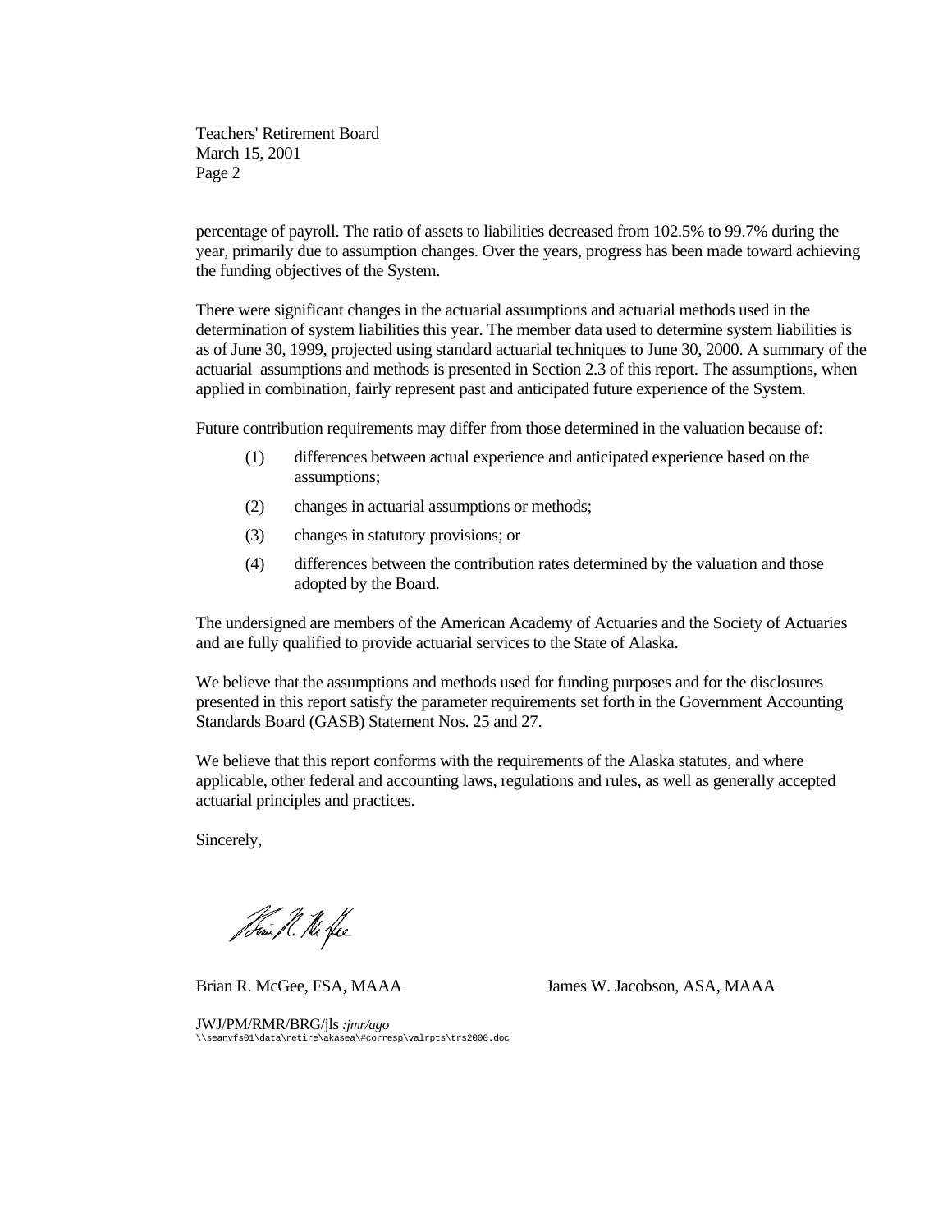percentage of payroll. The ratio of assets to liabilities decreased from 102.5% to 99.7% during the year, primarily due to assumption changes. Over the years, progress has been made toward achieving the funding objectives of the System.

There were significant changes in the actuarial assumptions and actuarial methods used in the determination of system liabilities this year. The member data used to determine system liabilities is as of June 30, 1999, projected using standard actuarial techniques to June 30, 2000. A summary of the actuarial assumptions and methods is presented in Section 2.3 of this report. The assumptions, when applied in combination, fairly represent past and anticipated future experience of the System.

Future contribution requirements may differ from those determined in the valuation because of:

(1) differences between actual experience and anticipated experience based on the assumptions;

(2) changes in actuarial assumptions or methods;

(3) changes in statutory provisions; or

(4) differences between the contribution rates determined by the valuation and those adopted by the Board.

The undersigned are members of the American Academy of Actuaries and the Society of Actuaries and are fully qualified to provide actuarial services to the State of Alaska.

We believe that the assumptions and methods used for funding purposes and for the disclosures presented in this report satisfy the parameter requirements set forth in the Government Accounting Standards Board (GASB) Statement Nos. 25 and 27.

We believe that this report conforms with the requirements of the Alaska statutes, and where applicable, other federal and accounting laws, regulations and rules, as well as generally accepted actuarial principles and practices.

Sincerely,

Brian R. McGee, FSA, MAAA

James W. Jacobson, ASA, MAAA

JWJ/PM/RMR/BRG/jls *:jmr/ago*
\\seanvfs01\data\retire\akasea\#corresp\valrpts\trs2000.doc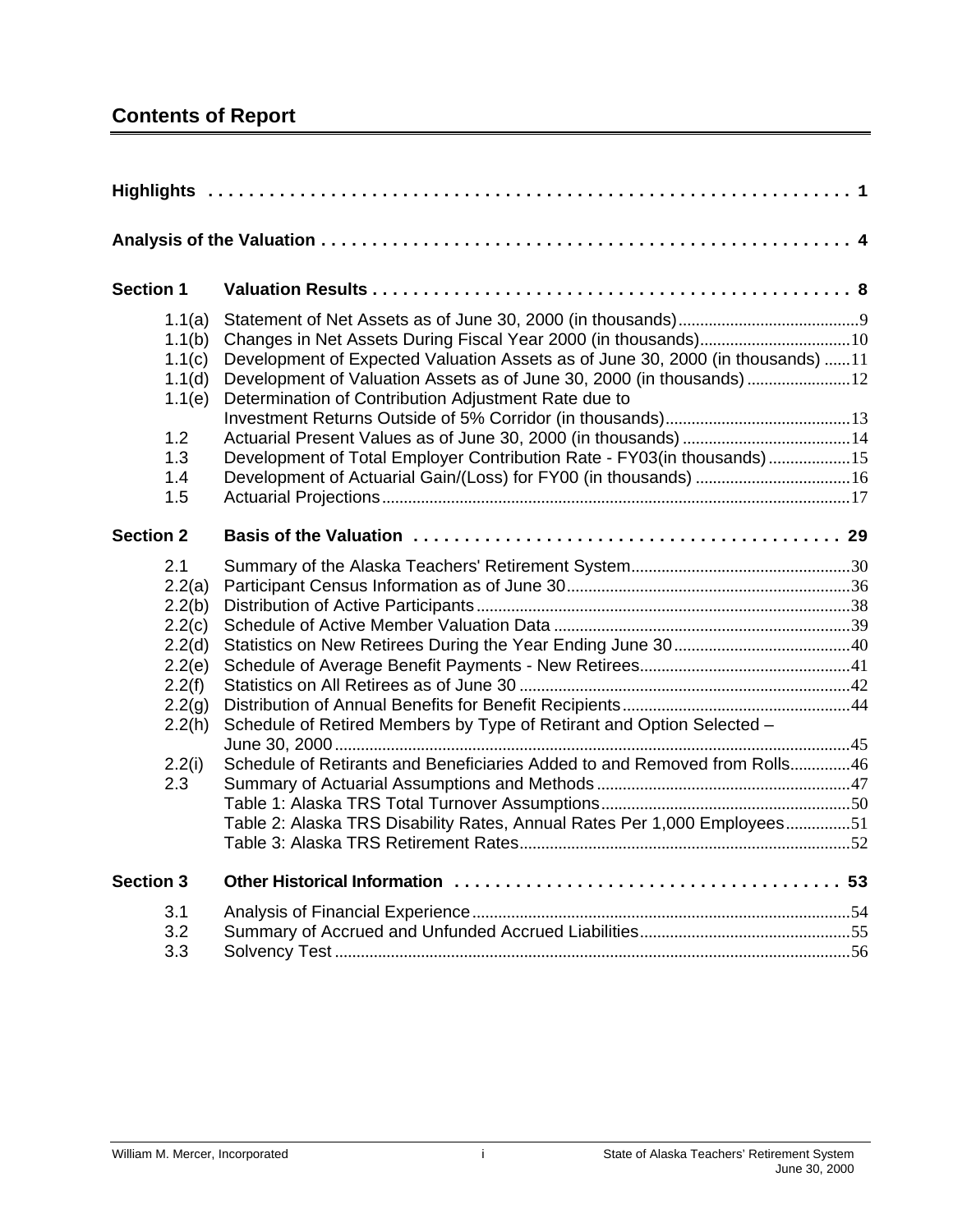## Contents of Report

| | | |
|---|---|---|
| **Highlights** | | **1** |
| **Analysis of the Valuation** | | **4** |
| **Section 1** | **Valuation Results** | **8** |
| 1.1(a) | Statement of Net Assets as of June 30, 2000 (in thousands) | 9 |
| 1.1(b) | Changes in Net Assets During Fiscal Year 2000 (in thousands) | 10 |
| 1.1(c) | Development of Expected Valuation Assets as of June 30, 2000 (in thousands) | 11 |
| 1.1(d) | Development of Valuation Assets as of June 30, 2000 (in thousands) | 12 |
| 1.1(e) | Determination of Contribution Adjustment Rate due to Investment Returns Outside of 5% Corridor (in thousands) | 13 |
| 1.2 | Actuarial Present Values as of June 30, 2000 (in thousands) | 14 |
| 1.3 | Development of Total Employer Contribution Rate - FY03(in thousands) | 15 |
| 1.4 | Development of Actuarial Gain/(Loss) for FY00 (in thousands) | 16 |
| 1.5 | Actuarial Projections | 17 |
| **Section 2** | **Basis of the Valuation** | **29** |
| 2.1 | Summary of the Alaska Teachers' Retirement System | 30 |
| 2.2(a) | Participant Census Information as of June 30 | 36 |
| 2.2(b) | Distribution of Active Participants | 38 |
| 2.2(c) | Schedule of Active Member Valuation Data | 39 |
| 2.2(d) | Statistics on New Retirees During the Year Ending June 30 | 40 |
| 2.2(e) | Schedule of Average Benefit Payments - New Retirees | 41 |
| 2.2(f) | Statistics on All Retirees as of June 30 | 42 |
| 2.2(g) | Distribution of Annual Benefits for Benefit Recipients | 44 |
| 2.2(h) | Schedule of Retired Members by Type of Retirant and Option Selected – June 30, 2000 | 45 |
| 2.2(i) | Schedule of Retirants and Beneficiaries Added to and Removed from Rolls | 46 |
| 2.3 | Summary of Actuarial Assumptions and Methods | 47 |
| | Table 1: Alaska TRS Total Turnover Assumptions | 50 |
| | Table 2: Alaska TRS Disability Rates, Annual Rates Per 1,000 Employees | 51 |
| | Table 3: Alaska TRS Retirement Rates | 52 |
| **Section 3** | **Other Historical Information** | **53** |
| 3.1 | Analysis of Financial Experience | 54 |
| 3.2 | Summary of Accrued and Unfunded Accrued Liabilities | 55 |
| 3.3 | Solvency Test | 56 |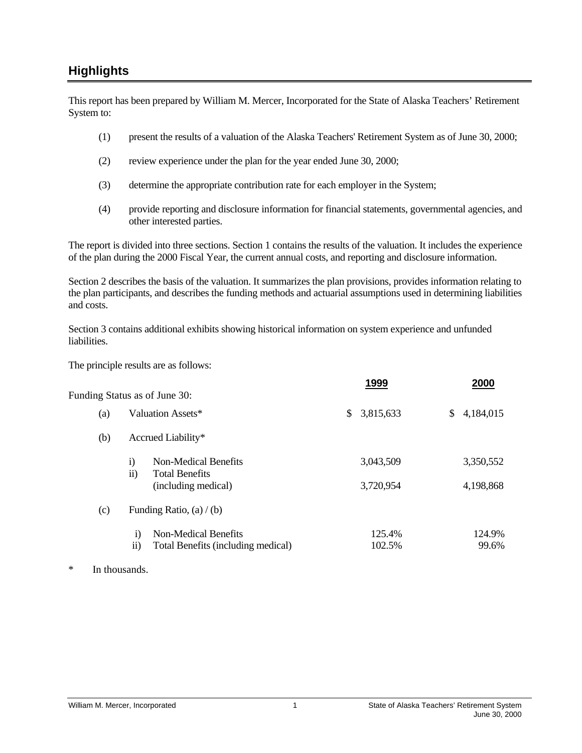## Highlights

This report has been prepared by William M. Mercer, Incorporated for the State of Alaska Teachers' Retirement System to:

(1) present the results of a valuation of the Alaska Teachers' Retirement System as of June 30, 2000;

(2) review experience under the plan for the year ended June 30, 2000;

(3) determine the appropriate contribution rate for each employer in the System;

(4) provide reporting and disclosure information for financial statements, governmental agencies, and other interested parties.

The report is divided into three sections. Section 1 contains the results of the valuation. It includes the experience of the plan during the 2000 Fiscal Year, the current annual costs, and reporting and disclosure information.

Section 2 describes the basis of the valuation. It summarizes the plan provisions, provides information relating to the plan participants, and describes the funding methods and actuarial assumptions used in determining liabilities and costs.

Section 3 contains additional exhibits showing historical information on system experience and unfunded liabilities.

The principle results are as follows:

| | | | 1999 | 2000 |
|---|---|---|---|---|
| Funding Status as of June 30: | | | | |
| (a) | Valuation Assets* | | $ 3,815,633 | $ 4,184,015 |
| (b) | Accrued Liability* | | | |
| | i) | Non-Medical Benefits | 3,043,509 | 3,350,552 |
| | ii) | Total Benefits (including medical) | 3,720,954 | 4,198,868 |
| (c) | Funding Ratio, (a) / (b) | | | |
| | i) | Non-Medical Benefits | 125.4% | 124.9% |
| | ii) | Total Benefits (including medical) | 102.5% | 99.6% |

\* In thousands.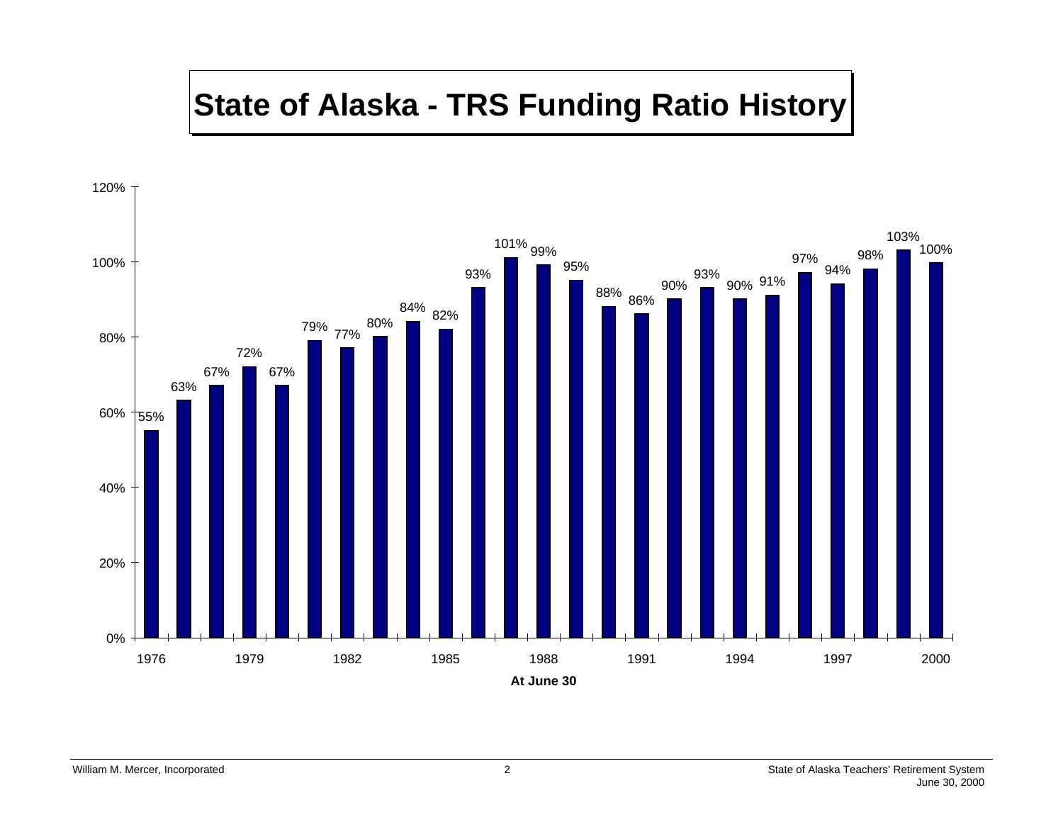# State of Alaska - TRS Funding Ratio History

| At June 30 | Funding Ratio |
|---|---|
| 1976 | 55% |
| 1977 | 63% |
| 1978 | 67% |
| 1979 | 72% |
| 1980 | 67% |
| 1981 | 79% |
| 1982 | 77% |
| 1983 | 80% |
| 1984 | 84% |
| 1985 | 82% |
| 1986 | 93% |
| 1987 | 101% |
| 1988 | 99% |
| 1989 | 95% |
| 1990 | 88% |
| 1991 | 86% |
| 1992 | 90% |
| 1993 | 93% |
| 1994 | 90% |
| 1995 | 91% |
| 1996 | 97% |
| 1997 | 94% |
| 1998 | 98% |
| 1999 | 103% |
| 2000 | 100% |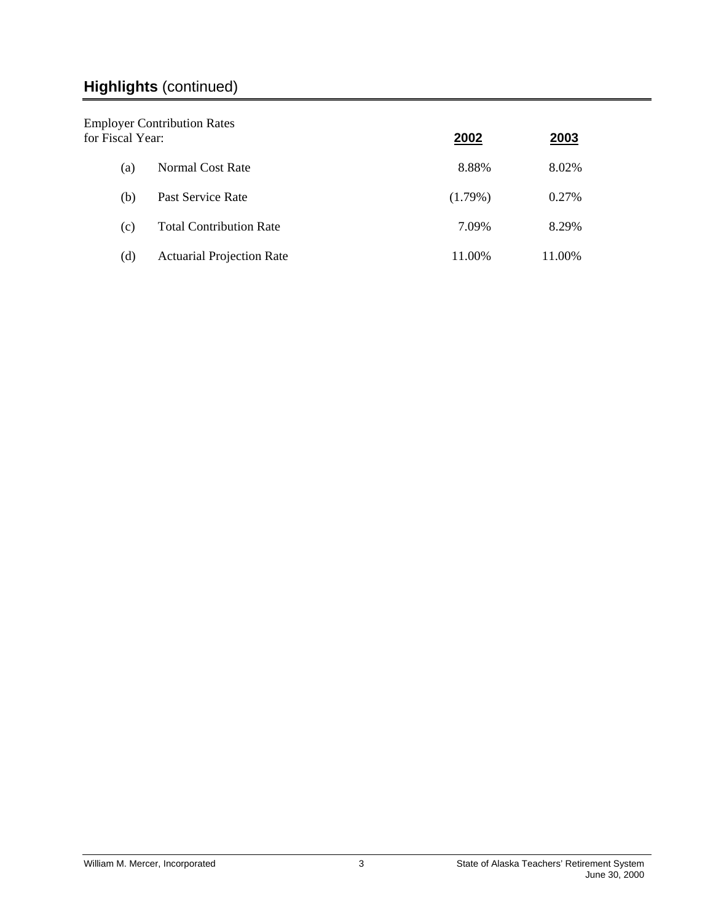## **Highlights** (continued)

| Employer Contribution Rates for Fiscal Year: | | 2002 | 2003 |
|---|---|---|---|
| (a) | Normal Cost Rate | 8.88% | 8.02% |
| (b) | Past Service Rate | (1.79%) | 0.27% |
| (c) | Total Contribution Rate | 7.09% | 8.29% |
| (d) | Actuarial Projection Rate | 11.00% | 11.00% |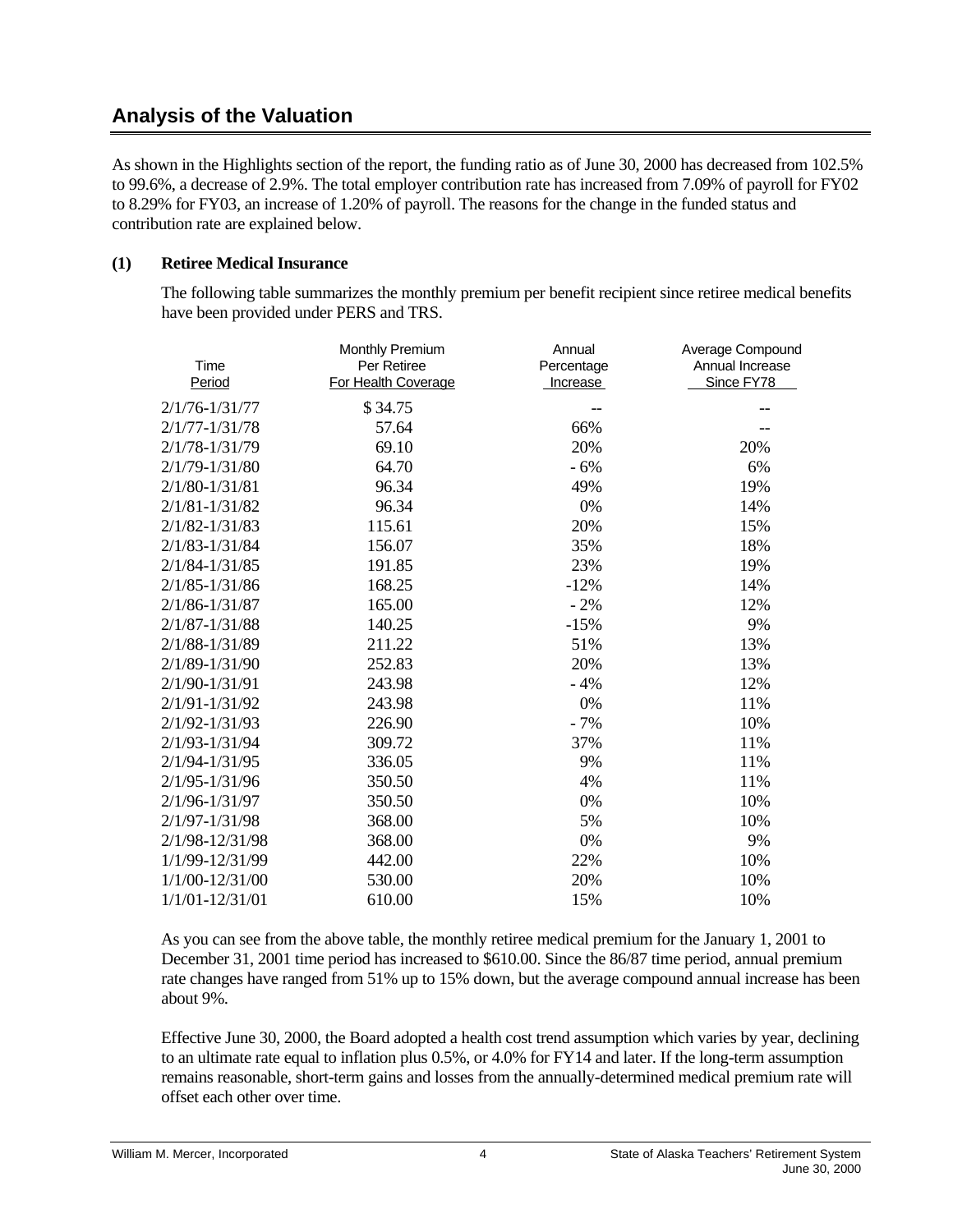## Analysis of the Valuation

As shown in the Highlights section of the report, the funding ratio as of June 30, 2000 has decreased from 102.5% to 99.6%, a decrease of 2.9%. The total employer contribution rate has increased from 7.09% of payroll for FY02 to 8.29% for FY03, an increase of 1.20% of payroll. The reasons for the change in the funded status and contribution rate are explained below.

**(1) Retiree Medical Insurance**

The following table summarizes the monthly premium per benefit recipient since retiree medical benefits have been provided under PERS and TRS.

| Time Period | Monthly Premium Per Retiree For Health Coverage | Annual Percentage Increase | Average Compound Annual Increase Since FY78 |
|---|---|---|---|
| 2/1/76-1/31/77 | $ 34.75 | -- | -- |
| 2/1/77-1/31/78 | 57.64 | 66% | -- |
| 2/1/78-1/31/79 | 69.10 | 20% | 20% |
| 2/1/79-1/31/80 | 64.70 | - 6% | 6% |
| 2/1/80-1/31/81 | 96.34 | 49% | 19% |
| 2/1/81-1/31/82 | 96.34 | 0% | 14% |
| 2/1/82-1/31/83 | 115.61 | 20% | 15% |
| 2/1/83-1/31/84 | 156.07 | 35% | 18% |
| 2/1/84-1/31/85 | 191.85 | 23% | 19% |
| 2/1/85-1/31/86 | 168.25 | -12% | 14% |
| 2/1/86-1/31/87 | 165.00 | - 2% | 12% |
| 2/1/87-1/31/88 | 140.25 | -15% | 9% |
| 2/1/88-1/31/89 | 211.22 | 51% | 13% |
| 2/1/89-1/31/90 | 252.83 | 20% | 13% |
| 2/1/90-1/31/91 | 243.98 | - 4% | 12% |
| 2/1/91-1/31/92 | 243.98 | 0% | 11% |
| 2/1/92-1/31/93 | 226.90 | - 7% | 10% |
| 2/1/93-1/31/94 | 309.72 | 37% | 11% |
| 2/1/94-1/31/95 | 336.05 | 9% | 11% |
| 2/1/95-1/31/96 | 350.50 | 4% | 11% |
| 2/1/96-1/31/97 | 350.50 | 0% | 10% |
| 2/1/97-1/31/98 | 368.00 | 5% | 10% |
| 2/1/98-12/31/98 | 368.00 | 0% | 9% |
| 1/1/99-12/31/99 | 442.00 | 22% | 10% |
| 1/1/00-12/31/00 | 530.00 | 20% | 10% |
| 1/1/01-12/31/01 | 610.00 | 15% | 10% |

As you can see from the above table, the monthly retiree medical premium for the January 1, 2001 to December 31, 2001 time period has increased to $610.00. Since the 86/87 time period, annual premium rate changes have ranged from 51% up to 15% down, but the average compound annual increase has been about 9%.

Effective June 30, 2000, the Board adopted a health cost trend assumption which varies by year, declining to an ultimate rate equal to inflation plus 0.5%, or 4.0% for FY14 and later. If the long-term assumption remains reasonable, short-term gains and losses from the annually-determined medical premium rate will offset each other over time.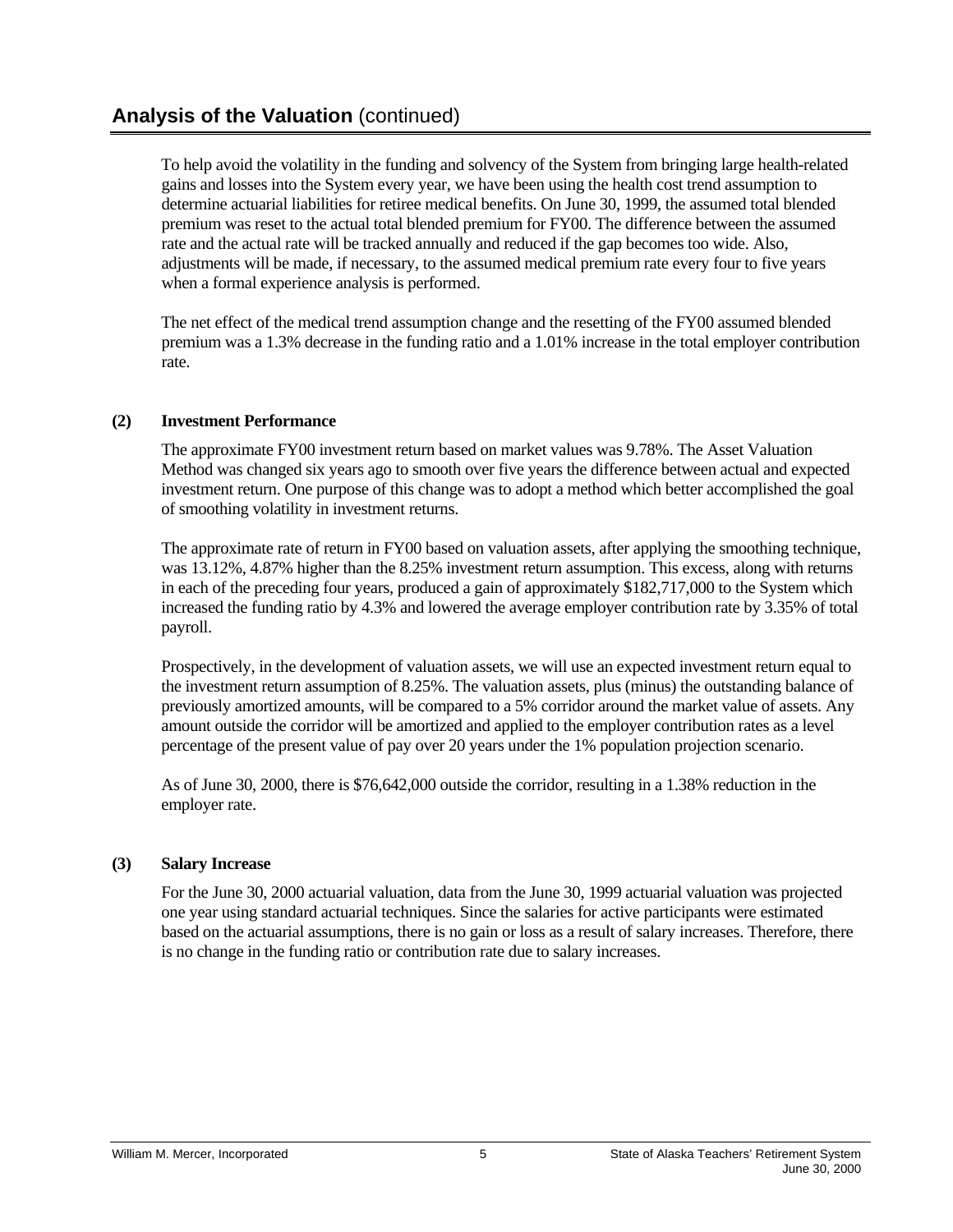## Analysis of the Valuation (continued)

To help avoid the volatility in the funding and solvency of the System from bringing large health-related gains and losses into the System every year, we have been using the health cost trend assumption to determine actuarial liabilities for retiree medical benefits. On June 30, 1999, the assumed total blended premium was reset to the actual total blended premium for FY00. The difference between the assumed rate and the actual rate will be tracked annually and reduced if the gap becomes too wide. Also, adjustments will be made, if necessary, to the assumed medical premium rate every four to five years when a formal experience analysis is performed.

The net effect of the medical trend assumption change and the resetting of the FY00 assumed blended premium was a 1.3% decrease in the funding ratio and a 1.01% increase in the total employer contribution rate.

**(2) Investment Performance**

The approximate FY00 investment return based on market values was 9.78%. The Asset Valuation Method was changed six years ago to smooth over five years the difference between actual and expected investment return. One purpose of this change was to adopt a method which better accomplished the goal of smoothing volatility in investment returns.

The approximate rate of return in FY00 based on valuation assets, after applying the smoothing technique, was 13.12%, 4.87% higher than the 8.25% investment return assumption. This excess, along with returns in each of the preceding four years, produced a gain of approximately $182,717,000 to the System which increased the funding ratio by 4.3% and lowered the average employer contribution rate by 3.35% of total payroll.

Prospectively, in the development of valuation assets, we will use an expected investment return equal to the investment return assumption of 8.25%. The valuation assets, plus (minus) the outstanding balance of previously amortized amounts, will be compared to a 5% corridor around the market value of assets. Any amount outside the corridor will be amortized and applied to the employer contribution rates as a level percentage of the present value of pay over 20 years under the 1% population projection scenario.

As of June 30, 2000, there is $76,642,000 outside the corridor, resulting in a 1.38% reduction in the employer rate.

**(3) Salary Increase**

For the June 30, 2000 actuarial valuation, data from the June 30, 1999 actuarial valuation was projected one year using standard actuarial techniques. Since the salaries for active participants were estimated based on the actuarial assumptions, there is no gain or loss as a result of salary increases. Therefore, there is no change in the funding ratio or contribution rate due to salary increases.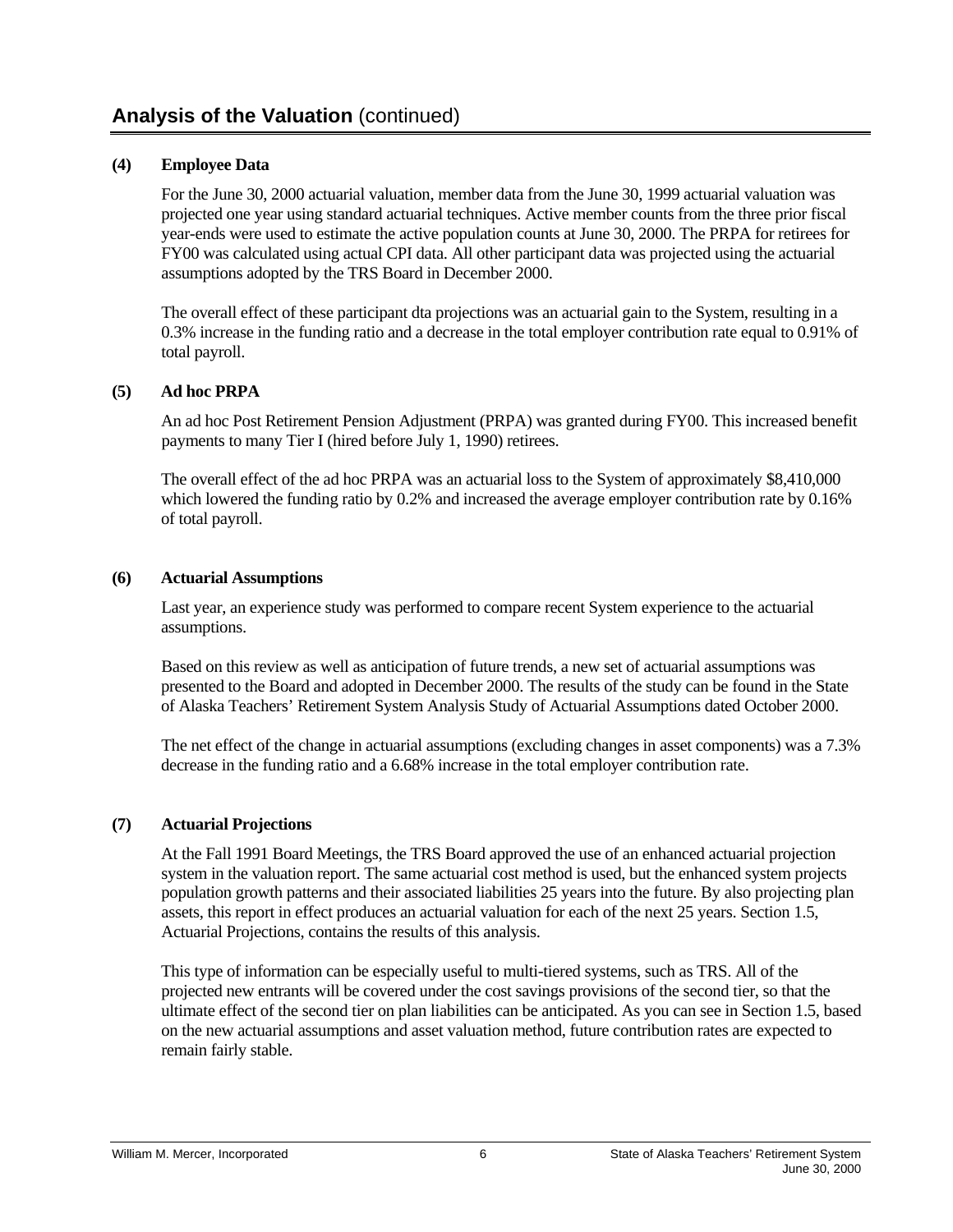## Analysis of the Valuation (continued)

**(4) Employee Data**

For the June 30, 2000 actuarial valuation, member data from the June 30, 1999 actuarial valuation was projected one year using standard actuarial techniques. Active member counts from the three prior fiscal year-ends were used to estimate the active population counts at June 30, 2000. The PRPA for retirees for FY00 was calculated using actual CPI data. All other participant data was projected using the actuarial assumptions adopted by the TRS Board in December 2000.

The overall effect of these participant dta projections was an actuarial gain to the System, resulting in a 0.3% increase in the funding ratio and a decrease in the total employer contribution rate equal to 0.91% of total payroll.

**(5) Ad hoc PRPA**

An ad hoc Post Retirement Pension Adjustment (PRPA) was granted during FY00. This increased benefit payments to many Tier I (hired before July 1, 1990) retirees.

The overall effect of the ad hoc PRPA was an actuarial loss to the System of approximately $8,410,000 which lowered the funding ratio by 0.2% and increased the average employer contribution rate by 0.16% of total payroll.

**(6) Actuarial Assumptions**

Last year, an experience study was performed to compare recent System experience to the actuarial assumptions.

Based on this review as well as anticipation of future trends, a new set of actuarial assumptions was presented to the Board and adopted in December 2000. The results of the study can be found in the State of Alaska Teachers' Retirement System Analysis Study of Actuarial Assumptions dated October 2000.

The net effect of the change in actuarial assumptions (excluding changes in asset components) was a 7.3% decrease in the funding ratio and a 6.68% increase in the total employer contribution rate.

**(7) Actuarial Projections**

At the Fall 1991 Board Meetings, the TRS Board approved the use of an enhanced actuarial projection system in the valuation report. The same actuarial cost method is used, but the enhanced system projects population growth patterns and their associated liabilities 25 years into the future. By also projecting plan assets, this report in effect produces an actuarial valuation for each of the next 25 years. Section 1.5, Actuarial Projections, contains the results of this analysis.

This type of information can be especially useful to multi-tiered systems, such as TRS. All of the projected new entrants will be covered under the cost savings provisions of the second tier, so that the ultimate effect of the second tier on plan liabilities can be anticipated. As you can see in Section 1.5, based on the new actuarial assumptions and asset valuation method, future contribution rates are expected to remain fairly stable.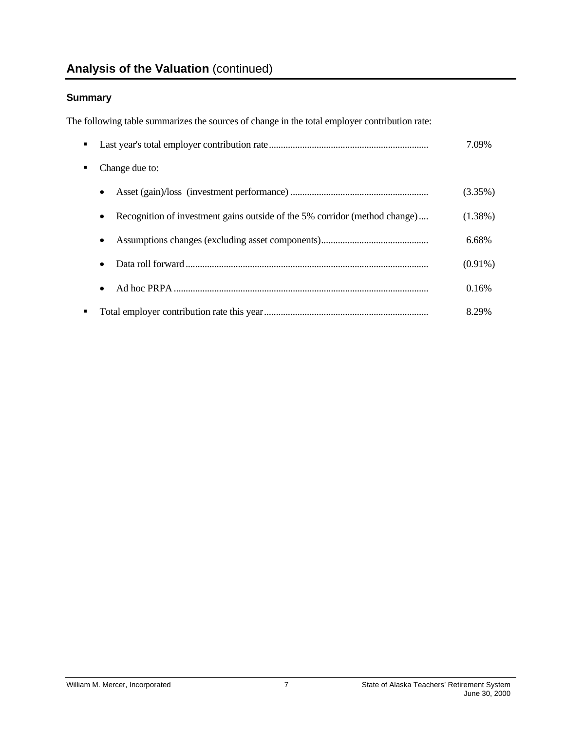## Analysis of the Valuation (continued)

### Summary

The following table summarizes the sources of change in the total employer contribution rate:

| Item | Rate |
|---|---|
| Last year's total employer contribution rate | 7.09% |
| Change due to: | |
| • Asset (gain)/loss (investment performance) | (3.35%) |
| • Recognition of investment gains outside of the 5% corridor (method change) | (1.38%) |
| • Assumptions changes (excluding asset components) | 6.68% |
| • Data roll forward | (0.91%) |
| • Ad hoc PRPA | 0.16% |
| Total employer contribution rate this year | 8.29% |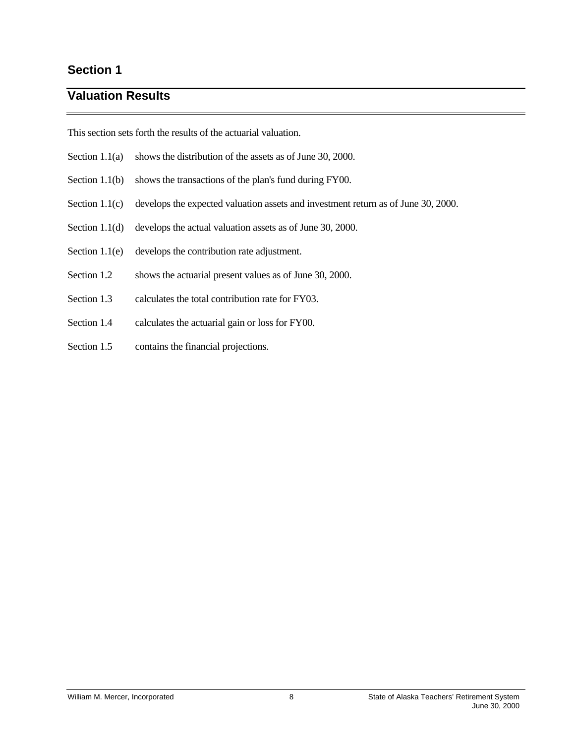# Section 1

## Valuation Results

This section sets forth the results of the actuarial valuation.

| | |
|---|---|
| Section 1.1(a) | shows the distribution of the assets as of June 30, 2000. |
| Section 1.1(b) | shows the transactions of the plan's fund during FY00. |
| Section 1.1(c) | develops the expected valuation assets and investment return as of June 30, 2000. |
| Section 1.1(d) | develops the actual valuation assets as of June 30, 2000. |
| Section 1.1(e) | develops the contribution rate adjustment. |
| Section 1.2 | shows the actuarial present values as of June 30, 2000. |
| Section 1.3 | calculates the total contribution rate for FY03. |
| Section 1.4 | calculates the actuarial gain or loss for FY00. |
| Section 1.5 | contains the financial projections. |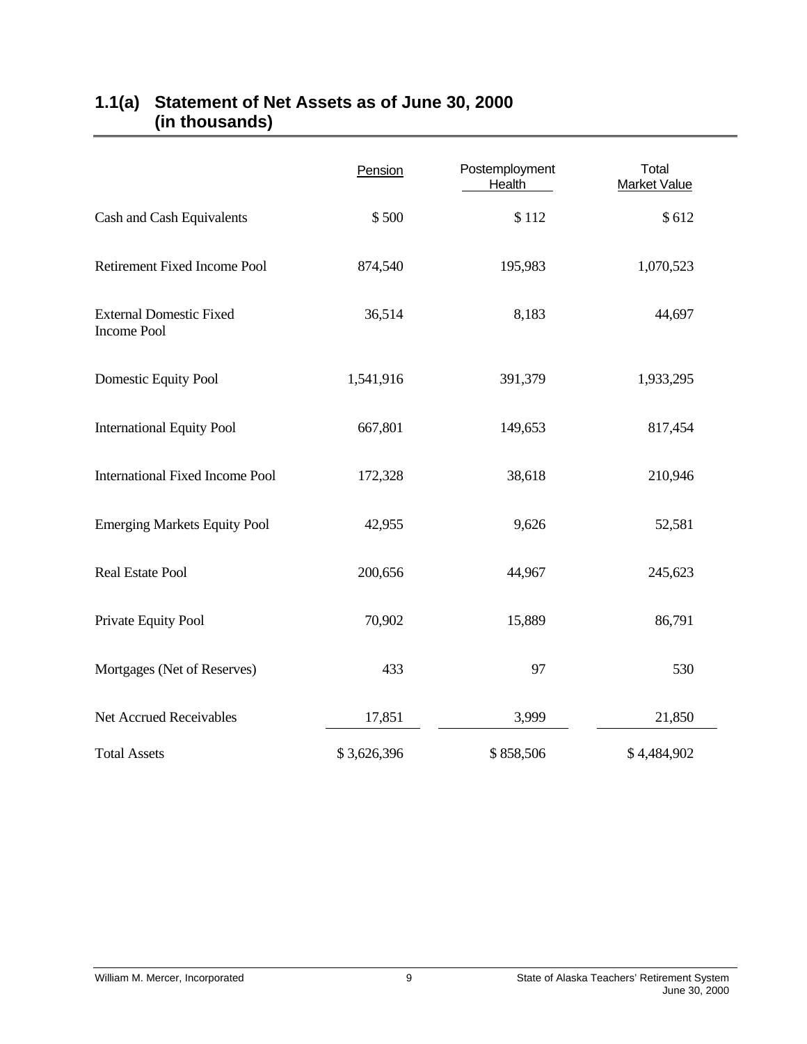## 1.1(a) Statement of Net Assets as of June 30, 2000 (in thousands)

| | Pension | Postemployment Health | Total Market Value |
|---|---|---|---|
| Cash and Cash Equivalents | $ 500 | $ 112 | $ 612 |
| Retirement Fixed Income Pool | 874,540 | 195,983 | 1,070,523 |
| External Domestic Fixed Income Pool | 36,514 | 8,183 | 44,697 |
| Domestic Equity Pool | 1,541,916 | 391,379 | 1,933,295 |
| International Equity Pool | 667,801 | 149,653 | 817,454 |
| International Fixed Income Pool | 172,328 | 38,618 | 210,946 |
| Emerging Markets Equity Pool | 42,955 | 9,626 | 52,581 |
| Real Estate Pool | 200,656 | 44,967 | 245,623 |
| Private Equity Pool | 70,902 | 15,889 | 86,791 |
| Mortgages (Net of Reserves) | 433 | 97 | 530 |
| Net Accrued Receivables | 17,851 | 3,999 | 21,850 |
| Total Assets | $ 3,626,396 | $ 858,506 | $ 4,484,902 |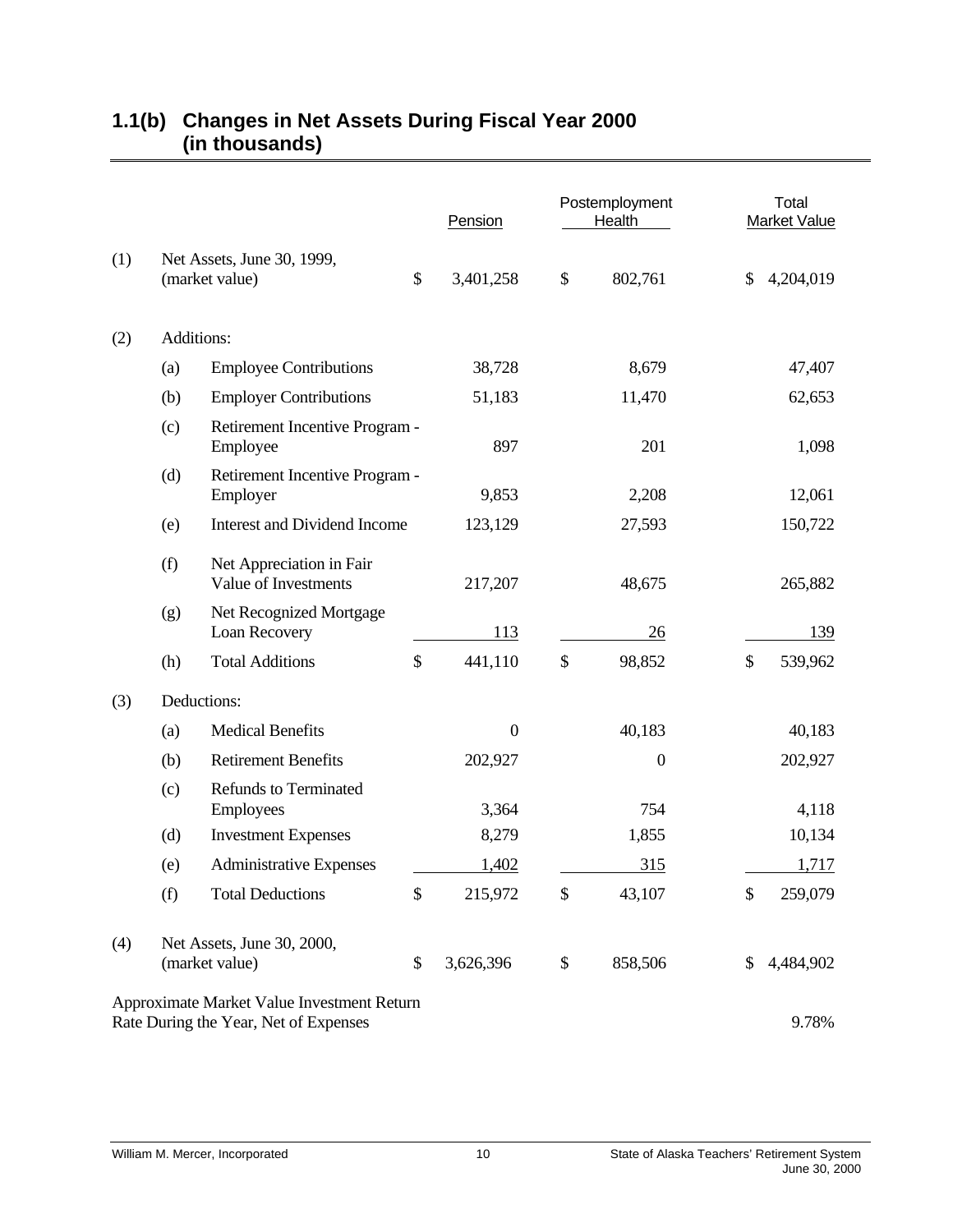## 1.1(b) Changes in Net Assets During Fiscal Year 2000 (in thousands)

| | | | Pension | Postemployment Health | Total Market Value |
|---|---|---|---|---|---|
| (1) | Net Assets, June 30, 1999, (market value) | | $ 3,401,258 | $ 802,761 | $ 4,204,019 |
| (2) | Additions: | | | | |
| | (a) | Employee Contributions | 38,728 | 8,679 | 47,407 |
| | (b) | Employer Contributions | 51,183 | 11,470 | 62,653 |
| | (c) | Retirement Incentive Program - Employee | 897 | 201 | 1,098 |
| | (d) | Retirement Incentive Program - Employer | 9,853 | 2,208 | 12,061 |
| | (e) | Interest and Dividend Income | 123,129 | 27,593 | 150,722 |
| | (f) | Net Appreciation in Fair Value of Investments | 217,207 | 48,675 | 265,882 |
| | (g) | Net Recognized Mortgage Loan Recovery | 113 | 26 | 139 |
| | (h) | Total Additions | $ 441,110 | $ 98,852 | $ 539,962 |
| (3) | Deductions: | | | | |
| | (a) | Medical Benefits | 0 | 40,183 | 40,183 |
| | (b) | Retirement Benefits | 202,927 | 0 | 202,927 |
| | (c) | Refunds to Terminated Employees | 3,364 | 754 | 4,118 |
| | (d) | Investment Expenses | 8,279 | 1,855 | 10,134 |
| | (e) | Administrative Expenses | 1,402 | 315 | 1,717 |
| | (f) | Total Deductions | $ 215,972 | $ 43,107 | $ 259,079 |
| (4) | Net Assets, June 30, 2000, (market value) | | $ 3,626,396 | $ 858,506 | $ 4,484,902 |
| | Approximate Market Value Investment Return Rate During the Year, Net of Expenses | | | | 9.78% |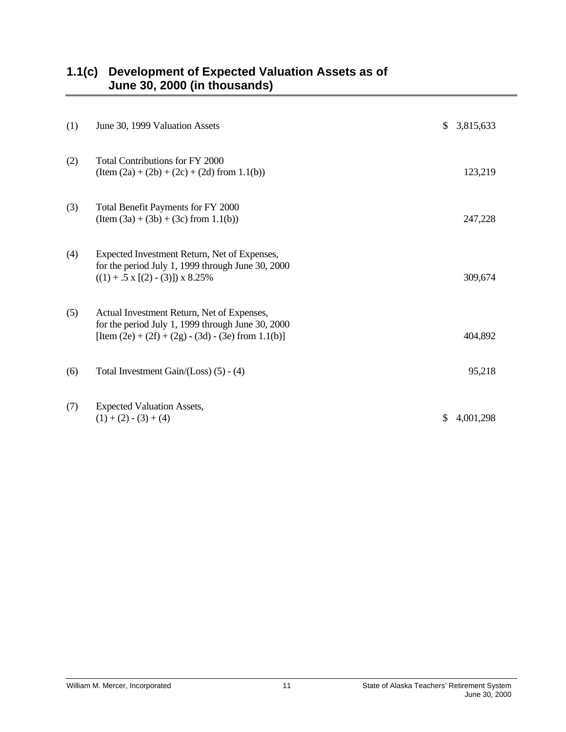## 1.1(c) Development of Expected Valuation Assets as of June 30, 2000 (in thousands)

| | | |
|---|---|---|
| (1) | June 30, 1999 Valuation Assets | $ 3,815,633 |
| (2) | Total Contributions for FY 2000 (Item (2a) + (2b) + (2c) + (2d) from 1.1(b)) | 123,219 |
| (3) | Total Benefit Payments for FY 2000 (Item (3a) + (3b) + (3c) from 1.1(b)) | 247,228 |
| (4) | Expected Investment Return, Net of Expenses, for the period July 1, 1999 through June 30, 2000 ((1) + .5 x [(2) - (3)]) x 8.25% | 309,674 |
| (5) | Actual Investment Return, Net of Expenses, for the period July 1, 1999 through June 30, 2000 [Item (2e) + (2f) + (2g) - (3d) - (3e) from 1.1(b)] | 404,892 |
| (6) | Total Investment Gain/(Loss) (5) - (4) | 95,218 |
| (7) | Expected Valuation Assets, (1) + (2) - (3) + (4) | $ 4,001,298 |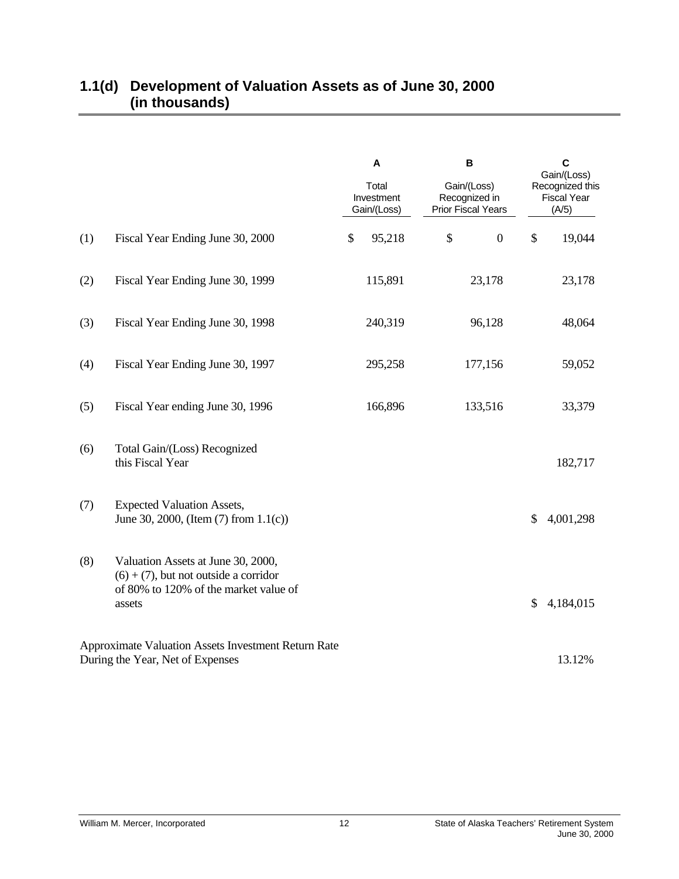## 1.1(d) Development of Valuation Assets as of June 30, 2000 (in thousands)

| | | A<br>Total Investment Gain/(Loss) | B<br>Gain/(Loss) Recognized in Prior Fiscal Years | C<br>Gain/(Loss) Recognized this Fiscal Year (A/5) |
|---|---|---|---|---|
| (1) | Fiscal Year Ending June 30, 2000 | $ 95,218 | $ 0 | $ 19,044 |
| (2) | Fiscal Year Ending June 30, 1999 | 115,891 | 23,178 | 23,178 |
| (3) | Fiscal Year Ending June 30, 1998 | 240,319 | 96,128 | 48,064 |
| (4) | Fiscal Year Ending June 30, 1997 | 295,258 | 177,156 | 59,052 |
| (5) | Fiscal Year ending June 30, 1996 | 166,896 | 133,516 | 33,379 |
| (6) | Total Gain/(Loss) Recognized this Fiscal Year | | | 182,717 |
| (7) | Expected Valuation Assets, June 30, 2000, (Item (7) from 1.1(c)) | | | $ 4,001,298 |
| (8) | Valuation Assets at June 30, 2000, (6) + (7), but not outside a corridor of 80% to 120% of the market value of assets | | | $ 4,184,015 |
| | Approximate Valuation Assets Investment Return Rate During the Year, Net of Expenses | | | 13.12% |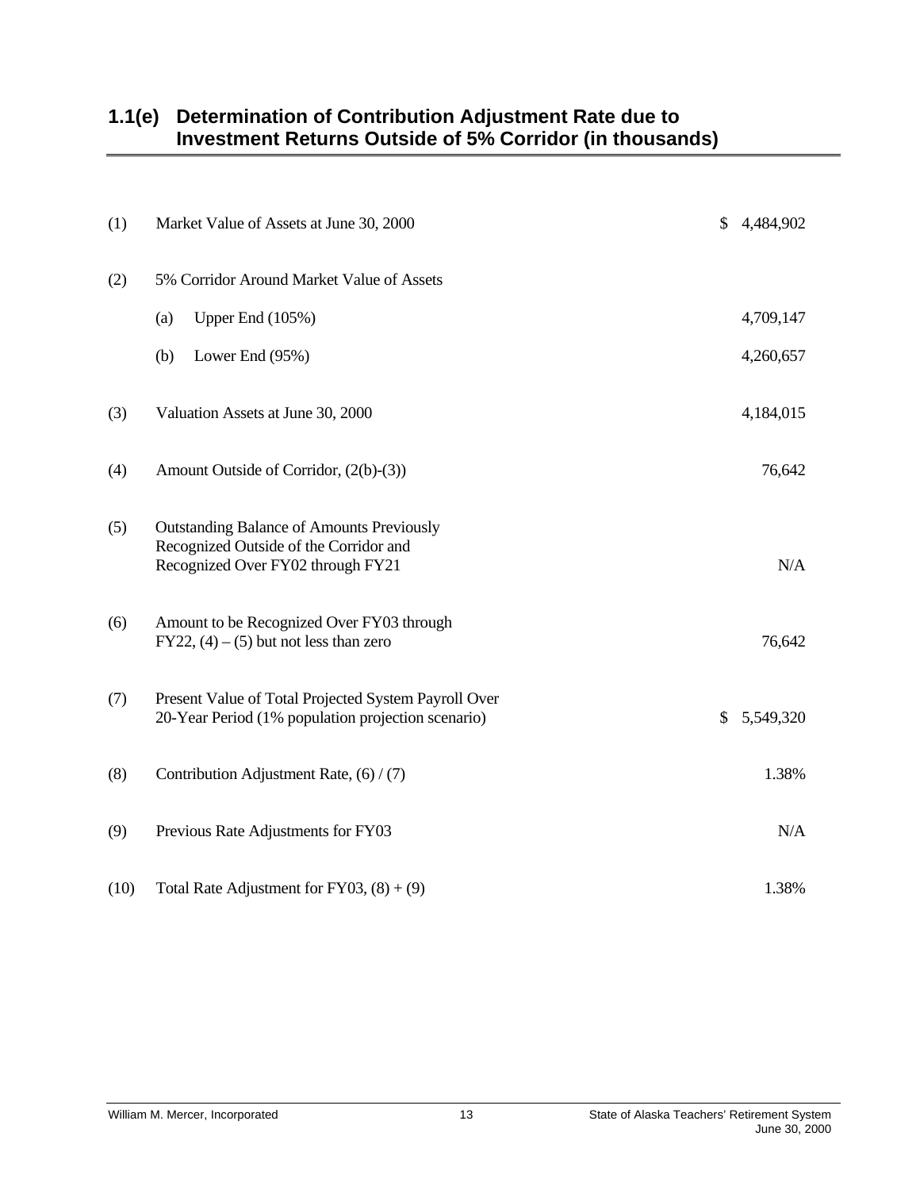## 1.1(e) Determination of Contribution Adjustment Rate due to Investment Returns Outside of 5% Corridor (in thousands)

| | | |
|---|---|---|
| (1) | Market Value of Assets at June 30, 2000 | $ 4,484,902 |
| (2) | 5% Corridor Around Market Value of Assets | |
| | (a) Upper End (105%) | 4,709,147 |
| | (b) Lower End (95%) | 4,260,657 |
| (3) | Valuation Assets at June 30, 2000 | 4,184,015 |
| (4) | Amount Outside of Corridor, (2(b)-(3)) | 76,642 |
| (5) | Outstanding Balance of Amounts Previously Recognized Outside of the Corridor and Recognized Over FY02 through FY21 | N/A |
| (6) | Amount to be Recognized Over FY03 through FY22, (4) – (5) but not less than zero | 76,642 |
| (7) | Present Value of Total Projected System Payroll Over 20-Year Period (1% population projection scenario) | $ 5,549,320 |
| (8) | Contribution Adjustment Rate, (6) / (7) | 1.38% |
| (9) | Previous Rate Adjustments for FY03 | N/A |
| (10) | Total Rate Adjustment for FY03, (8) + (9) | 1.38% |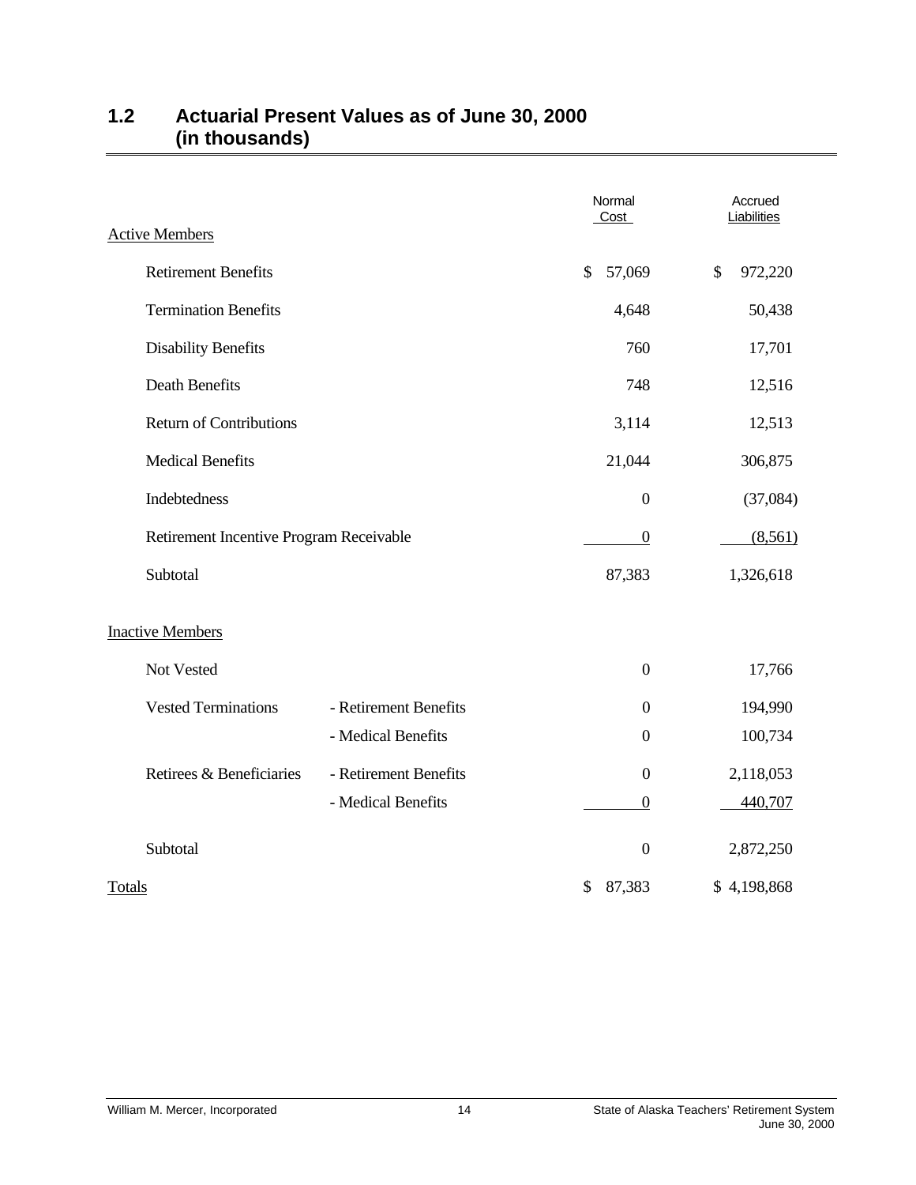## 1.2 Actuarial Present Values as of June 30, 2000 (in thousands)

| | | Normal Cost | Accrued Liabilities |
|---|---|---|---|
| Active Members | | | |
| Retirement Benefits | | $ 57,069 | $ 972,220 |
| Termination Benefits | | 4,648 | 50,438 |
| Disability Benefits | | 760 | 17,701 |
| Death Benefits | | 748 | 12,516 |
| Return of Contributions | | 3,114 | 12,513 |
| Medical Benefits | | 21,044 | 306,875 |
| Indebtedness | | 0 | (37,084) |
| Retirement Incentive Program Receivable | | 0 | (8,561) |
| Subtotal | | 87,383 | 1,326,618 |
| Inactive Members | | | |
| Not Vested | | 0 | 17,766 |
| Vested Terminations | - Retirement Benefits | 0 | 194,990 |
| | - Medical Benefits | 0 | 100,734 |
| Retirees & Beneficiaries | - Retirement Benefits | 0 | 2,118,053 |
| | - Medical Benefits | 0 | 440,707 |
| Subtotal | | 0 | 2,872,250 |
| Totals | | $ 87,383 | $ 4,198,868 |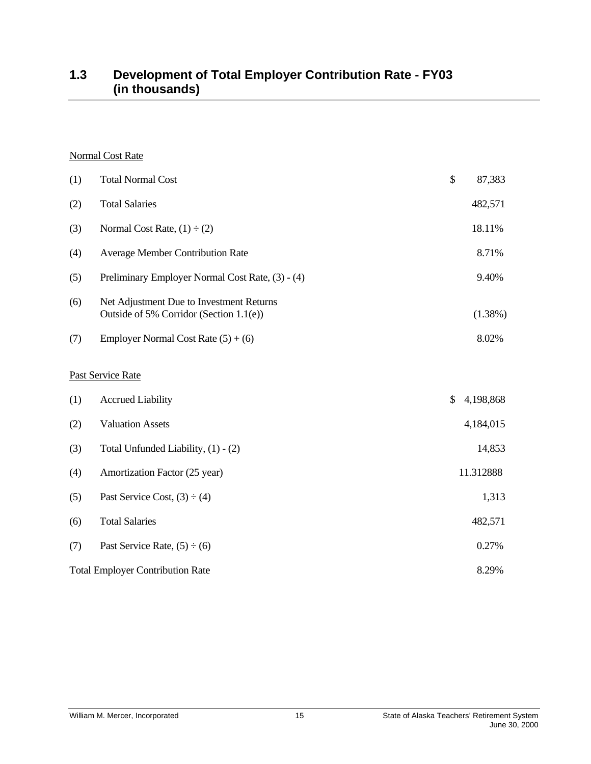## 1.3 Development of Total Employer Contribution Rate - FY03 (in thousands)

Normal Cost Rate

| | | |
|---|---|---|
| (1) | Total Normal Cost | $ 87,383 |
| (2) | Total Salaries | 482,571 |
| (3) | Normal Cost Rate, (1) ÷ (2) | 18.11% |
| (4) | Average Member Contribution Rate | 8.71% |
| (5) | Preliminary Employer Normal Cost Rate, (3) - (4) | 9.40% |
| (6) | Net Adjustment Due to Investment Returns Outside of 5% Corridor (Section 1.1(e)) | (1.38%) |
| (7) | Employer Normal Cost Rate (5) + (6) | 8.02% |

Past Service Rate

| | | |
|---|---|---|
| (1) | Accrued Liability | $ 4,198,868 |
| (2) | Valuation Assets | 4,184,015 |
| (3) | Total Unfunded Liability, (1) - (2) | 14,853 |
| (4) | Amortization Factor (25 year) | 11.312888 |
| (5) | Past Service Cost, (3) ÷ (4) | 1,313 |
| (6) | Total Salaries | 482,571 |
| (7) | Past Service Rate, (5) ÷ (6) | 0.27% |
| | Total Employer Contribution Rate | 8.29% |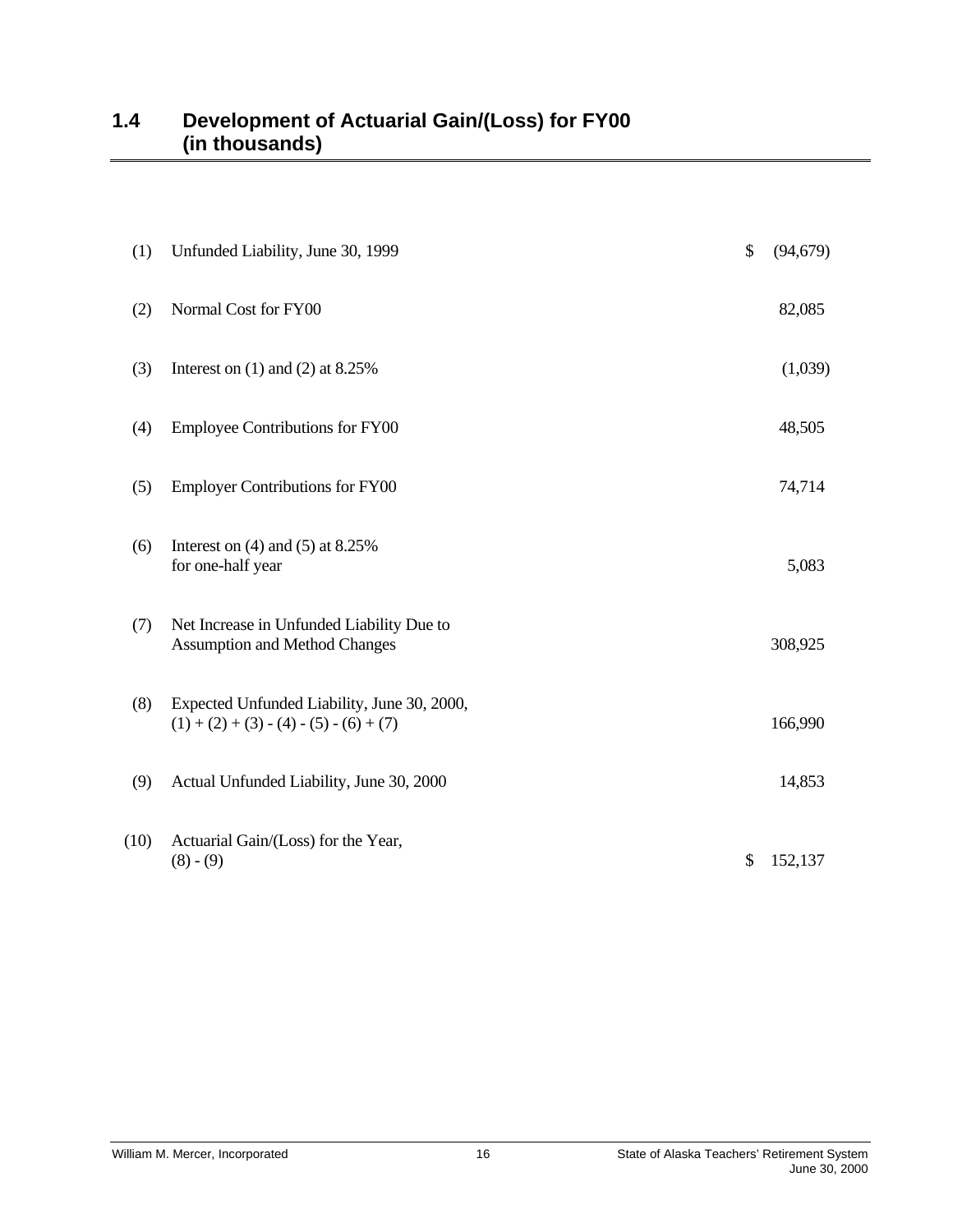## 1.4 Development of Actuarial Gain/(Loss) for FY00 (in thousands)

| | | |
|---|---|---|
| (1) | Unfunded Liability, June 30, 1999 | $ (94,679) |
| (2) | Normal Cost for FY00 | 82,085 |
| (3) | Interest on (1) and (2) at 8.25% | (1,039) |
| (4) | Employee Contributions for FY00 | 48,505 |
| (5) | Employer Contributions for FY00 | 74,714 |
| (6) | Interest on (4) and (5) at 8.25% for one-half year | 5,083 |
| (7) | Net Increase in Unfunded Liability Due to Assumption and Method Changes | 308,925 |
| (8) | Expected Unfunded Liability, June 30, 2000, (1) + (2) + (3) - (4) - (5) - (6) + (7) | 166,990 |
| (9) | Actual Unfunded Liability, June 30, 2000 | 14,853 |
| (10) | Actuarial Gain/(Loss) for the Year, (8) - (9) | $ 152,137 |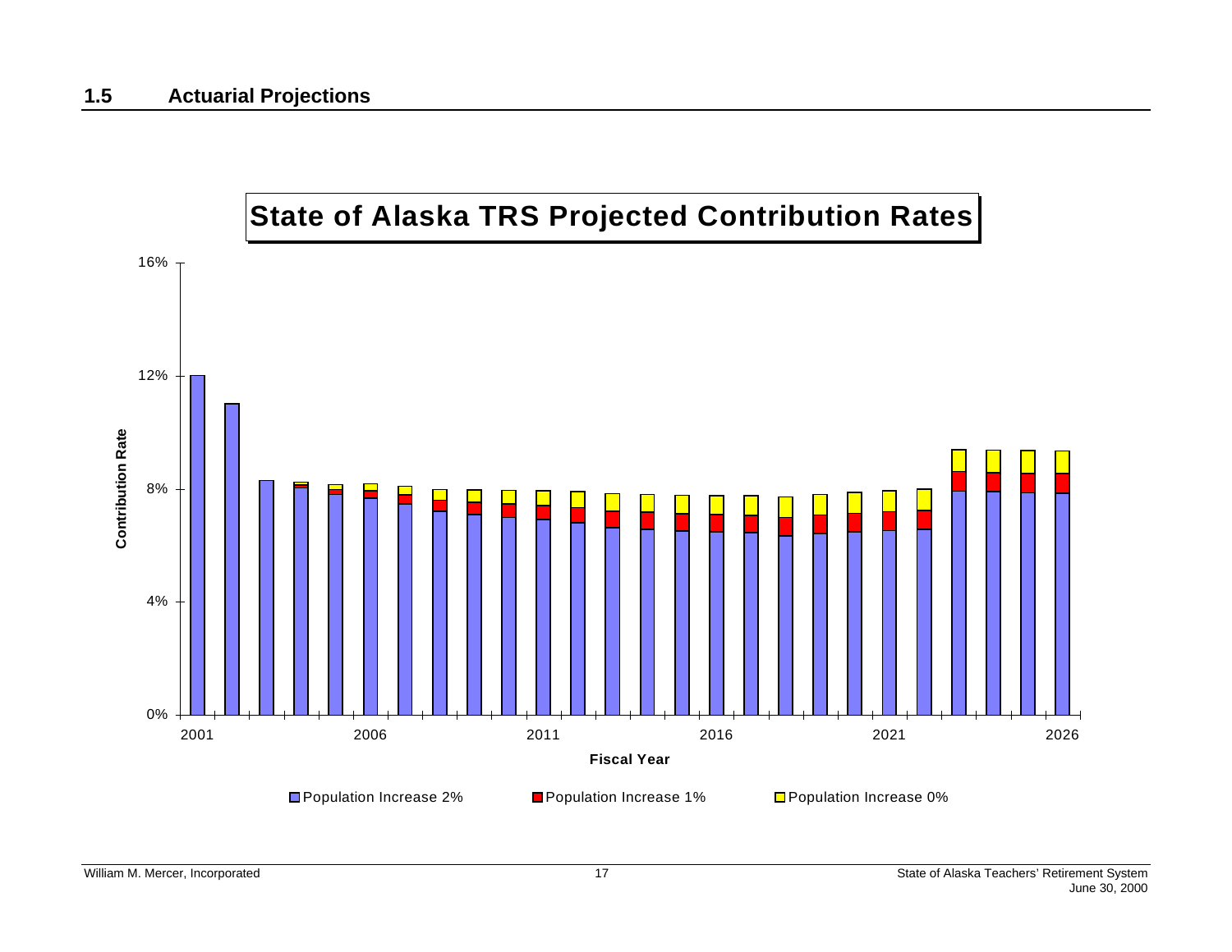## 1.5 Actuarial Projections

**State of Alaska TRS Projected Contribution Rates**

Contribution Rate

16%

12%

8%

4%

0%

2001 2006 2011 2016 2021 2026

**Fiscal Year**

Population Increase 2% Population Increase 1% Population Increase 0%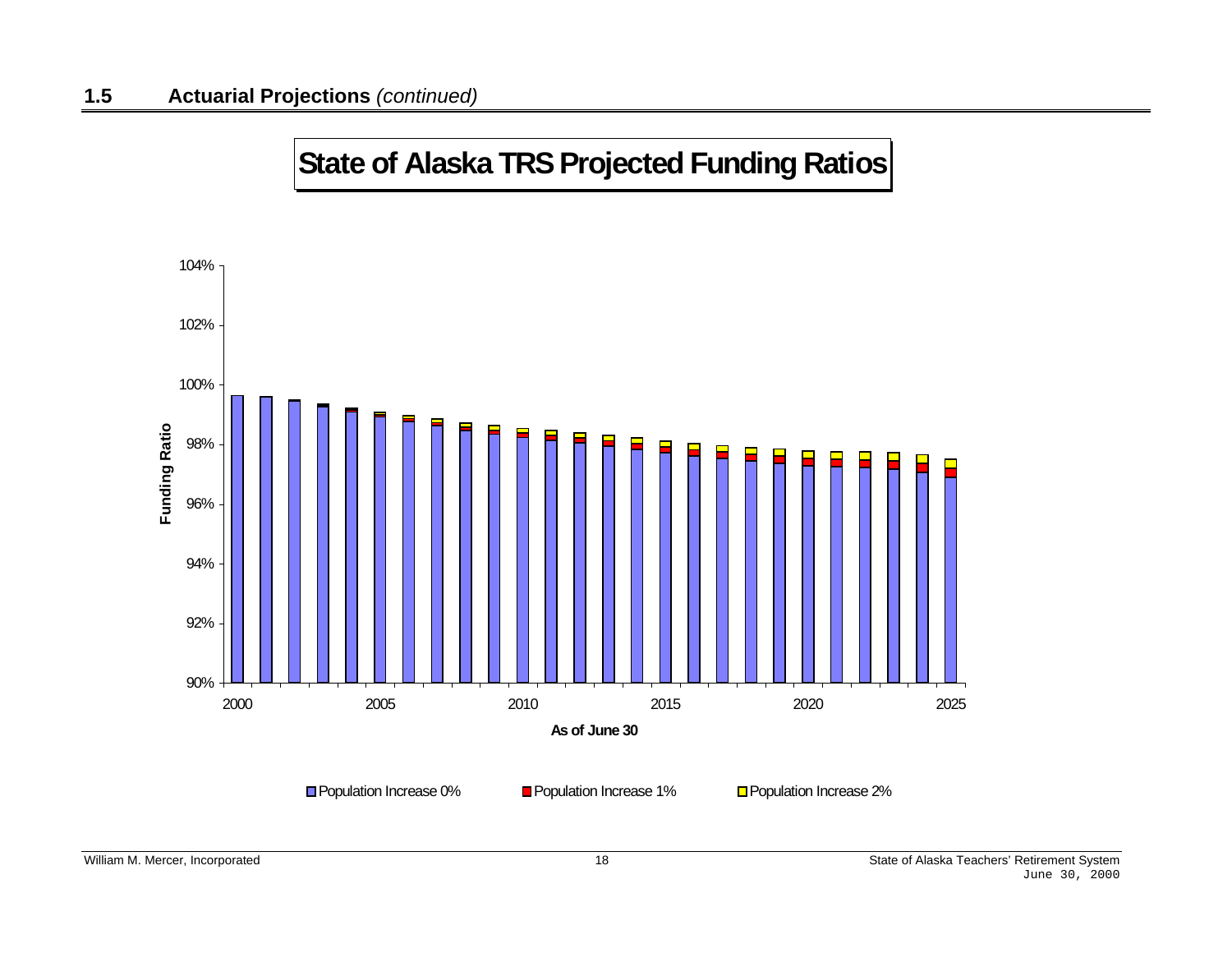## 1.5 Actuarial Projections *(continued)*

**State of Alaska TRS Projected Funding Ratios**

Funding Ratio

104%
102%
100%
98%
96%
94%
92%
90%

2000 2005 2010 2015 2020 2025

**As of June 30**

Population Increase 0% Population Increase 1% Population Increase 2%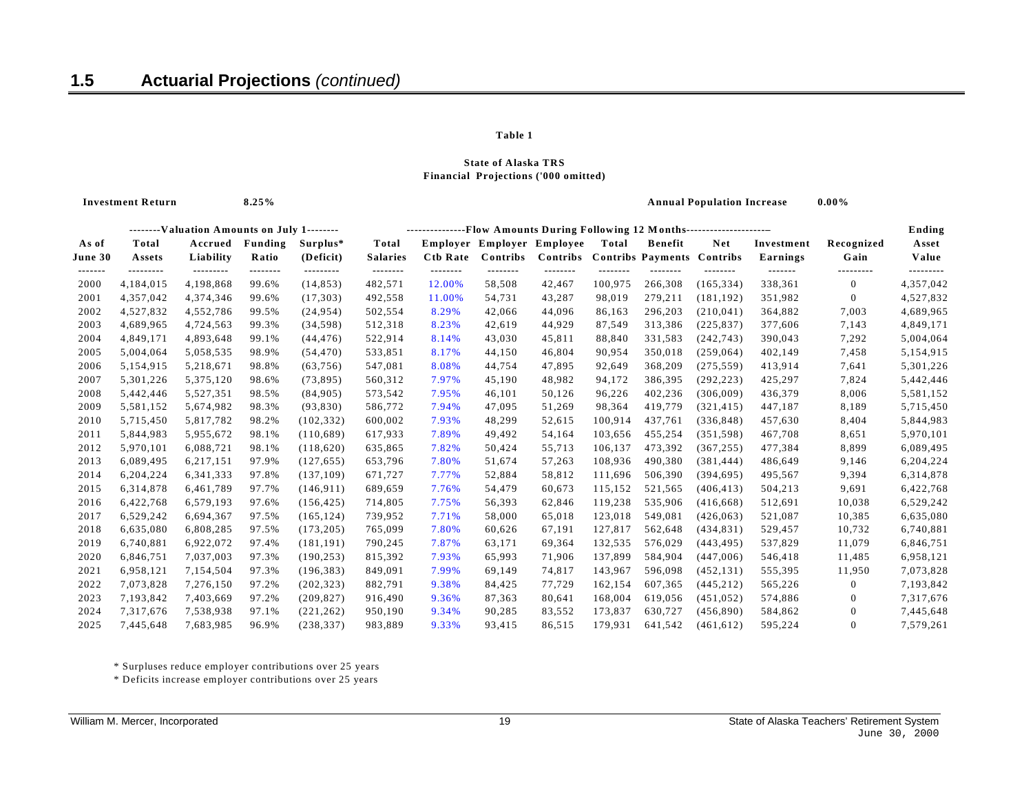## 1.5 Actuarial Projections *(continued)*

**Table 1**

**State of Alaska TRS**
**Financial Projections ('000 omitted)**

**Investment Return** **8.25%** **Annual Population Increase** **0.00%**

| | --------Valuation Amounts on July 1-------- | | | | ---------------Flow Amounts During Following 12 Months--------------------- | | | | | | | | | Ending |
|---|---|---|---|---|---|---|---|---|---|---|---|---|---|---|
| As of June 30 | Total Assets | Accrued Liability | Funding Ratio | Surplus* (Deficit) | Total Salaries | Employer Ctb Rate | Employer Contribs | Employee Contribs | Total Contribs | Benefit Payments | Net Contribs | Investment Earnings | Recognized Gain | Asset Value |
| 2000 | 4,184,015 | 4,198,868 | 99.6% | (14,853) | 482,571 | 12.00% | 58,508 | 42,467 | 100,975 | 266,308 | (165,334) | 338,361 | 0 | 4,357,042 |
| 2001 | 4,357,042 | 4,374,346 | 99.6% | (17,303) | 492,558 | 11.00% | 54,731 | 43,287 | 98,019 | 279,211 | (181,192) | 351,982 | 0 | 4,527,832 |
| 2002 | 4,527,832 | 4,552,786 | 99.5% | (24,954) | 502,554 | 8.29% | 42,066 | 44,096 | 86,163 | 296,203 | (210,041) | 364,882 | 7,003 | 4,689,965 |
| 2003 | 4,689,965 | 4,724,563 | 99.3% | (34,598) | 512,318 | 8.23% | 42,619 | 44,929 | 87,549 | 313,386 | (225,837) | 377,606 | 7,143 | 4,849,171 |
| 2004 | 4,849,171 | 4,893,648 | 99.1% | (44,476) | 522,914 | 8.14% | 43,030 | 45,811 | 88,840 | 331,583 | (242,743) | 390,043 | 7,292 | 5,004,064 |
| 2005 | 5,004,064 | 5,058,535 | 98.9% | (54,470) | 533,851 | 8.17% | 44,150 | 46,804 | 90,954 | 350,018 | (259,064) | 402,149 | 7,458 | 5,154,915 |
| 2006 | 5,154,915 | 5,218,671 | 98.8% | (63,756) | 547,081 | 8.08% | 44,754 | 47,895 | 92,649 | 368,209 | (275,559) | 413,914 | 7,641 | 5,301,226 |
| 2007 | 5,301,226 | 5,375,120 | 98.6% | (73,895) | 560,312 | 7.97% | 45,190 | 48,982 | 94,172 | 386,395 | (292,223) | 425,297 | 7,824 | 5,442,446 |
| 2008 | 5,442,446 | 5,527,351 | 98.5% | (84,905) | 573,542 | 7.95% | 46,101 | 50,126 | 96,226 | 402,236 | (306,009) | 436,379 | 8,006 | 5,581,152 |
| 2009 | 5,581,152 | 5,674,982 | 98.3% | (93,830) | 586,772 | 7.94% | 47,095 | 51,269 | 98,364 | 419,779 | (321,415) | 447,187 | 8,189 | 5,715,450 |
| 2010 | 5,715,450 | 5,817,782 | 98.2% | (102,332) | 600,002 | 7.93% | 48,299 | 52,615 | 100,914 | 437,761 | (336,848) | 457,630 | 8,404 | 5,844,983 |
| 2011 | 5,844,983 | 5,955,672 | 98.1% | (110,689) | 617,933 | 7.89% | 49,492 | 54,164 | 103,656 | 455,254 | (351,598) | 467,708 | 8,651 | 5,970,101 |
| 2012 | 5,970,101 | 6,088,721 | 98.1% | (118,620) | 635,865 | 7.82% | 50,424 | 55,713 | 106,137 | 473,392 | (367,255) | 477,384 | 8,899 | 6,089,495 |
| 2013 | 6,089,495 | 6,217,151 | 97.9% | (127,655) | 653,796 | 7.80% | 51,674 | 57,263 | 108,936 | 490,380 | (381,444) | 486,649 | 9,146 | 6,204,224 |
| 2014 | 6,204,224 | 6,341,333 | 97.8% | (137,109) | 671,727 | 7.77% | 52,884 | 58,812 | 111,696 | 506,390 | (394,695) | 495,567 | 9,394 | 6,314,878 |
| 2015 | 6,314,878 | 6,461,789 | 97.7% | (146,911) | 689,659 | 7.76% | 54,479 | 60,673 | 115,152 | 521,565 | (406,413) | 504,213 | 9,691 | 6,422,768 |
| 2016 | 6,422,768 | 6,579,193 | 97.6% | (156,425) | 714,805 | 7.75% | 56,393 | 62,846 | 119,238 | 535,906 | (416,668) | 512,691 | 10,038 | 6,529,242 |
| 2017 | 6,529,242 | 6,694,367 | 97.5% | (165,124) | 739,952 | 7.71% | 58,000 | 65,018 | 123,018 | 549,081 | (426,063) | 521,087 | 10,385 | 6,635,080 |
| 2018 | 6,635,080 | 6,808,285 | 97.5% | (173,205) | 765,099 | 7.80% | 60,626 | 67,191 | 127,817 | 562,648 | (434,831) | 529,457 | 10,732 | 6,740,881 |
| 2019 | 6,740,881 | 6,922,072 | 97.4% | (181,191) | 790,245 | 7.87% | 63,171 | 69,364 | 132,535 | 576,029 | (443,495) | 537,829 | 11,079 | 6,846,751 |
| 2020 | 6,846,751 | 7,037,003 | 97.3% | (190,253) | 815,392 | 7.93% | 65,993 | 71,906 | 137,899 | 584,904 | (447,006) | 546,418 | 11,485 | 6,958,121 |
| 2021 | 6,958,121 | 7,154,504 | 97.3% | (196,383) | 849,091 | 7.99% | 69,149 | 74,817 | 143,967 | 596,098 | (452,131) | 555,395 | 11,950 | 7,073,828 |
| 2022 | 7,073,828 | 7,276,150 | 97.2% | (202,323) | 882,791 | 9.38% | 84,425 | 77,729 | 162,154 | 607,365 | (445,212) | 565,226 | 0 | 7,193,842 |
| 2023 | 7,193,842 | 7,403,669 | 97.2% | (209,827) | 916,490 | 9.36% | 87,363 | 80,641 | 168,004 | 619,056 | (451,052) | 574,886 | 0 | 7,317,676 |
| 2024 | 7,317,676 | 7,538,938 | 97.1% | (221,262) | 950,190 | 9.34% | 90,285 | 83,552 | 173,837 | 630,727 | (456,890) | 584,862 | 0 | 7,445,648 |
| 2025 | 7,445,648 | 7,683,985 | 96.9% | (238,337) | 983,889 | 9.33% | 93,415 | 86,515 | 179,931 | 641,542 | (461,612) | 595,224 | 0 | 7,579,261 |

\* Surpluses reduce employer contributions over 25 years

\* Deficits increase employer contributions over 25 years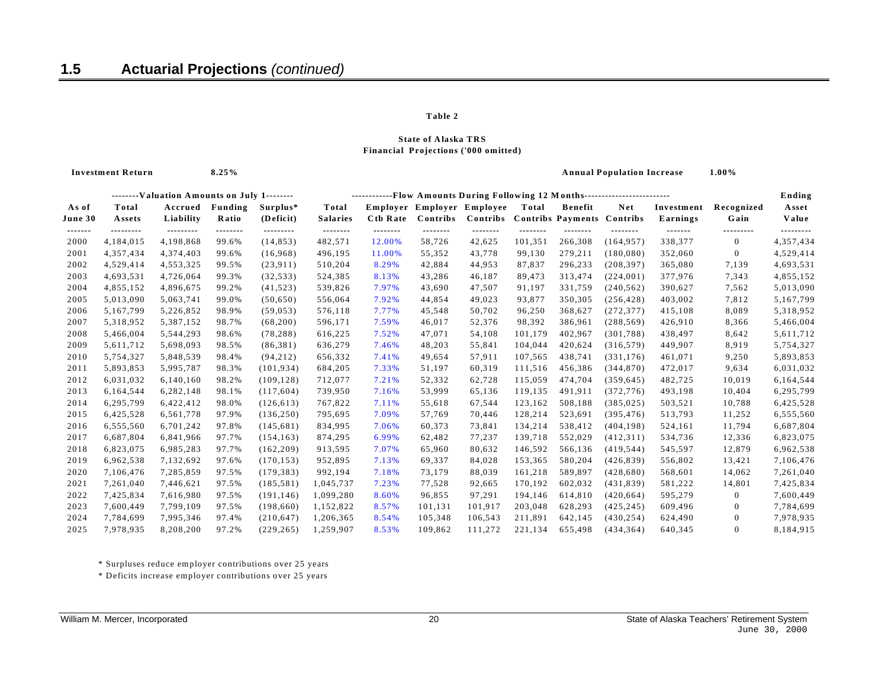## 1.5 Actuarial Projections *(continued)*

**Table 2**

**State of Alaska TRS**
**Financial Projections ('000 omitted)**

**Investment Return** 8.25% **Annual Population Increase** 1.00%

| | --------Valuation Amounts on July 1-------- | | | | ------------Flow Amounts During Following 12 Months------------------------ | | | | | | | | | Ending |
|---|---|---|---|---|---|---|---|---|---|---|---|---|---|---|
| As of June 30 | Total Assets | Accrued Liability | Funding Ratio | Surplus* (Deficit) | Total Salaries | Employer Ctb Rate | Employer Contribs | Employee Contribs | Total Contribs | Benefit Payments | Net Contribs | Investment Earnings | Recognized Gain | Asset Value |
| 2000 | 4,184,015 | 4,198,868 | 99.6% | (14,853) | 482,571 | 12.00% | 58,726 | 42,625 | 101,351 | 266,308 | (164,957) | 338,377 | 0 | 4,357,434 |
| 2001 | 4,357,434 | 4,374,403 | 99.6% | (16,968) | 496,195 | 11.00% | 55,352 | 43,778 | 99,130 | 279,211 | (180,080) | 352,060 | 0 | 4,529,414 |
| 2002 | 4,529,414 | 4,553,325 | 99.5% | (23,911) | 510,204 | 8.29% | 42,884 | 44,953 | 87,837 | 296,233 | (208,397) | 365,080 | 7,139 | 4,693,531 |
| 2003 | 4,693,531 | 4,726,064 | 99.3% | (32,533) | 524,385 | 8.13% | 43,286 | 46,187 | 89,473 | 313,474 | (224,001) | 377,976 | 7,343 | 4,855,152 |
| 2004 | 4,855,152 | 4,896,675 | 99.2% | (41,523) | 539,826 | 7.97% | 43,690 | 47,507 | 91,197 | 331,759 | (240,562) | 390,627 | 7,562 | 5,013,090 |
| 2005 | 5,013,090 | 5,063,741 | 99.0% | (50,650) | 556,064 | 7.92% | 44,854 | 49,023 | 93,877 | 350,305 | (256,428) | 403,002 | 7,812 | 5,167,799 |
| 2006 | 5,167,799 | 5,226,852 | 98.9% | (59,053) | 576,118 | 7.77% | 45,548 | 50,702 | 96,250 | 368,627 | (272,377) | 415,108 | 8,089 | 5,318,952 |
| 2007 | 5,318,952 | 5,387,152 | 98.7% | (68,200) | 596,171 | 7.59% | 46,017 | 52,376 | 98,392 | 386,961 | (288,569) | 426,910 | 8,366 | 5,466,004 |
| 2008 | 5,466,004 | 5,544,293 | 98.6% | (78,288) | 616,225 | 7.52% | 47,071 | 54,108 | 101,179 | 402,967 | (301,788) | 438,497 | 8,642 | 5,611,712 |
| 2009 | 5,611,712 | 5,698,093 | 98.5% | (86,381) | 636,279 | 7.46% | 48,203 | 55,841 | 104,044 | 420,624 | (316,579) | 449,907 | 8,919 | 5,754,327 |
| 2010 | 5,754,327 | 5,848,539 | 98.4% | (94,212) | 656,332 | 7.41% | 49,654 | 57,911 | 107,565 | 438,741 | (331,176) | 461,071 | 9,250 | 5,893,853 |
| 2011 | 5,893,853 | 5,995,787 | 98.3% | (101,934) | 684,205 | 7.33% | 51,197 | 60,319 | 111,516 | 456,386 | (344,870) | 472,017 | 9,634 | 6,031,032 |
| 2012 | 6,031,032 | 6,140,160 | 98.2% | (109,128) | 712,077 | 7.21% | 52,332 | 62,728 | 115,059 | 474,704 | (359,645) | 482,725 | 10,019 | 6,164,544 |
| 2013 | 6,164,544 | 6,282,148 | 98.1% | (117,604) | 739,950 | 7.16% | 53,999 | 65,136 | 119,135 | 491,911 | (372,776) | 493,198 | 10,404 | 6,295,799 |
| 2014 | 6,295,799 | 6,422,412 | 98.0% | (126,613) | 767,822 | 7.11% | 55,618 | 67,544 | 123,162 | 508,188 | (385,025) | 503,521 | 10,788 | 6,425,528 |
| 2015 | 6,425,528 | 6,561,778 | 97.9% | (136,250) | 795,695 | 7.09% | 57,769 | 70,446 | 128,214 | 523,691 | (395,476) | 513,793 | 11,252 | 6,555,560 |
| 2016 | 6,555,560 | 6,701,242 | 97.8% | (145,681) | 834,995 | 7.06% | 60,373 | 73,841 | 134,214 | 538,412 | (404,198) | 524,161 | 11,794 | 6,687,804 |
| 2017 | 6,687,804 | 6,841,966 | 97.7% | (154,163) | 874,295 | 6.99% | 62,482 | 77,237 | 139,718 | 552,029 | (412,311) | 534,736 | 12,336 | 6,823,075 |
| 2018 | 6,823,075 | 6,985,283 | 97.7% | (162,209) | 913,595 | 7.07% | 65,960 | 80,632 | 146,592 | 566,136 | (419,544) | 545,597 | 12,879 | 6,962,538 |
| 2019 | 6,962,538 | 7,132,692 | 97.6% | (170,153) | 952,895 | 7.13% | 69,337 | 84,028 | 153,365 | 580,204 | (426,839) | 556,802 | 13,421 | 7,106,476 |
| 2020 | 7,106,476 | 7,285,859 | 97.5% | (179,383) | 992,194 | 7.18% | 73,179 | 88,039 | 161,218 | 589,897 | (428,680) | 568,601 | 14,062 | 7,261,040 |
| 2021 | 7,261,040 | 7,446,621 | 97.5% | (185,581) | 1,045,737 | 7.23% | 77,528 | 92,665 | 170,192 | 602,032 | (431,839) | 581,222 | 14,801 | 7,425,834 |
| 2022 | 7,425,834 | 7,616,980 | 97.5% | (191,146) | 1,099,280 | 8.60% | 96,855 | 97,291 | 194,146 | 614,810 | (420,664) | 595,279 | 0 | 7,600,449 |
| 2023 | 7,600,449 | 7,799,109 | 97.5% | (198,660) | 1,152,822 | 8.57% | 101,131 | 101,917 | 203,048 | 628,293 | (425,245) | 609,496 | 0 | 7,784,699 |
| 2024 | 7,784,699 | 7,995,346 | 97.4% | (210,647) | 1,206,365 | 8.54% | 105,348 | 106,543 | 211,891 | 642,145 | (430,254) | 624,490 | 0 | 7,978,935 |
| 2025 | 7,978,935 | 8,208,200 | 97.2% | (229,265) | 1,259,907 | 8.53% | 109,862 | 111,272 | 221,134 | 655,498 | (434,364) | 640,345 | 0 | 8,184,915 |

\* Surpluses reduce employer contributions over 25 years

\* Deficits increase employer contributions over 25 years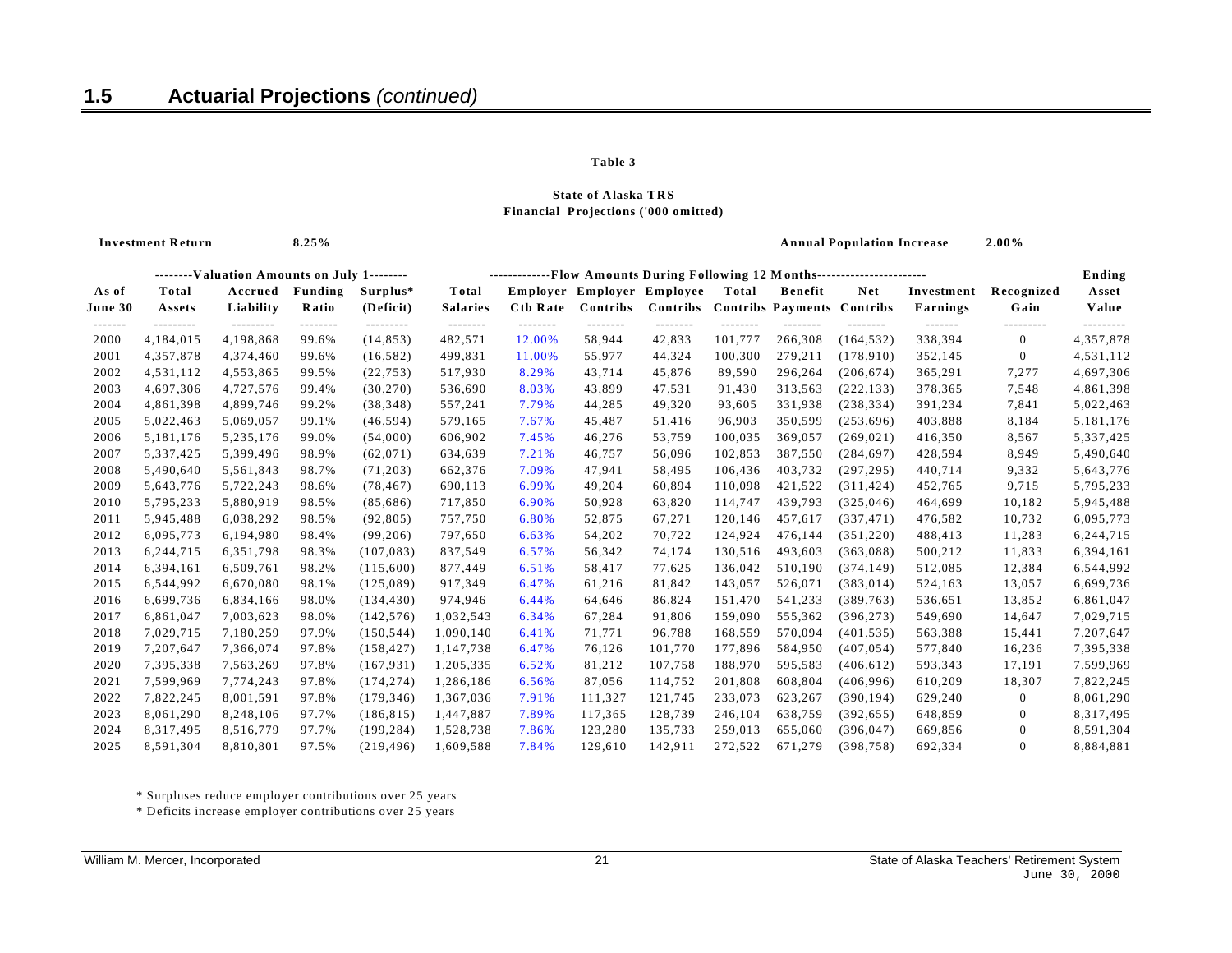## 1.5 Actuarial Projections *(continued)*

**Table 3**

**State of Alaska TRS**
**Financial Projections ('000 omitted)**

**Investment Return** 8.25% **Annual Population Increase** 2.00%

| | --------Valuation Amounts on July 1-------- | | | | -------------Flow Amounts During Following 12 Months----------------------- | | | | | | | | | Ending |
|---|---|---|---|---|---|---|---|---|---|---|---|---|---|---|
| As of June 30 | Total Assets | Accrued Liability | Funding Ratio | Surplus* (Deficit) | Total Salaries | Employer Ctb Rate | Employer Contribs | Employee Contribs | Total Contribs | Benefit Payments | Net Contribs | Investment Earnings | Recognized Gain | Asset Value |
| 2000 | 4,184,015 | 4,198,868 | 99.6% | (14,853) | 482,571 | 12.00% | 58,944 | 42,833 | 101,777 | 266,308 | (164,532) | 338,394 | 0 | 4,357,878 |
| 2001 | 4,357,878 | 4,374,460 | 99.6% | (16,582) | 499,831 | 11.00% | 55,977 | 44,324 | 100,300 | 279,211 | (178,910) | 352,145 | 0 | 4,531,112 |
| 2002 | 4,531,112 | 4,553,865 | 99.5% | (22,753) | 517,930 | 8.29% | 43,714 | 45,876 | 89,590 | 296,264 | (206,674) | 365,291 | 7,277 | 4,697,306 |
| 2003 | 4,697,306 | 4,727,576 | 99.4% | (30,270) | 536,690 | 8.03% | 43,899 | 47,531 | 91,430 | 313,563 | (222,133) | 378,365 | 7,548 | 4,861,398 |
| 2004 | 4,861,398 | 4,899,746 | 99.2% | (38,348) | 557,241 | 7.79% | 44,285 | 49,320 | 93,605 | 331,938 | (238,334) | 391,234 | 7,841 | 5,022,463 |
| 2005 | 5,022,463 | 5,069,057 | 99.1% | (46,594) | 579,165 | 7.67% | 45,487 | 51,416 | 96,903 | 350,599 | (253,696) | 403,888 | 8,184 | 5,181,176 |
| 2006 | 5,181,176 | 5,235,176 | 99.0% | (54,000) | 606,902 | 7.45% | 46,276 | 53,759 | 100,035 | 369,057 | (269,021) | 416,350 | 8,567 | 5,337,425 |
| 2007 | 5,337,425 | 5,399,496 | 98.9% | (62,071) | 634,639 | 7.21% | 46,757 | 56,096 | 102,853 | 387,550 | (284,697) | 428,594 | 8,949 | 5,490,640 |
| 2008 | 5,490,640 | 5,561,843 | 98.7% | (71,203) | 662,376 | 7.09% | 47,941 | 58,495 | 106,436 | 403,732 | (297,295) | 440,714 | 9,332 | 5,643,776 |
| 2009 | 5,643,776 | 5,722,243 | 98.6% | (78,467) | 690,113 | 6.99% | 49,204 | 60,894 | 110,098 | 421,522 | (311,424) | 452,765 | 9,715 | 5,795,233 |
| 2010 | 5,795,233 | 5,880,919 | 98.5% | (85,686) | 717,850 | 6.90% | 50,928 | 63,820 | 114,747 | 439,793 | (325,046) | 464,699 | 10,182 | 5,945,488 |
| 2011 | 5,945,488 | 6,038,292 | 98.5% | (92,805) | 757,750 | 6.80% | 52,875 | 67,271 | 120,146 | 457,617 | (337,471) | 476,582 | 10,732 | 6,095,773 |
| 2012 | 6,095,773 | 6,194,980 | 98.4% | (99,206) | 797,650 | 6.63% | 54,202 | 70,722 | 124,924 | 476,144 | (351,220) | 488,413 | 11,283 | 6,244,715 |
| 2013 | 6,244,715 | 6,351,798 | 98.3% | (107,083) | 837,549 | 6.57% | 56,342 | 74,174 | 130,516 | 493,603 | (363,088) | 500,212 | 11,833 | 6,394,161 |
| 2014 | 6,394,161 | 6,509,761 | 98.2% | (115,600) | 877,449 | 6.51% | 58,417 | 77,625 | 136,042 | 510,190 | (374,149) | 512,085 | 12,384 | 6,544,992 |
| 2015 | 6,544,992 | 6,670,080 | 98.1% | (125,089) | 917,349 | 6.47% | 61,216 | 81,842 | 143,057 | 526,071 | (383,014) | 524,163 | 13,057 | 6,699,736 |
| 2016 | 6,699,736 | 6,834,166 | 98.0% | (134,430) | 974,946 | 6.44% | 64,646 | 86,824 | 151,470 | 541,233 | (389,763) | 536,651 | 13,852 | 6,861,047 |
| 2017 | 6,861,047 | 7,003,623 | 98.0% | (142,576) | 1,032,543 | 6.34% | 67,284 | 91,806 | 159,090 | 555,362 | (396,273) | 549,690 | 14,647 | 7,029,715 |
| 2018 | 7,029,715 | 7,180,259 | 97.9% | (150,544) | 1,090,140 | 6.41% | 71,771 | 96,788 | 168,559 | 570,094 | (401,535) | 563,388 | 15,441 | 7,207,647 |
| 2019 | 7,207,647 | 7,366,074 | 97.8% | (158,427) | 1,147,738 | 6.47% | 76,126 | 101,770 | 177,896 | 584,950 | (407,054) | 577,840 | 16,236 | 7,395,338 |
| 2020 | 7,395,338 | 7,563,269 | 97.8% | (167,931) | 1,205,335 | 6.52% | 81,212 | 107,758 | 188,970 | 595,583 | (406,612) | 593,343 | 17,191 | 7,599,969 |
| 2021 | 7,599,969 | 7,774,243 | 97.8% | (174,274) | 1,286,186 | 6.56% | 87,056 | 114,752 | 201,808 | 608,804 | (406,996) | 610,209 | 18,307 | 7,822,245 |
| 2022 | 7,822,245 | 8,001,591 | 97.8% | (179,346) | 1,367,036 | 7.91% | 111,327 | 121,745 | 233,073 | 623,267 | (390,194) | 629,240 | 0 | 8,061,290 |
| 2023 | 8,061,290 | 8,248,106 | 97.7% | (186,815) | 1,447,887 | 7.89% | 117,365 | 128,739 | 246,104 | 638,759 | (392,655) | 648,859 | 0 | 8,317,495 |
| 2024 | 8,317,495 | 8,516,779 | 97.7% | (199,284) | 1,528,738 | 7.86% | 123,280 | 135,733 | 259,013 | 655,060 | (396,047) | 669,856 | 0 | 8,591,304 |
| 2025 | 8,591,304 | 8,810,801 | 97.5% | (219,496) | 1,609,588 | 7.84% | 129,610 | 142,911 | 272,522 | 671,279 | (398,758) | 692,334 | 0 | 8,884,881 |

\* Surpluses reduce employer contributions over 25 years

\* Deficits increase employer contributions over 25 years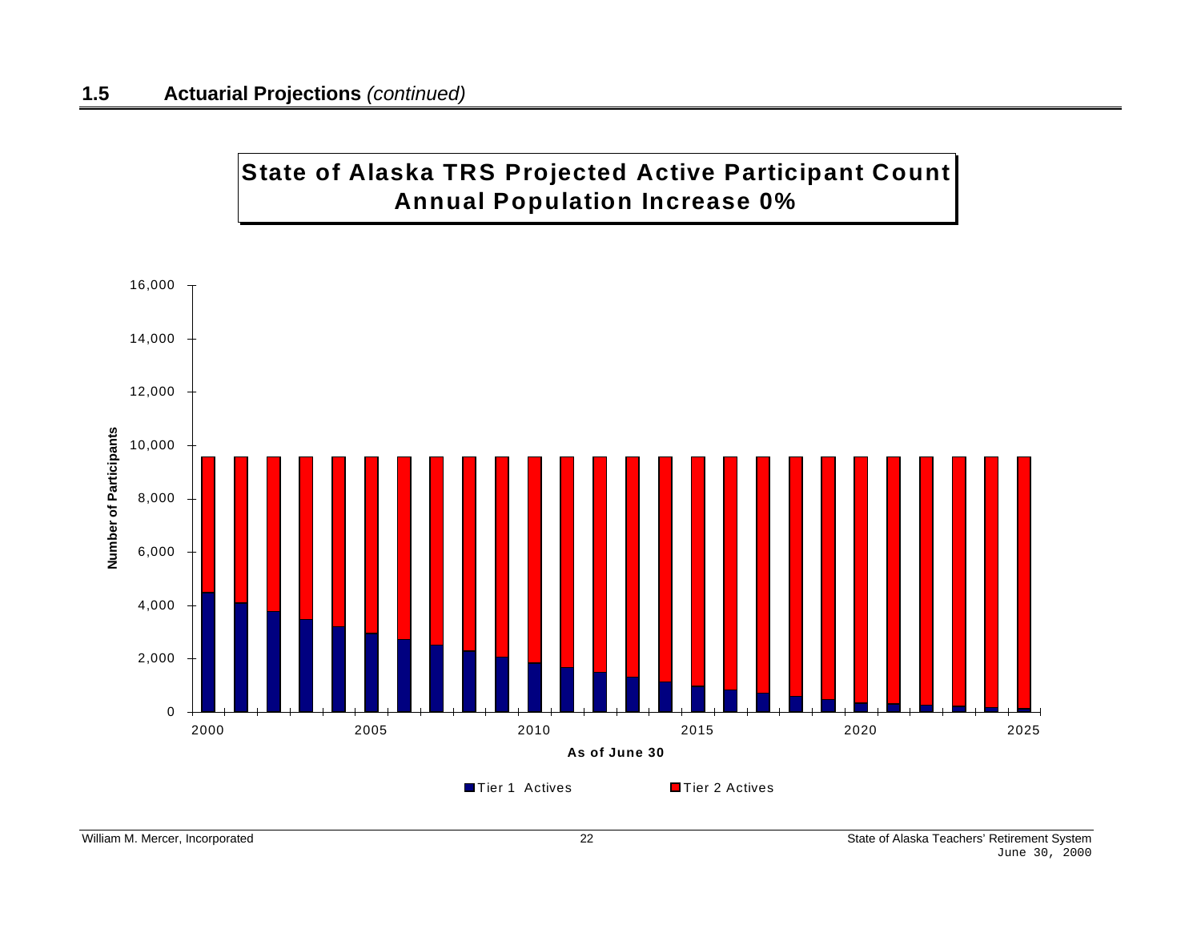## 1.5 Actuarial Projections *(continued)*

**State of Alaska TRS Projected Active Participant Count**
**Annual Population Increase 0%**

Number of Participants

16,000
14,000
12,000
10,000
8,000
6,000
4,000
2,000
0

2000 2005 2010 2015 2020 2025

**As of June 30**

Tier 1 Actives    Tier 2 Actives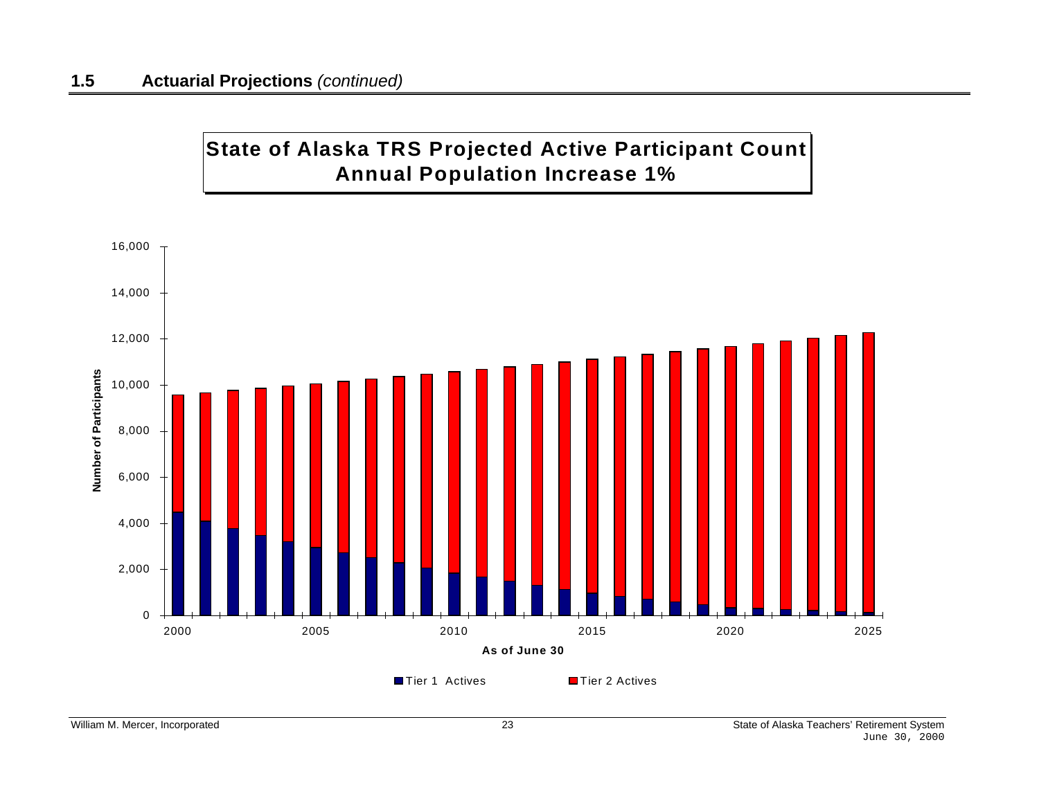## 1.5 Actuarial Projections *(continued)*

**State of Alaska TRS Projected Active Participant Count**
**Annual Population Increase 1%**

Number of Participants

16,000
14,000
12,000
10,000
8,000
6,000
4,000
2,000
0

2000 2005 2010 2015 2020 2025

**As of June 30**

Tier 1 Actives    Tier 2 Actives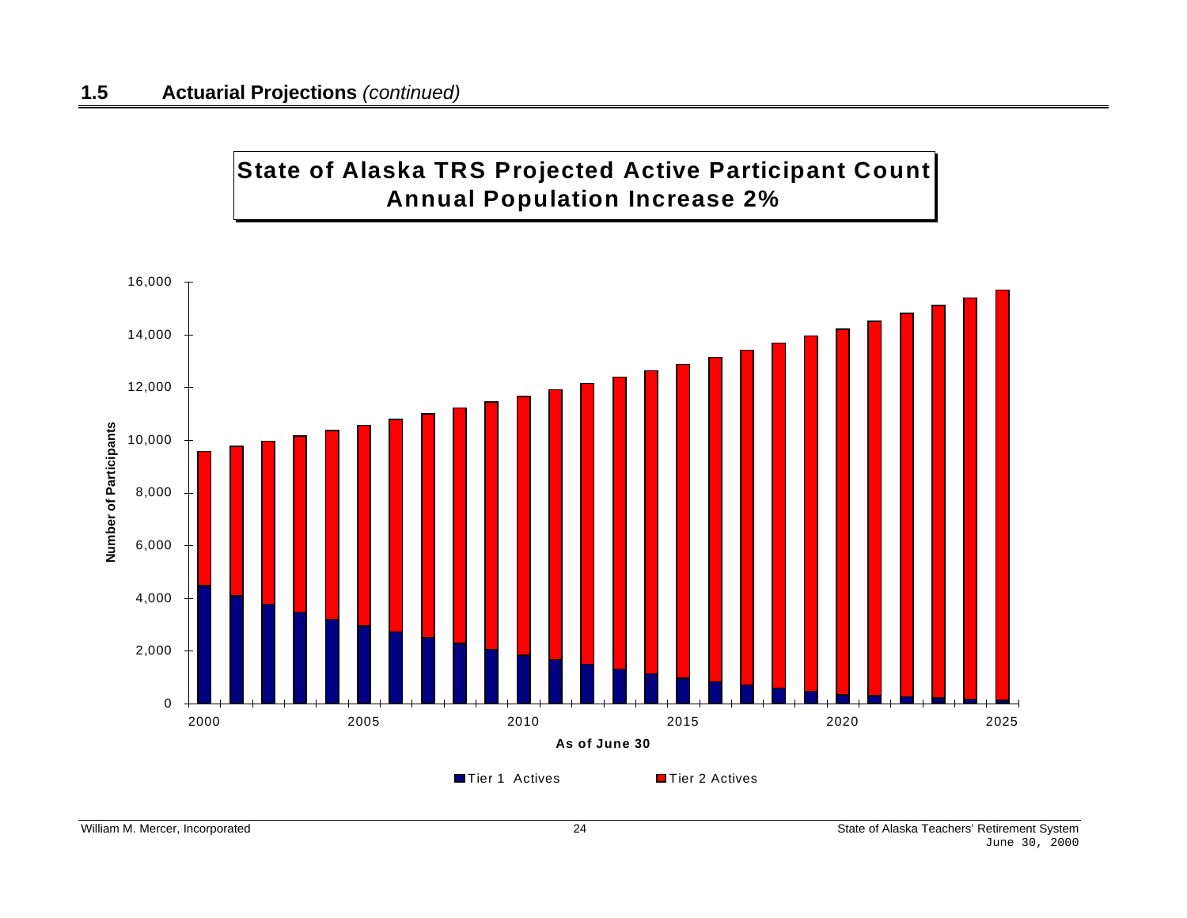## 1.5 Actuarial Projections *(continued)*

**State of Alaska TRS Projected Active Participant Count**
**Annual Population Increase 2%**

Number of Participants

As of June 30

Tier 1 Actives    Tier 2 Actives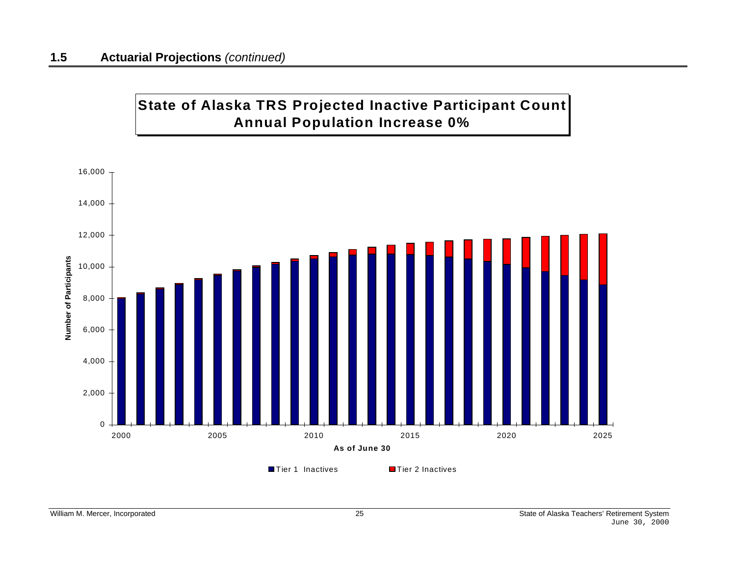## 1.5 Actuarial Projections *(continued)*

**State of Alaska TRS Projected Inactive Participant Count**
**Annual Population Increase 0%**

Number of Participants

16,000
14,000
12,000
10,000
8,000
6,000
4,000
2,000
0

2000 2005 2010 2015 2020 2025

**As of June 30**

Tier 1 Inactives   Tier 2 Inactives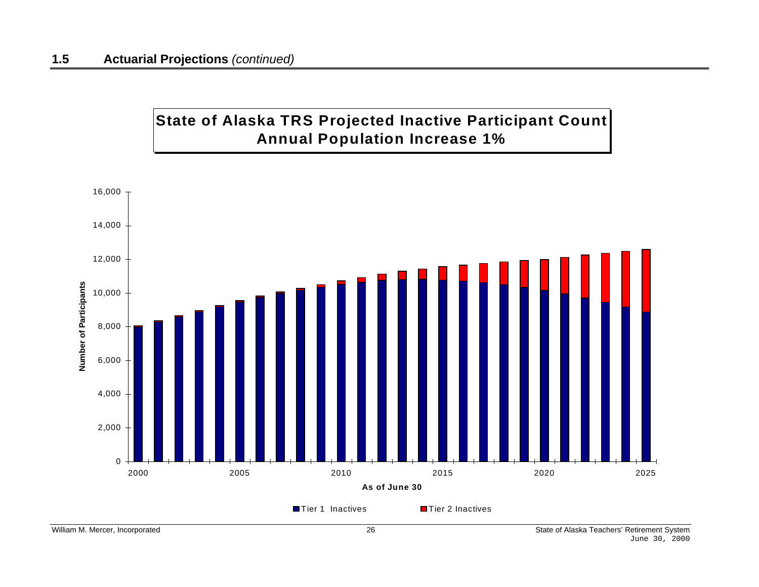## 1.5 Actuarial Projections *(continued)*

**State of Alaska TRS Projected Inactive Participant Count**
**Annual Population Increase 1%**

Number of Participants

As of June 30

Tier 1 Inactives    Tier 2 Inactives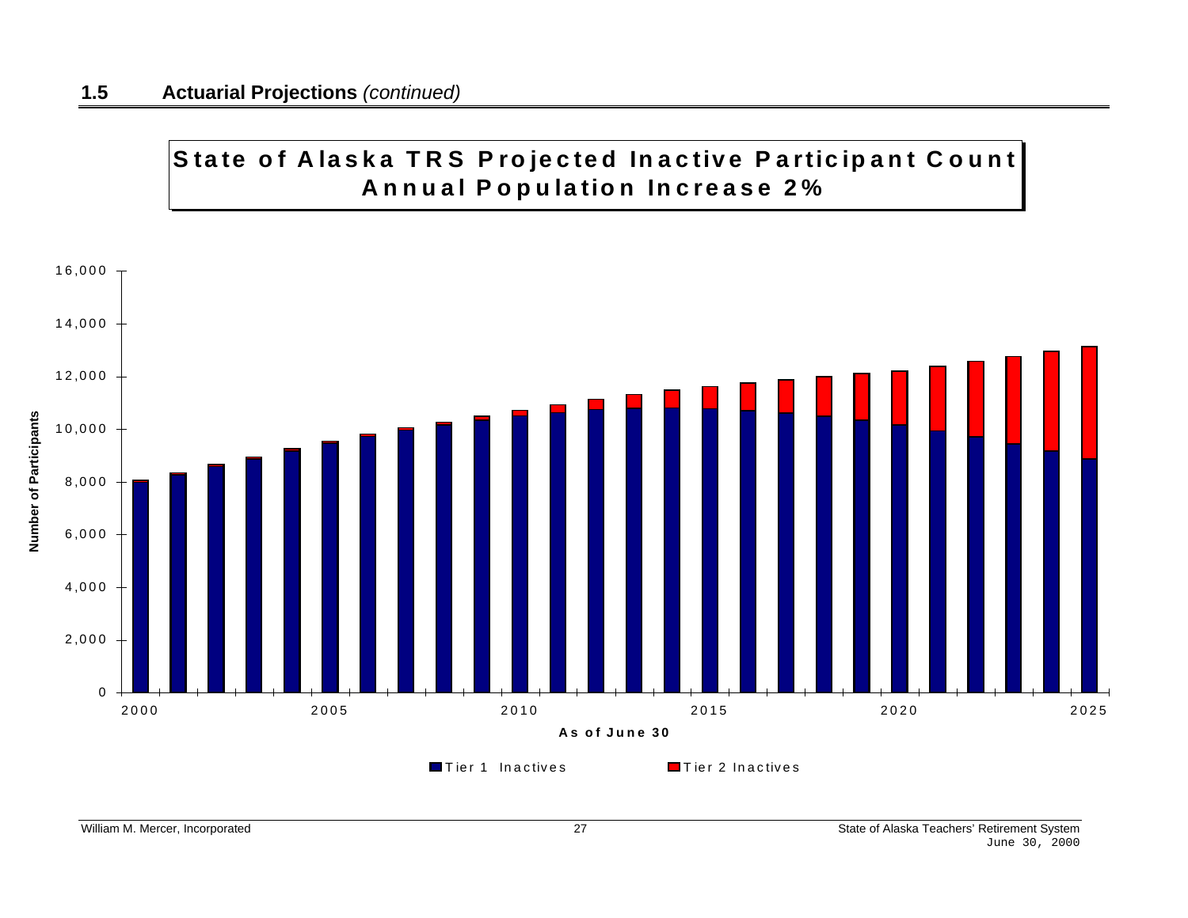## 1.5 Actuarial Projections *(continued)*

**State of Alaska TRS Projected Inactive Participant Count**
**Annual Population Increase 2%**

Number of Participants

As of June 30

Tier 1 Inactives　　Tier 2 Inactives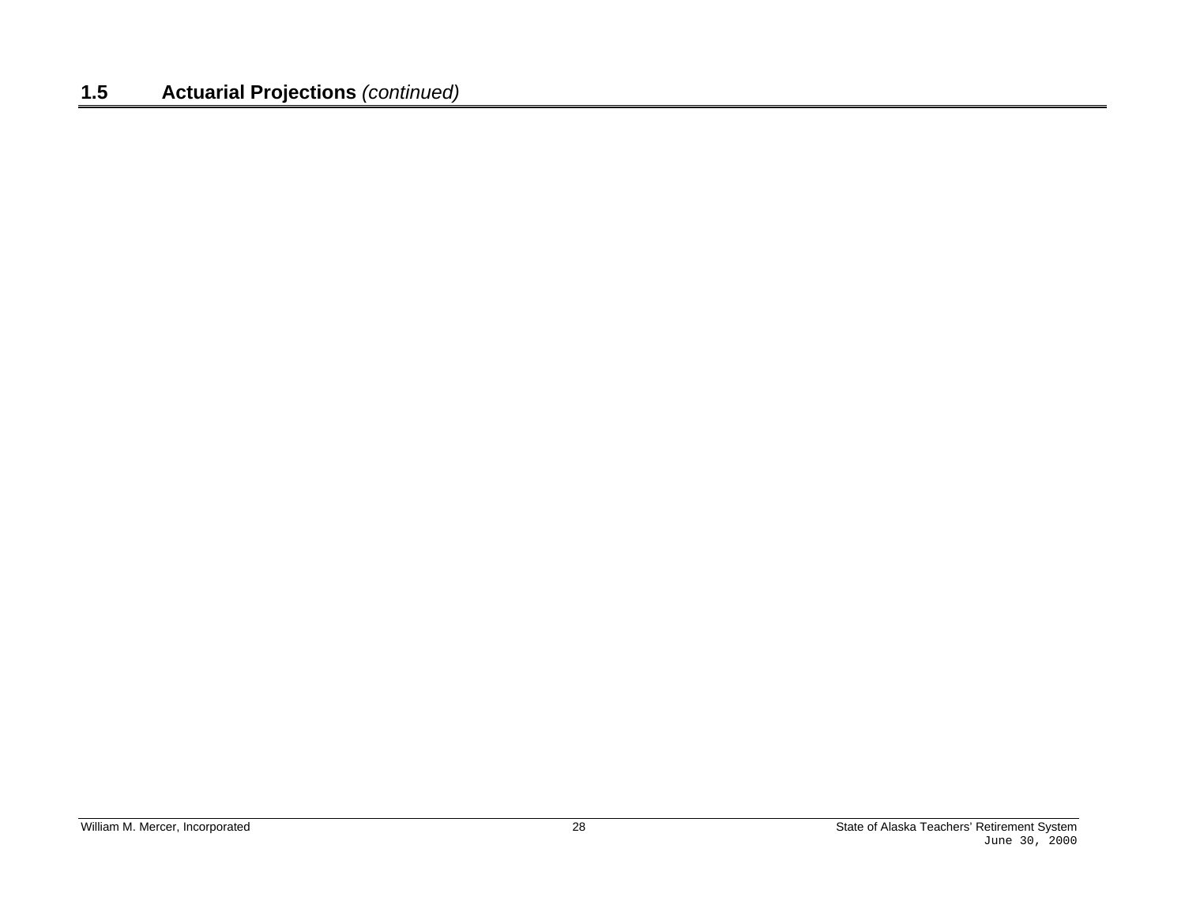## 1.5 Actuarial Projections *(continued)*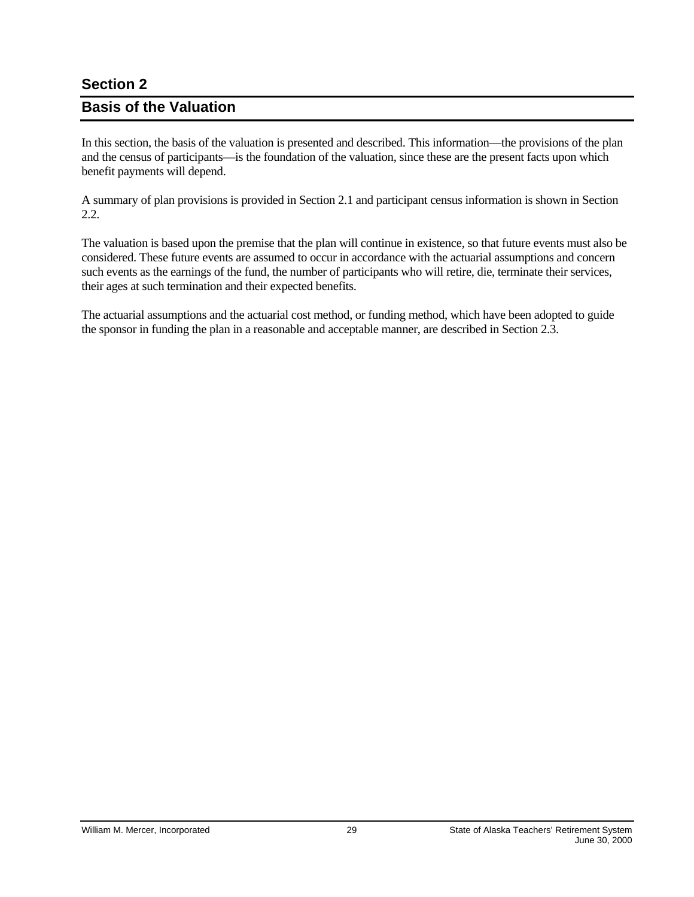# Section 2

## Basis of the Valuation

In this section, the basis of the valuation is presented and described. This information—the provisions of the plan and the census of participants—is the foundation of the valuation, since these are the present facts upon which benefit payments will depend.

A summary of plan provisions is provided in Section 2.1 and participant census information is shown in Section 2.2.

The valuation is based upon the premise that the plan will continue in existence, so that future events must also be considered. These future events are assumed to occur in accordance with the actuarial assumptions and concern such events as the earnings of the fund, the number of participants who will retire, die, terminate their services, their ages at such termination and their expected benefits.

The actuarial assumptions and the actuarial cost method, or funding method, which have been adopted to guide the sponsor in funding the plan in a reasonable and acceptable manner, are described in Section 2.3.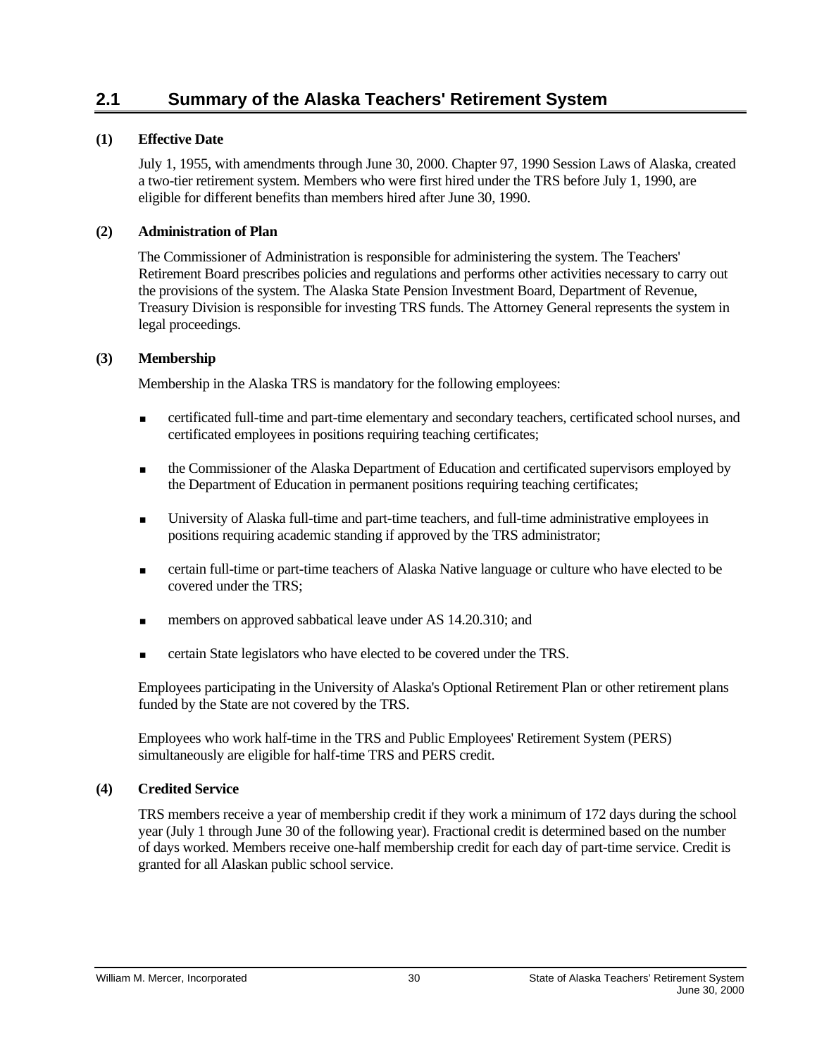## 2.1 Summary of the Alaska Teachers' Retirement System

**(1) Effective Date**

July 1, 1955, with amendments through June 30, 2000. Chapter 97, 1990 Session Laws of Alaska, created a two-tier retirement system. Members who were first hired under the TRS before July 1, 1990, are eligible for different benefits than members hired after June 30, 1990.

**(2) Administration of Plan**

The Commissioner of Administration is responsible for administering the system. The Teachers' Retirement Board prescribes policies and regulations and performs other activities necessary to carry out the provisions of the system. The Alaska State Pension Investment Board, Department of Revenue, Treasury Division is responsible for investing TRS funds. The Attorney General represents the system in legal proceedings.

**(3) Membership**

Membership in the Alaska TRS is mandatory for the following employees:

- certificated full-time and part-time elementary and secondary teachers, certificated school nurses, and certificated employees in positions requiring teaching certificates;
- the Commissioner of the Alaska Department of Education and certificated supervisors employed by the Department of Education in permanent positions requiring teaching certificates;
- University of Alaska full-time and part-time teachers, and full-time administrative employees in positions requiring academic standing if approved by the TRS administrator;
- certain full-time or part-time teachers of Alaska Native language or culture who have elected to be covered under the TRS;
- members on approved sabbatical leave under AS 14.20.310; and
- certain State legislators who have elected to be covered under the TRS.

Employees participating in the University of Alaska's Optional Retirement Plan or other retirement plans funded by the State are not covered by the TRS.

Employees who work half-time in the TRS and Public Employees' Retirement System (PERS) simultaneously are eligible for half-time TRS and PERS credit.

**(4) Credited Service**

TRS members receive a year of membership credit if they work a minimum of 172 days during the school year (July 1 through June 30 of the following year). Fractional credit is determined based on the number of days worked. Members receive one-half membership credit for each day of part-time service. Credit is granted for all Alaskan public school service.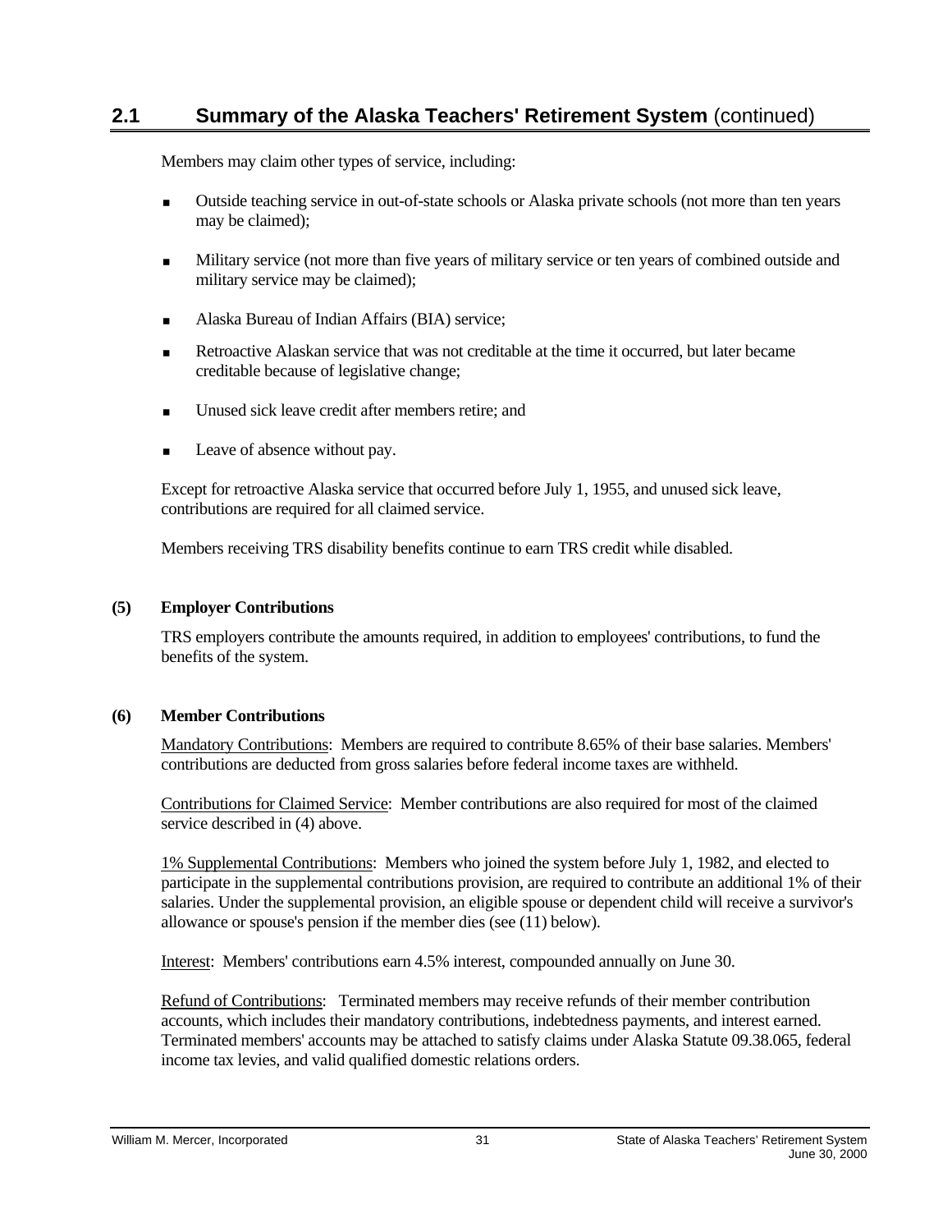## 2.1 Summary of the Alaska Teachers' Retirement System (continued)

Members may claim other types of service, including:

- Outside teaching service in out-of-state schools or Alaska private schools (not more than ten years may be claimed);
- Military service (not more than five years of military service or ten years of combined outside and military service may be claimed);
- Alaska Bureau of Indian Affairs (BIA) service;
- Retroactive Alaskan service that was not creditable at the time it occurred, but later became creditable because of legislative change;
- Unused sick leave credit after members retire; and
- Leave of absence without pay.

Except for retroactive Alaska service that occurred before July 1, 1955, and unused sick leave, contributions are required for all claimed service.

Members receiving TRS disability benefits continue to earn TRS credit while disabled.

**(5) Employer Contributions**

TRS employers contribute the amounts required, in addition to employees' contributions, to fund the benefits of the system.

**(6) Member Contributions**

Mandatory Contributions: Members are required to contribute 8.65% of their base salaries. Members' contributions are deducted from gross salaries before federal income taxes are withheld.

Contributions for Claimed Service: Member contributions are also required for most of the claimed service described in (4) above.

1% Supplemental Contributions: Members who joined the system before July 1, 1982, and elected to participate in the supplemental contributions provision, are required to contribute an additional 1% of their salaries. Under the supplemental provision, an eligible spouse or dependent child will receive a survivor's allowance or spouse's pension if the member dies (see (11) below).

Interest: Members' contributions earn 4.5% interest, compounded annually on June 30.

Refund of Contributions: Terminated members may receive refunds of their member contribution accounts, which includes their mandatory contributions, indebtedness payments, and interest earned. Terminated members' accounts may be attached to satisfy claims under Alaska Statute 09.38.065, federal income tax levies, and valid qualified domestic relations orders.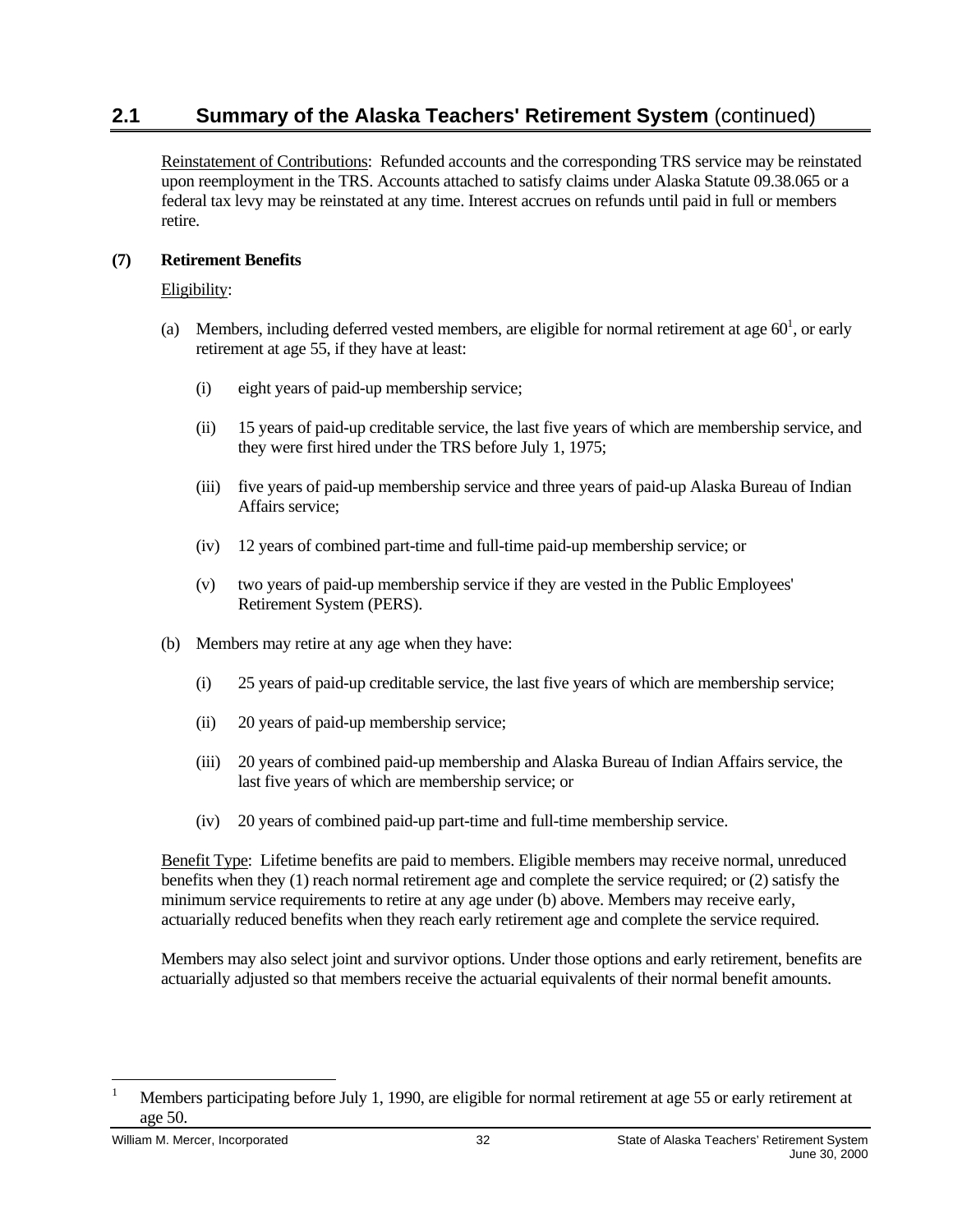## 2.1 Summary of the Alaska Teachers' Retirement System (continued)

Reinstatement of Contributions: Refunded accounts and the corresponding TRS service may be reinstated upon reemployment in the TRS. Accounts attached to satisfy claims under Alaska Statute 09.38.065 or a federal tax levy may be reinstated at any time. Interest accrues on refunds until paid in full or members retire.

**(7) Retirement Benefits**

Eligibility:

(a) Members, including deferred vested members, are eligible for normal retirement at age 60[1], or early retirement at age 55, if they have at least:

(i) eight years of paid-up membership service;

(ii) 15 years of paid-up creditable service, the last five years of which are membership service, and they were first hired under the TRS before July 1, 1975;

(iii) five years of paid-up membership service and three years of paid-up Alaska Bureau of Indian Affairs service;

(iv) 12 years of combined part-time and full-time paid-up membership service; or

(v) two years of paid-up membership service if they are vested in the Public Employees' Retirement System (PERS).

(b) Members may retire at any age when they have:

(i) 25 years of paid-up creditable service, the last five years of which are membership service;

(ii) 20 years of paid-up membership service;

(iii) 20 years of combined paid-up membership and Alaska Bureau of Indian Affairs service, the last five years of which are membership service; or

(iv) 20 years of combined paid-up part-time and full-time membership service.

Benefit Type: Lifetime benefits are paid to members. Eligible members may receive normal, unreduced benefits when they (1) reach normal retirement age and complete the service required; or (2) satisfy the minimum service requirements to retire at any age under (b) above. Members may receive early, actuarially reduced benefits when they reach early retirement age and complete the service required.

Members may also select joint and survivor options. Under those options and early retirement, benefits are actuarially adjusted so that members receive the actuarial equivalents of their normal benefit amounts.

---

[1] Members participating before July 1, 1990, are eligible for normal retirement at age 55 or early retirement at age 50.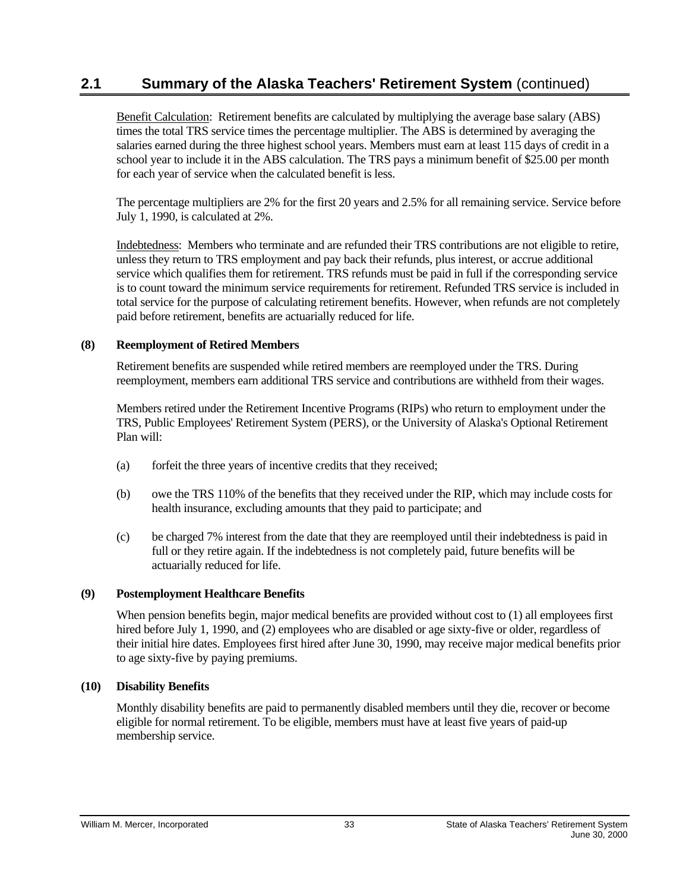## 2.1 Summary of the Alaska Teachers' Retirement System (continued)

Benefit Calculation: Retirement benefits are calculated by multiplying the average base salary (ABS) times the total TRS service times the percentage multiplier. The ABS is determined by averaging the salaries earned during the three highest school years. Members must earn at least 115 days of credit in a school year to include it in the ABS calculation. The TRS pays a minimum benefit of $25.00 per month for each year of service when the calculated benefit is less.

The percentage multipliers are 2% for the first 20 years and 2.5% for all remaining service. Service before July 1, 1990, is calculated at 2%.

Indebtedness: Members who terminate and are refunded their TRS contributions are not eligible to retire, unless they return to TRS employment and pay back their refunds, plus interest, or accrue additional service which qualifies them for retirement. TRS refunds must be paid in full if the corresponding service is to count toward the minimum service requirements for retirement. Refunded TRS service is included in total service for the purpose of calculating retirement benefits. However, when refunds are not completely paid before retirement, benefits are actuarially reduced for life.

**(8) Reemployment of Retired Members**

Retirement benefits are suspended while retired members are reemployed under the TRS. During reemployment, members earn additional TRS service and contributions are withheld from their wages.

Members retired under the Retirement Incentive Programs (RIPs) who return to employment under the TRS, Public Employees' Retirement System (PERS), or the University of Alaska's Optional Retirement Plan will:

(a) forfeit the three years of incentive credits that they received;

(b) owe the TRS 110% of the benefits that they received under the RIP, which may include costs for health insurance, excluding amounts that they paid to participate; and

(c) be charged 7% interest from the date that they are reemployed until their indebtedness is paid in full or they retire again. If the indebtedness is not completely paid, future benefits will be actuarially reduced for life.

**(9) Postemployment Healthcare Benefits**

When pension benefits begin, major medical benefits are provided without cost to (1) all employees first hired before July 1, 1990, and (2) employees who are disabled or age sixty-five or older, regardless of their initial hire dates. Employees first hired after June 30, 1990, may receive major medical benefits prior to age sixty-five by paying premiums.

**(10) Disability Benefits**

Monthly disability benefits are paid to permanently disabled members until they die, recover or become eligible for normal retirement. To be eligible, members must have at least five years of paid-up membership service.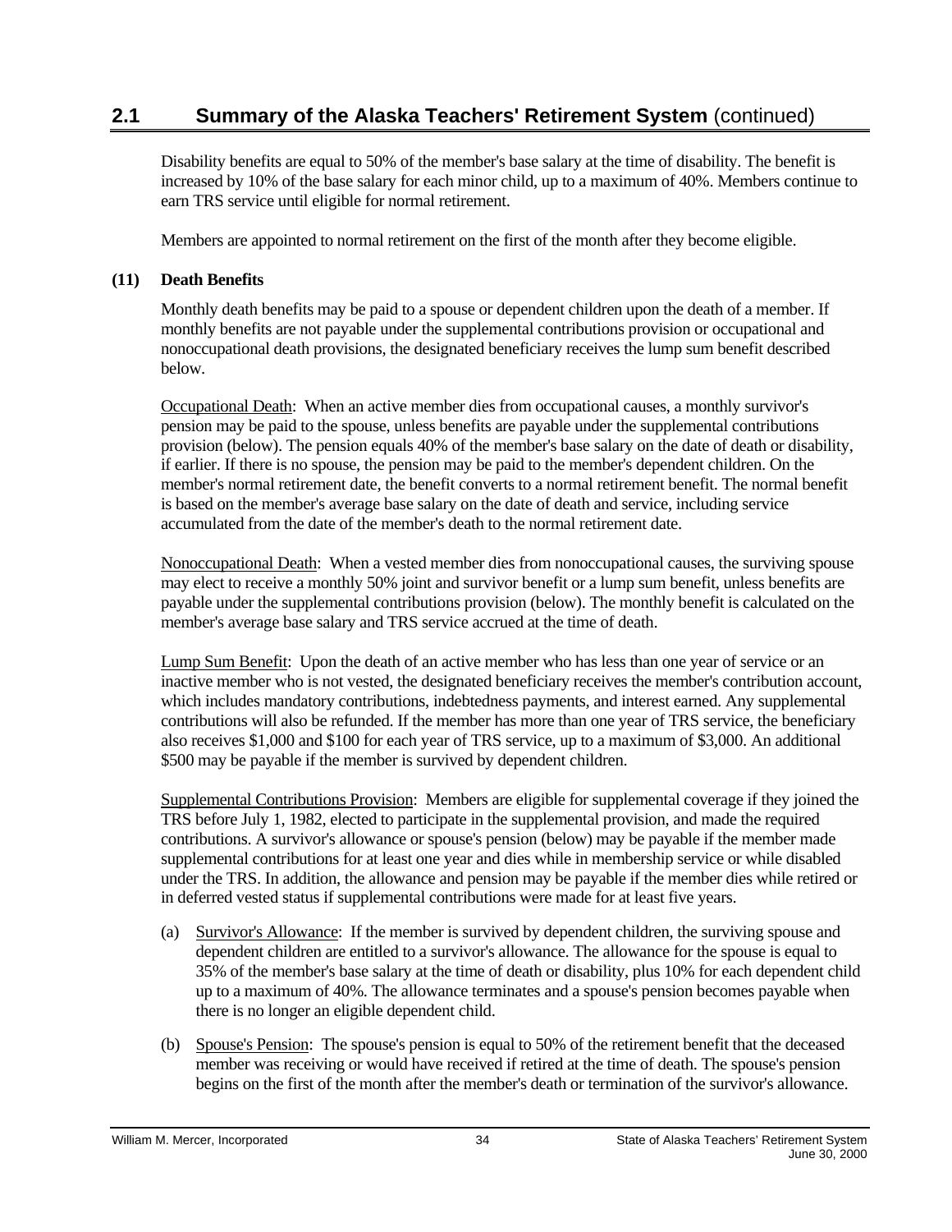## 2.1 Summary of the Alaska Teachers' Retirement System (continued)

Disability benefits are equal to 50% of the member's base salary at the time of disability. The benefit is increased by 10% of the base salary for each minor child, up to a maximum of 40%. Members continue to earn TRS service until eligible for normal retirement.

Members are appointed to normal retirement on the first of the month after they become eligible.

**(11) Death Benefits**

Monthly death benefits may be paid to a spouse or dependent children upon the death of a member. If monthly benefits are not payable under the supplemental contributions provision or occupational and nonoccupational death provisions, the designated beneficiary receives the lump sum benefit described below.

Occupational Death: When an active member dies from occupational causes, a monthly survivor's pension may be paid to the spouse, unless benefits are payable under the supplemental contributions provision (below). The pension equals 40% of the member's base salary on the date of death or disability, if earlier. If there is no spouse, the pension may be paid to the member's dependent children. On the member's normal retirement date, the benefit converts to a normal retirement benefit. The normal benefit is based on the member's average base salary on the date of death and service, including service accumulated from the date of the member's death to the normal retirement date.

Nonoccupational Death: When a vested member dies from nonoccupational causes, the surviving spouse may elect to receive a monthly 50% joint and survivor benefit or a lump sum benefit, unless benefits are payable under the supplemental contributions provision (below). The monthly benefit is calculated on the member's average base salary and TRS service accrued at the time of death.

Lump Sum Benefit: Upon the death of an active member who has less than one year of service or an inactive member who is not vested, the designated beneficiary receives the member's contribution account, which includes mandatory contributions, indebtedness payments, and interest earned. Any supplemental contributions will also be refunded. If the member has more than one year of TRS service, the beneficiary also receives $1,000 and $100 for each year of TRS service, up to a maximum of $3,000. An additional $500 may be payable if the member is survived by dependent children.

Supplemental Contributions Provision: Members are eligible for supplemental coverage if they joined the TRS before July 1, 1982, elected to participate in the supplemental provision, and made the required contributions. A survivor's allowance or spouse's pension (below) may be payable if the member made supplemental contributions for at least one year and dies while in membership service or while disabled under the TRS. In addition, the allowance and pension may be payable if the member dies while retired or in deferred vested status if supplemental contributions were made for at least five years.

(a) Survivor's Allowance: If the member is survived by dependent children, the surviving spouse and dependent children are entitled to a survivor's allowance. The allowance for the spouse is equal to 35% of the member's base salary at the time of death or disability, plus 10% for each dependent child up to a maximum of 40%. The allowance terminates and a spouse's pension becomes payable when there is no longer an eligible dependent child.

(b) Spouse's Pension: The spouse's pension is equal to 50% of the retirement benefit that the deceased member was receiving or would have received if retired at the time of death. The spouse's pension begins on the first of the month after the member's death or termination of the survivor's allowance.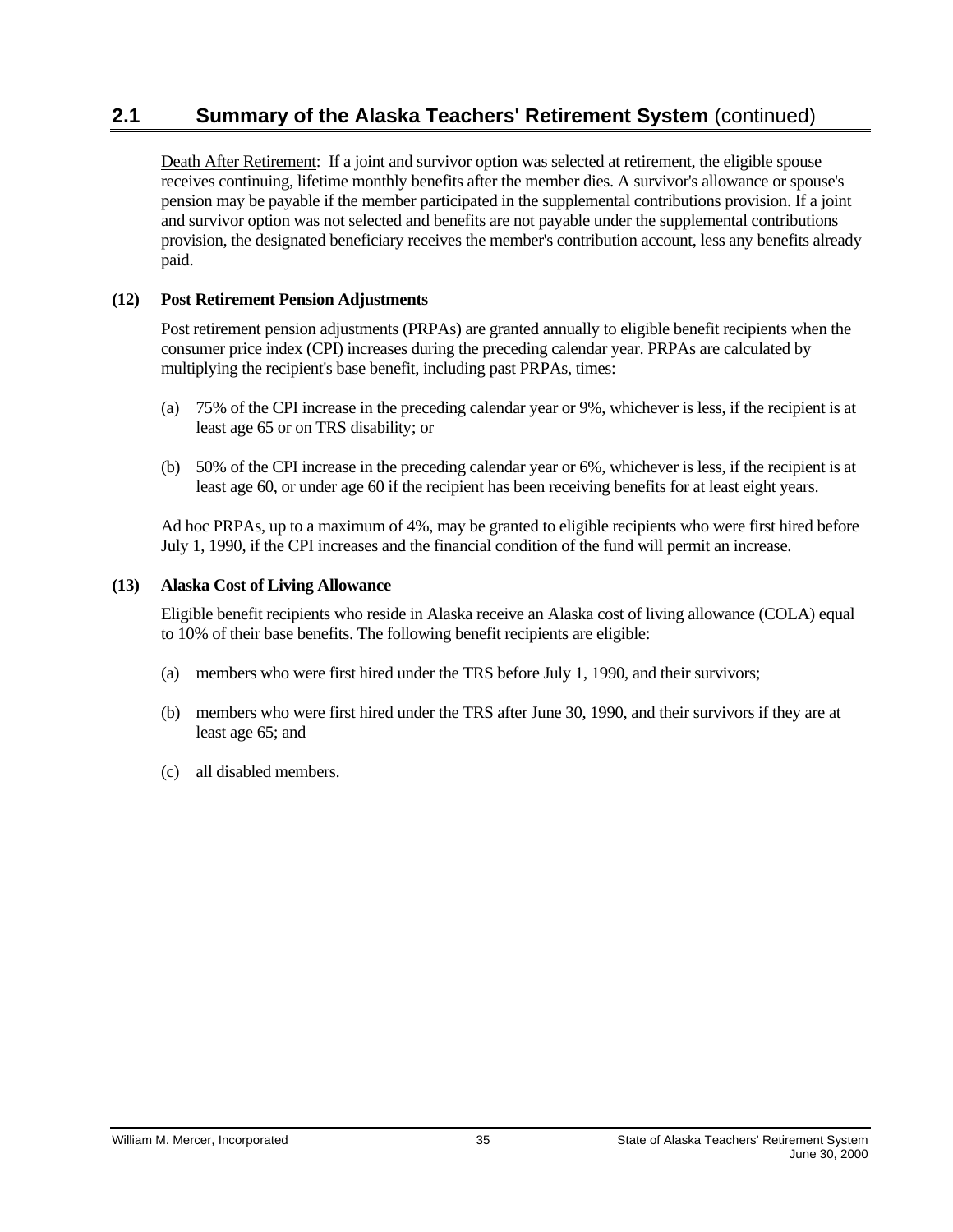## 2.1 Summary of the Alaska Teachers' Retirement System (continued)

Death After Retirement: If a joint and survivor option was selected at retirement, the eligible spouse receives continuing, lifetime monthly benefits after the member dies. A survivor's allowance or spouse's pension may be payable if the member participated in the supplemental contributions provision. If a joint and survivor option was not selected and benefits are not payable under the supplemental contributions provision, the designated beneficiary receives the member's contribution account, less any benefits already paid.

**(12) Post Retirement Pension Adjustments**

Post retirement pension adjustments (PRPAs) are granted annually to eligible benefit recipients when the consumer price index (CPI) increases during the preceding calendar year. PRPAs are calculated by multiplying the recipient's base benefit, including past PRPAs, times:

(a) 75% of the CPI increase in the preceding calendar year or 9%, whichever is less, if the recipient is at least age 65 or on TRS disability; or

(b) 50% of the CPI increase in the preceding calendar year or 6%, whichever is less, if the recipient is at least age 60, or under age 60 if the recipient has been receiving benefits for at least eight years.

Ad hoc PRPAs, up to a maximum of 4%, may be granted to eligible recipients who were first hired before July 1, 1990, if the CPI increases and the financial condition of the fund will permit an increase.

**(13) Alaska Cost of Living Allowance**

Eligible benefit recipients who reside in Alaska receive an Alaska cost of living allowance (COLA) equal to 10% of their base benefits. The following benefit recipients are eligible:

(a) members who were first hired under the TRS before July 1, 1990, and their survivors;

(b) members who were first hired under the TRS after June 30, 1990, and their survivors if they are at least age 65; and

(c) all disabled members.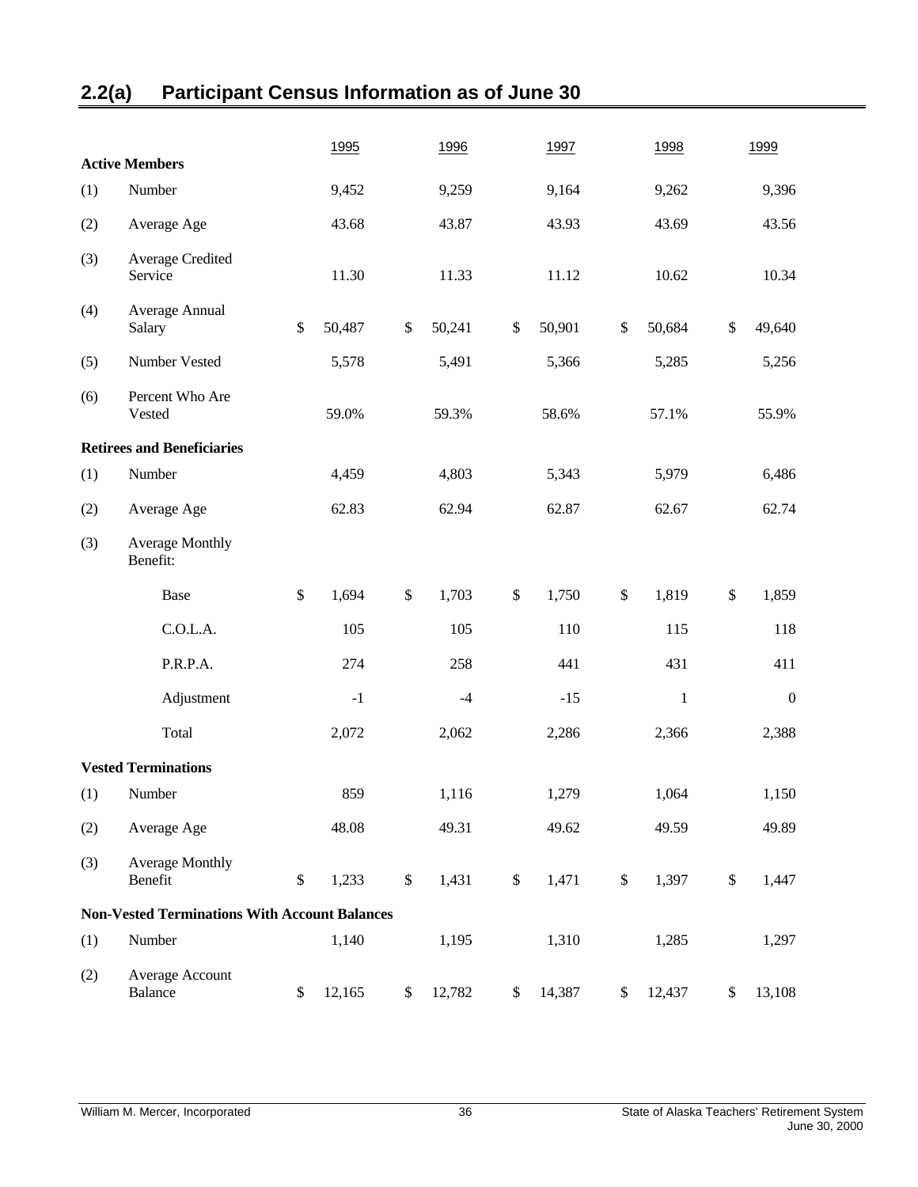## 2.2(a) Participant Census Information as of June 30

| | | 1995 | 1996 | 1997 | 1998 | 1999 |
|---|---|---|---|---|---|---|
| **Active Members** | | | | | | |
| (1) | Number | 9,452 | 9,259 | 9,164 | 9,262 | 9,396 |
| (2) | Average Age | 43.68 | 43.87 | 43.93 | 43.69 | 43.56 |
| (3) | Average Credited Service | 11.30 | 11.33 | 11.12 | 10.62 | 10.34 |
| (4) | Average Annual Salary | $ 50,487 | $ 50,241 | $ 50,901 | $ 50,684 | $ 49,640 |
| (5) | Number Vested | 5,578 | 5,491 | 5,366 | 5,285 | 5,256 |
| (6) | Percent Who Are Vested | 59.0% | 59.3% | 58.6% | 57.1% | 55.9% |
| **Retirees and Beneficiaries** | | | | | | |
| (1) | Number | 4,459 | 4,803 | 5,343 | 5,979 | 6,486 |
| (2) | Average Age | 62.83 | 62.94 | 62.87 | 62.67 | 62.74 |
| (3) | Average Monthly Benefit: | | | | | |
| | Base | $ 1,694 | $ 1,703 | $ 1,750 | $ 1,819 | $ 1,859 |
| | C.O.L.A. | 105 | 105 | 110 | 115 | 118 |
| | P.R.P.A. | 274 | 258 | 441 | 431 | 411 |
| | Adjustment | -1 | -4 | -15 | 1 | 0 |
| | Total | 2,072 | 2,062 | 2,286 | 2,366 | 2,388 |
| **Vested Terminations** | | | | | | |
| (1) | Number | 859 | 1,116 | 1,279 | 1,064 | 1,150 |
| (2) | Average Age | 48.08 | 49.31 | 49.62 | 49.59 | 49.89 |
| (3) | Average Monthly Benefit | $ 1,233 | $ 1,431 | $ 1,471 | $ 1,397 | $ 1,447 |
| **Non-Vested Terminations With Account Balances** | | | | | | |
| (1) | Number | 1,140 | 1,195 | 1,310 | 1,285 | 1,297 |
| (2) | Average Account Balance | $ 12,165 | $ 12,782 | $ 14,387 | $ 12,437 | $ 13,108 |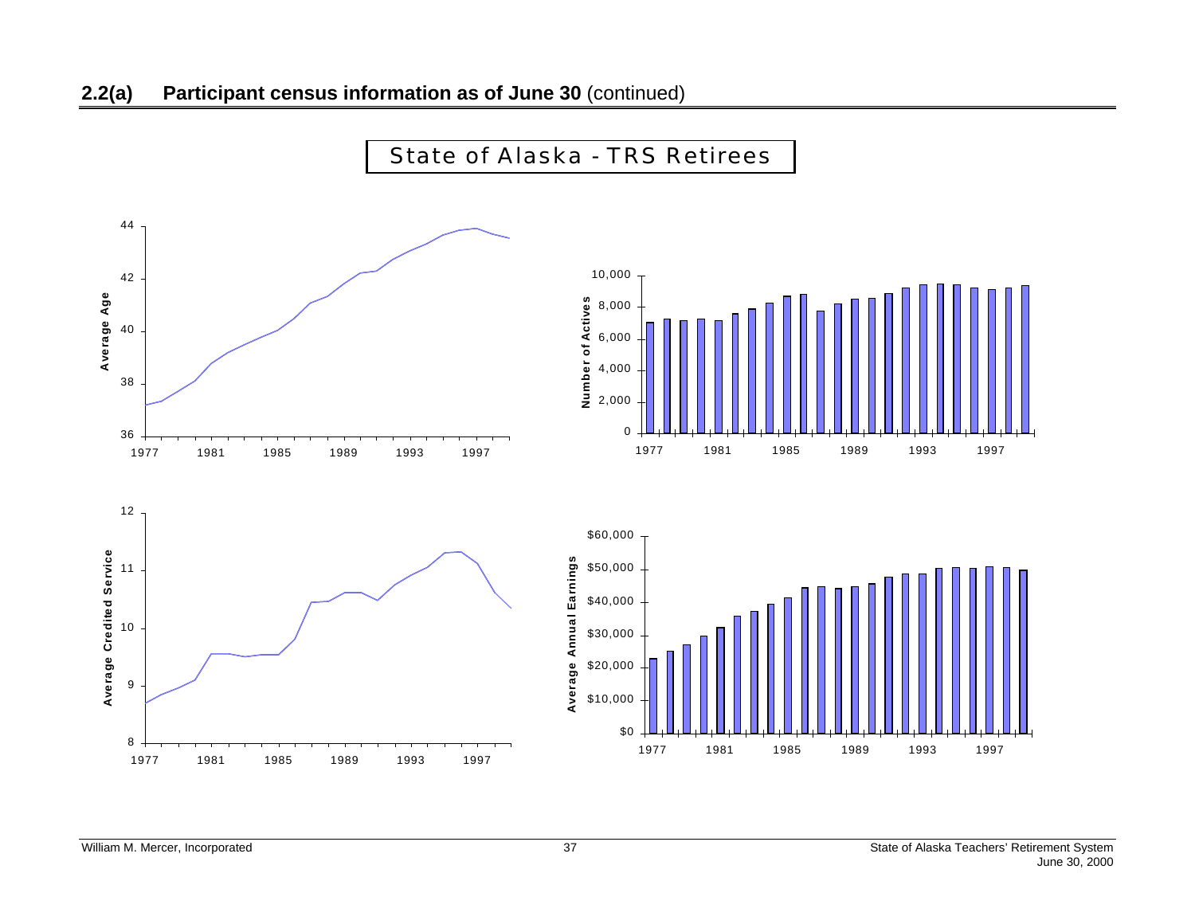## 2.2(a) Participant census information as of June 30 (continued)

State of Alaska - TRS Retirees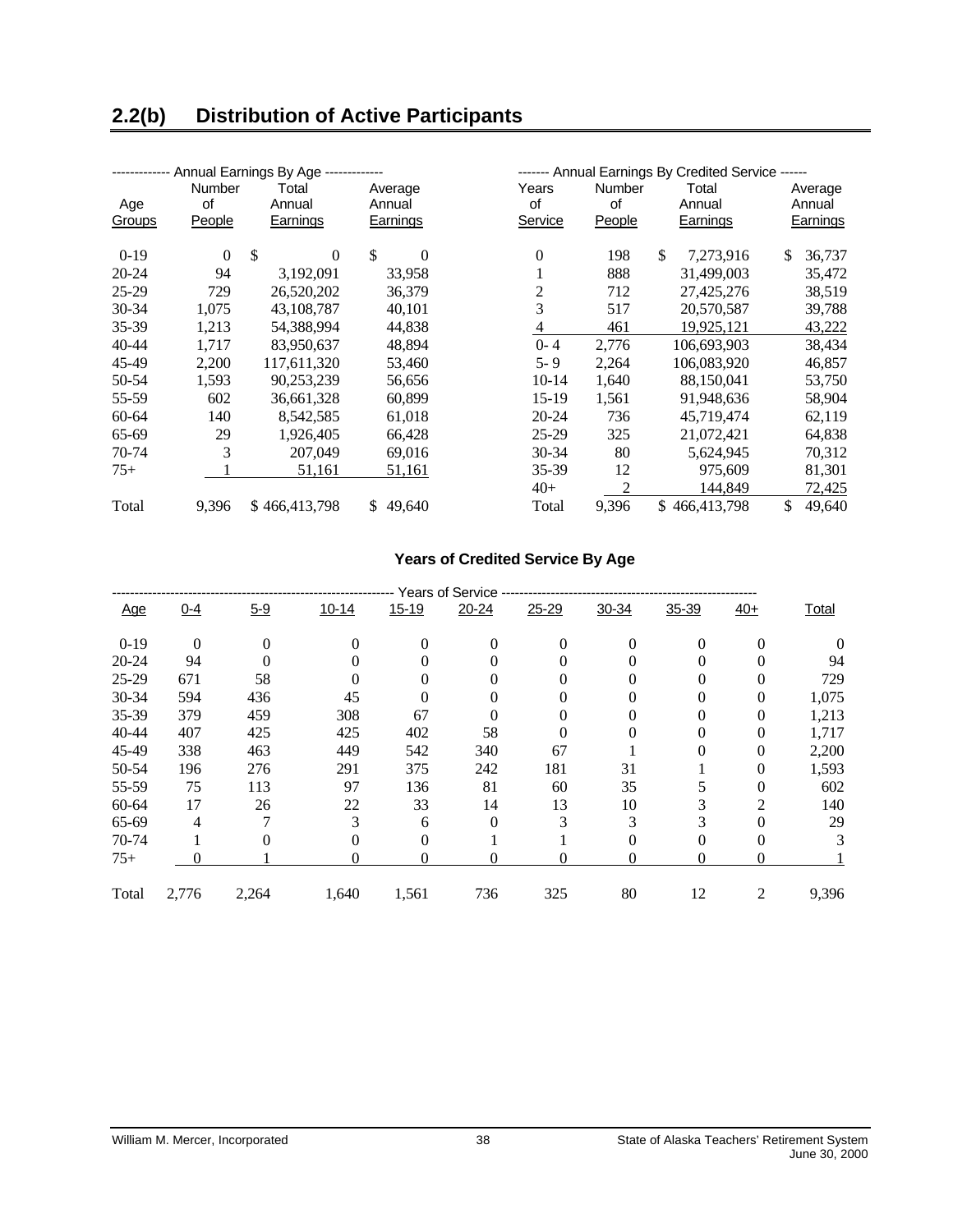## 2.2(b) Distribution of Active Participants

| Annual Earnings By Age | | | |
|---|---|---|---|
| Age Groups | Number of People | Total Annual Earnings | Average Annual Earnings |
| 0-19 | 0 | $ 0 | $ 0 |
| 20-24 | 94 | 3,192,091 | 33,958 |
| 25-29 | 729 | 26,520,202 | 36,379 |
| 30-34 | 1,075 | 43,108,787 | 40,101 |
| 35-39 | 1,213 | 54,388,994 | 44,838 |
| 40-44 | 1,717 | 83,950,637 | 48,894 |
| 45-49 | 2,200 | 117,611,320 | 53,460 |
| 50-54 | 1,593 | 90,253,239 | 56,656 |
| 55-59 | 602 | 36,661,328 | 60,899 |
| 60-64 | 140 | 8,542,585 | 61,018 |
| 65-69 | 29 | 1,926,405 | 66,428 |
| 70-74 | 3 | 207,049 | 69,016 |
| 75+ | 1 | 51,161 | 51,161 |
| Total | 9,396 | $ 466,413,798 | $ 49,640 |

| Annual Earnings By Credited Service | | | |
|---|---|---|---|
| Years of Service | Number of People | Total Annual Earnings | Average Annual Earnings |
| 0 | 198 | $ 7,273,916 | $ 36,737 |
| 1 | 888 | 31,499,003 | 35,472 |
| 2 | 712 | 27,425,276 | 38,519 |
| 3 | 517 | 20,570,587 | 39,788 |
| 4 | 461 | 19,925,121 | 43,222 |
| 0- 4 | 2,776 | 106,693,903 | 38,434 |
| 5- 9 | 2,264 | 106,083,920 | 46,857 |
| 10-14 | 1,640 | 88,150,041 | 53,750 |
| 15-19 | 1,561 | 91,948,636 | 58,904 |
| 20-24 | 736 | 45,719,474 | 62,119 |
| 25-29 | 325 | 21,072,421 | 64,838 |
| 30-34 | 80 | 5,624,945 | 70,312 |
| 35-39 | 12 | 975,609 | 81,301 |
| 40+ | 2 | 144,849 | 72,425 |
| Total | 9,396 | $ 466,413,798 | $ 49,640 |

### Years of Credited Service By Age

| | Years of Service | | | | | | | | | |
|---|---|---|---|---|---|---|---|---|---|---|
| Age | 0-4 | 5-9 | 10-14 | 15-19 | 20-24 | 25-29 | 30-34 | 35-39 | 40+ | Total |
| 0-19 | 0 | 0 | 0 | 0 | 0 | 0 | 0 | 0 | 0 | 0 |
| 20-24 | 94 | 0 | 0 | 0 | 0 | 0 | 0 | 0 | 0 | 94 |
| 25-29 | 671 | 58 | 0 | 0 | 0 | 0 | 0 | 0 | 0 | 729 |
| 30-34 | 594 | 436 | 45 | 0 | 0 | 0 | 0 | 0 | 0 | 1,075 |
| 35-39 | 379 | 459 | 308 | 67 | 0 | 0 | 0 | 0 | 0 | 1,213 |
| 40-44 | 407 | 425 | 425 | 402 | 58 | 0 | 0 | 0 | 0 | 1,717 |
| 45-49 | 338 | 463 | 449 | 542 | 340 | 67 | 1 | 0 | 0 | 2,200 |
| 50-54 | 196 | 276 | 291 | 375 | 242 | 181 | 31 | 1 | 0 | 1,593 |
| 55-59 | 75 | 113 | 97 | 136 | 81 | 60 | 35 | 5 | 0 | 602 |
| 60-64 | 17 | 26 | 22 | 33 | 14 | 13 | 10 | 3 | 2 | 140 |
| 65-69 | 4 | 7 | 3 | 6 | 0 | 3 | 3 | 3 | 0 | 29 |
| 70-74 | 1 | 0 | 0 | 0 | 1 | 1 | 0 | 0 | 0 | 3 |
| 75+ | 0 | 1 | 0 | 0 | 0 | 0 | 0 | 0 | 0 | 1 |
| Total | 2,776 | 2,264 | 1,640 | 1,561 | 736 | 325 | 80 | 12 | 2 | 9,396 |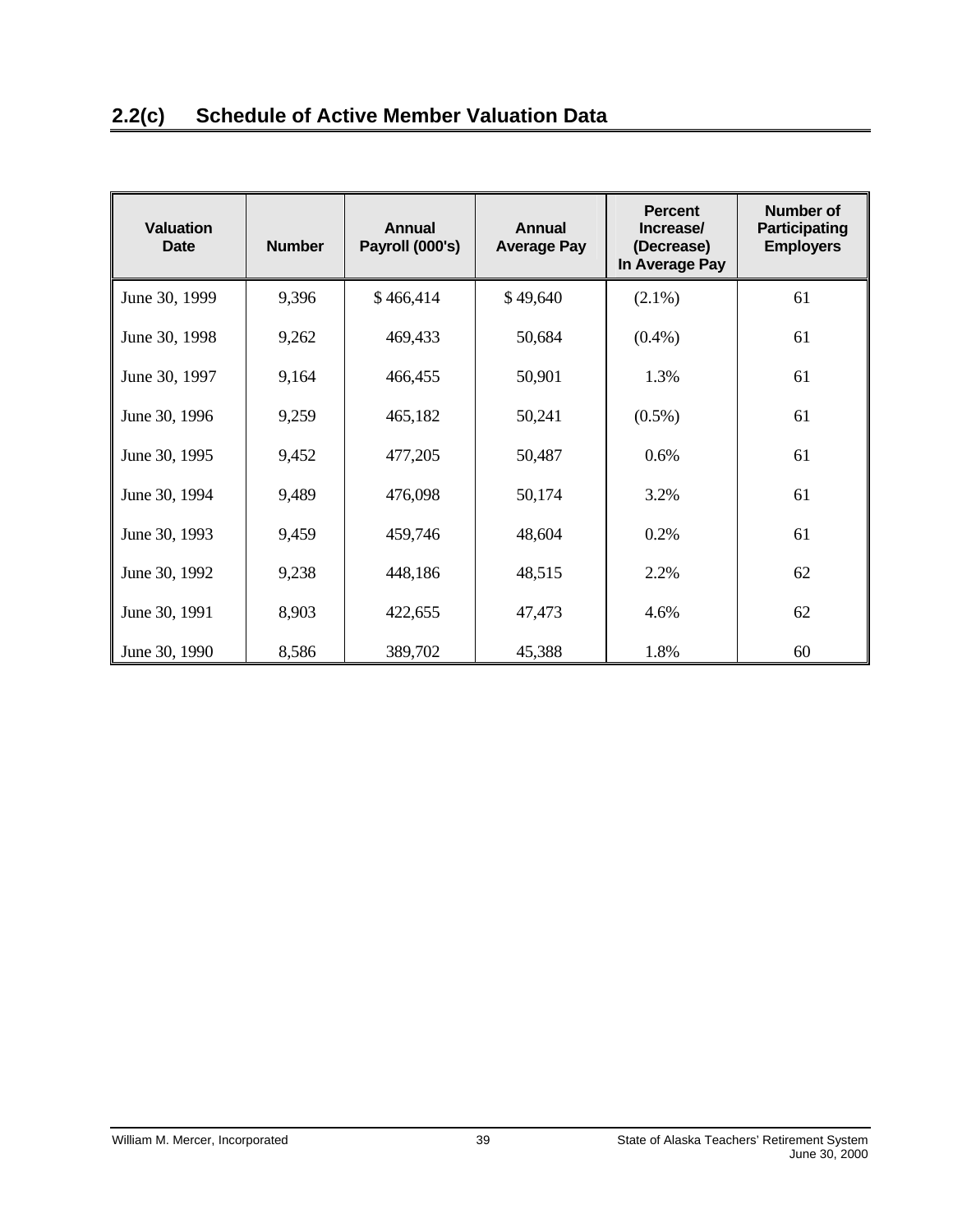## 2.2(c) Schedule of Active Member Valuation Data

| Valuation Date | Number | Annual Payroll (000's) | Annual Average Pay | Percent Increase/ (Decrease) In Average Pay | Number of Participating Employers |
|---|---|---|---|---|---|
| June 30, 1999 | 9,396 | $ 466,414 | $ 49,640 | (2.1%) | 61 |
| June 30, 1998 | 9,262 | 469,433 | 50,684 | (0.4%) | 61 |
| June 30, 1997 | 9,164 | 466,455 | 50,901 | 1.3% | 61 |
| June 30, 1996 | 9,259 | 465,182 | 50,241 | (0.5%) | 61 |
| June 30, 1995 | 9,452 | 477,205 | 50,487 | 0.6% | 61 |
| June 30, 1994 | 9,489 | 476,098 | 50,174 | 3.2% | 61 |
| June 30, 1993 | 9,459 | 459,746 | 48,604 | 0.2% | 61 |
| June 30, 1992 | 9,238 | 448,186 | 48,515 | 2.2% | 62 |
| June 30, 1991 | 8,903 | 422,655 | 47,473 | 4.6% | 62 |
| June 30, 1990 | 8,586 | 389,702 | 45,388 | 1.8% | 60 |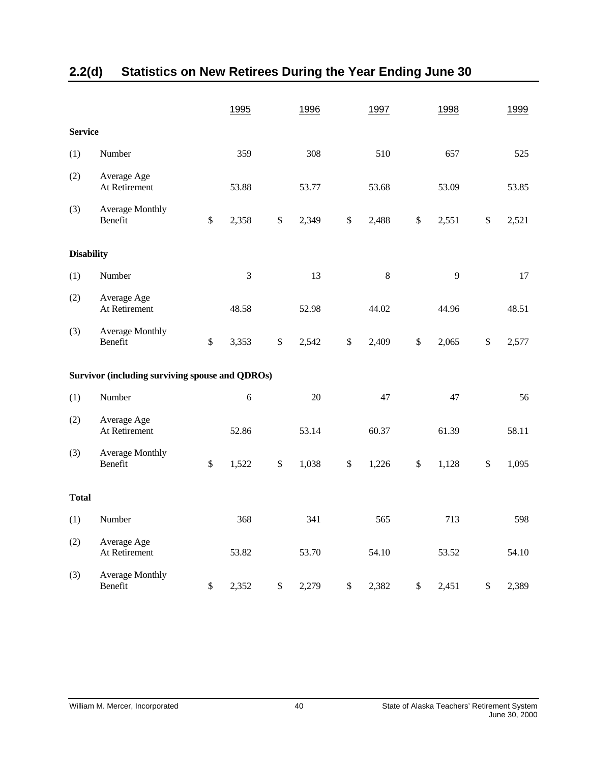## 2.2(d) Statistics on New Retirees During the Year Ending June 30

| | | 1995 | 1996 | 1997 | 1998 | 1999 |
|---|---|---|---|---|---|---|
| **Service** | | | | | | |
| (1) | Number | 359 | 308 | 510 | 657 | 525 |
| (2) | Average Age At Retirement | 53.88 | 53.77 | 53.68 | 53.09 | 53.85 |
| (3) | Average Monthly Benefit | $ 2,358 | $ 2,349 | $ 2,488 | $ 2,551 | $ 2,521 |
| **Disability** | | | | | | |
| (1) | Number | 3 | 13 | 8 | 9 | 17 |
| (2) | Average Age At Retirement | 48.58 | 52.98 | 44.02 | 44.96 | 48.51 |
| (3) | Average Monthly Benefit | $ 3,353 | $ 2,542 | $ 2,409 | $ 2,065 | $ 2,577 |
| **Survivor (including surviving spouse and QDROs)** | | | | | | |
| (1) | Number | 6 | 20 | 47 | 47 | 56 |
| (2) | Average Age At Retirement | 52.86 | 53.14 | 60.37 | 61.39 | 58.11 |
| (3) | Average Monthly Benefit | $ 1,522 | $ 1,038 | $ 1,226 | $ 1,128 | $ 1,095 |
| **Total** | | | | | | |
| (1) | Number | 368 | 341 | 565 | 713 | 598 |
| (2) | Average Age At Retirement | 53.82 | 53.70 | 54.10 | 53.52 | 54.10 |
| (3) | Average Monthly Benefit | $ 2,352 | $ 2,279 | $ 2,382 | $ 2,451 | $ 2,389 |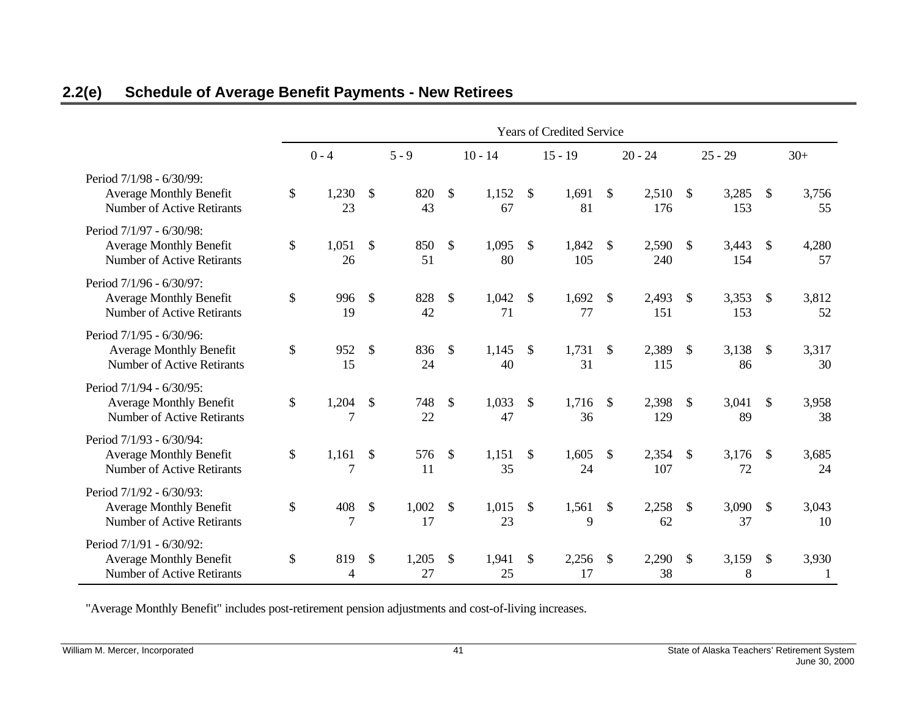## 2.2(e) Schedule of Average Benefit Payments - New Retirees

| | Years of Credited Service | | | | | | |
|---|---|---|---|---|---|---|---|
| | 0 - 4 | 5 - 9 | 10 - 14 | 15 - 19 | 20 - 24 | 25 - 29 | 30+ |
| **Period 7/1/98 - 6/30/99:** | | | | | | | |
| Average Monthly Benefit | $ 1,230 | $ 820 | $ 1,152 | $ 1,691 | $ 2,510 | $ 3,285 | $ 3,756 |
| Number of Active Retirants | 23 | 43 | 67 | 81 | 176 | 153 | 55 |
| **Period 7/1/97 - 6/30/98:** | | | | | | | |
| Average Monthly Benefit | $ 1,051 | $ 850 | $ 1,095 | $ 1,842 | $ 2,590 | $ 3,443 | $ 4,280 |
| Number of Active Retirants | 26 | 51 | 80 | 105 | 240 | 154 | 57 |
| **Period 7/1/96 - 6/30/97:** | | | | | | | |
| Average Monthly Benefit | $ 996 | $ 828 | $ 1,042 | $ 1,692 | $ 2,493 | $ 3,353 | $ 3,812 |
| Number of Active Retirants | 19 | 42 | 71 | 77 | 151 | 153 | 52 |
| **Period 7/1/95 - 6/30/96:** | | | | | | | |
| Average Monthly Benefit | $ 952 | $ 836 | $ 1,145 | $ 1,731 | $ 2,389 | $ 3,138 | $ 3,317 |
| Number of Active Retirants | 15 | 24 | 40 | 31 | 115 | 86 | 30 |
| **Period 7/1/94 - 6/30/95:** | | | | | | | |
| Average Monthly Benefit | $ 1,204 | $ 748 | $ 1,033 | $ 1,716 | $ 2,398 | $ 3,041 | $ 3,958 |
| Number of Active Retirants | 7 | 22 | 47 | 36 | 129 | 89 | 38 |
| **Period 7/1/93 - 6/30/94:** | | | | | | | |
| Average Monthly Benefit | $ 1,161 | $ 576 | $ 1,151 | $ 1,605 | $ 2,354 | $ 3,176 | $ 3,685 |
| Number of Active Retirants | 7 | 11 | 35 | 24 | 107 | 72 | 24 |
| **Period 7/1/92 - 6/30/93:** | | | | | | | |
| Average Monthly Benefit | $ 408 | $ 1,002 | $ 1,015 | $ 1,561 | $ 2,258 | $ 3,090 | $ 3,043 |
| Number of Active Retirants | 7 | 17 | 23 | 9 | 62 | 37 | 10 |
| **Period 7/1/91 - 6/30/92:** | | | | | | | |
| Average Monthly Benefit | $ 819 | $ 1,205 | $ 1,941 | $ 2,256 | $ 2,290 | $ 3,159 | $ 3,930 |
| Number of Active Retirants | 4 | 27 | 25 | 17 | 38 | 8 | 1 |

"Average Monthly Benefit" includes post-retirement pension adjustments and cost-of-living increases.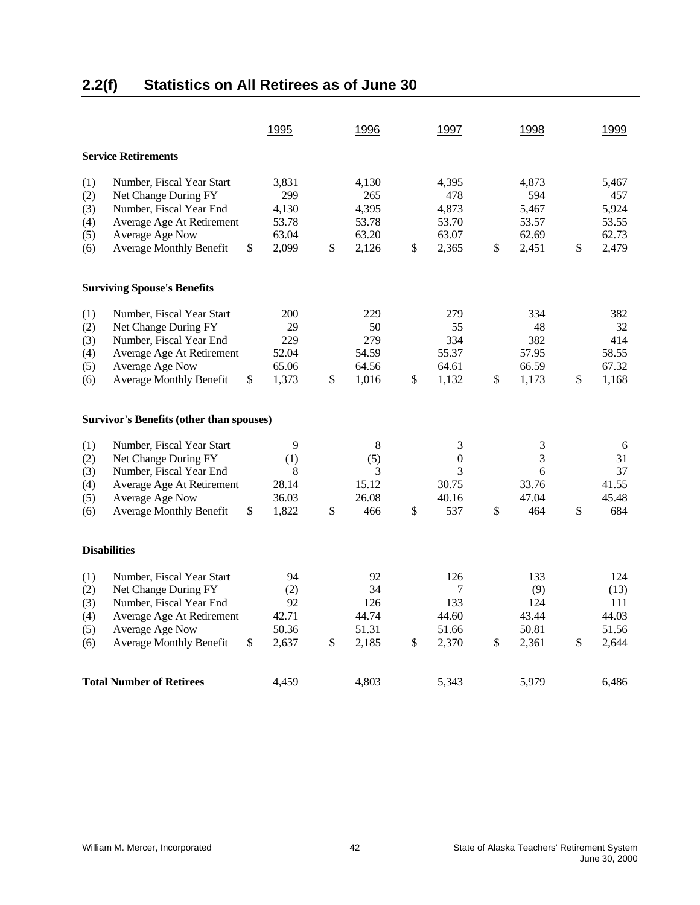## 2.2(f) Statistics on All Retirees as of June 30

| | | 1995 | 1996 | 1997 | 1998 | 1999 |
|---|---|---|---|---|---|---|
| **Service Retirements** | | | | | | |
| (1) | Number, Fiscal Year Start | 3,831 | 4,130 | 4,395 | 4,873 | 5,467 |
| (2) | Net Change During FY | 299 | 265 | 478 | 594 | 457 |
| (3) | Number, Fiscal Year End | 4,130 | 4,395 | 4,873 | 5,467 | 5,924 |
| (4) | Average Age At Retirement | 53.78 | 53.78 | 53.70 | 53.57 | 53.55 |
| (5) | Average Age Now | 63.04 | 63.20 | 63.07 | 62.69 | 62.73 |
| (6) | Average Monthly Benefit | $ 2,099 | $ 2,126 | $ 2,365 | $ 2,451 | $ 2,479 |
| **Surviving Spouse's Benefits** | | | | | | |
| (1) | Number, Fiscal Year Start | 200 | 229 | 279 | 334 | 382 |
| (2) | Net Change During FY | 29 | 50 | 55 | 48 | 32 |
| (3) | Number, Fiscal Year End | 229 | 279 | 334 | 382 | 414 |
| (4) | Average Age At Retirement | 52.04 | 54.59 | 55.37 | 57.95 | 58.55 |
| (5) | Average Age Now | 65.06 | 64.56 | 64.61 | 66.59 | 67.32 |
| (6) | Average Monthly Benefit | $ 1,373 | $ 1,016 | $ 1,132 | $ 1,173 | $ 1,168 |
| **Survivor's Benefits (other than spouses)** | | | | | | |
| (1) | Number, Fiscal Year Start | 9 | 8 | 3 | 3 | 6 |
| (2) | Net Change During FY | (1) | (5) | 0 | 3 | 31 |
| (3) | Number, Fiscal Year End | 8 | 3 | 3 | 6 | 37 |
| (4) | Average Age At Retirement | 28.14 | 15.12 | 30.75 | 33.76 | 41.55 |
| (5) | Average Age Now | 36.03 | 26.08 | 40.16 | 47.04 | 45.48 |
| (6) | Average Monthly Benefit | $ 1,822 | $ 466 | $ 537 | $ 464 | $ 684 |
| **Disabilities** | | | | | | |
| (1) | Number, Fiscal Year Start | 94 | 92 | 126 | 133 | 124 |
| (2) | Net Change During FY | (2) | 34 | 7 | (9) | (13) |
| (3) | Number, Fiscal Year End | 92 | 126 | 133 | 124 | 111 |
| (4) | Average Age At Retirement | 42.71 | 44.74 | 44.60 | 43.44 | 44.03 |
| (5) | Average Age Now | 50.36 | 51.31 | 51.66 | 50.81 | 51.56 |
| (6) | Average Monthly Benefit | $ 2,637 | $ 2,185 | $ 2,370 | $ 2,361 | $ 2,644 |
| **Total Number of Retirees** | | 4,459 | 4,803 | 5,343 | 5,979 | 6,486 |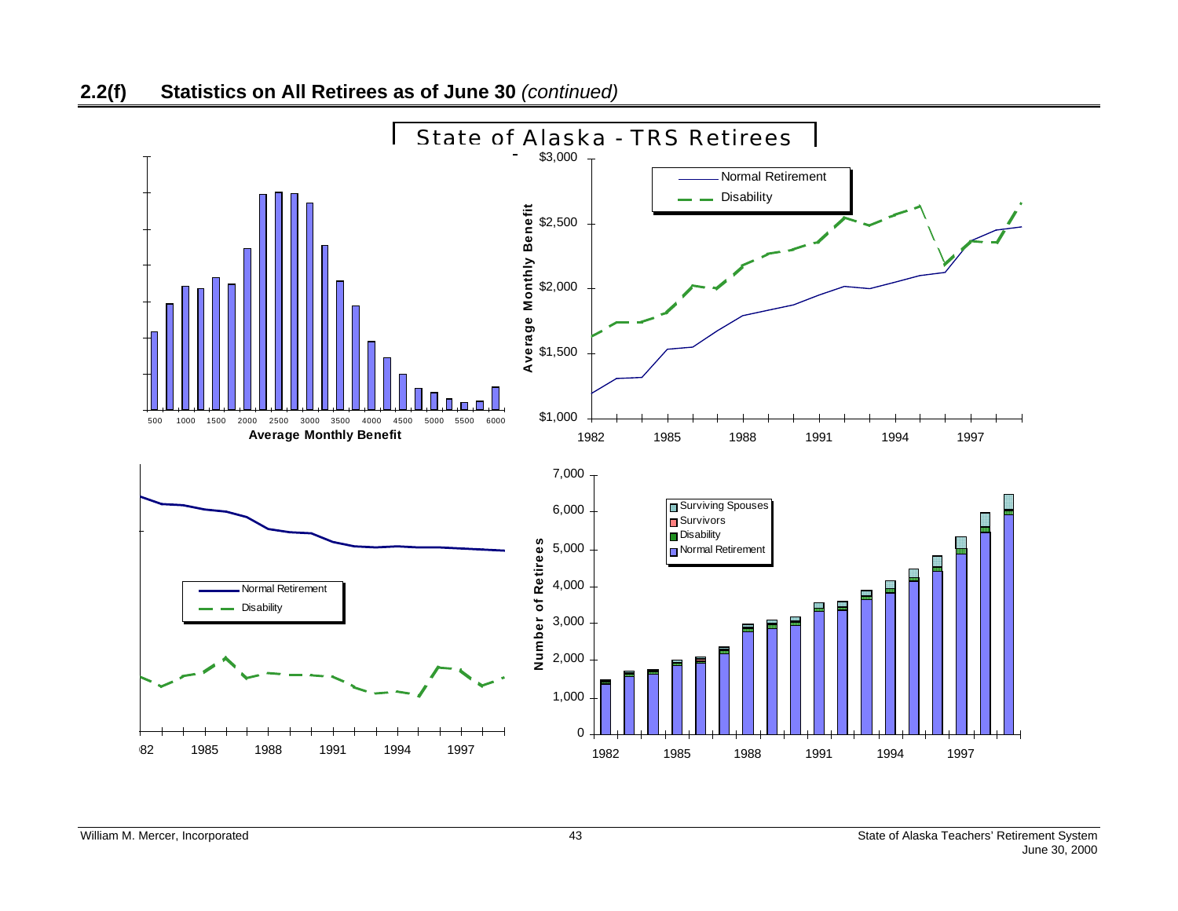## 2.2(f) Statistics on All Retirees as of June 30 *(continued)*

State of Alaska - TRS Retirees

Average Monthly Benefit

500 1000 1500 2000 2500 3000 3500 4000 4500 5000 5500 6000

Average Monthly Benefit

$3,000 $2,500 $2,000 $1,500 $1,000

Normal Retirement

Disability

1982 1985 1988 1991 1994 1997

Normal Retirement

Disability

'82 1985 1988 1991 1994 1997

Number of Retirees

7,000 6,000 5,000 4,000 3,000 2,000 1,000 0

Surviving Spouses

Survivors

Disability

Normal Retirement

1982 1985 1988 1991 1994 1997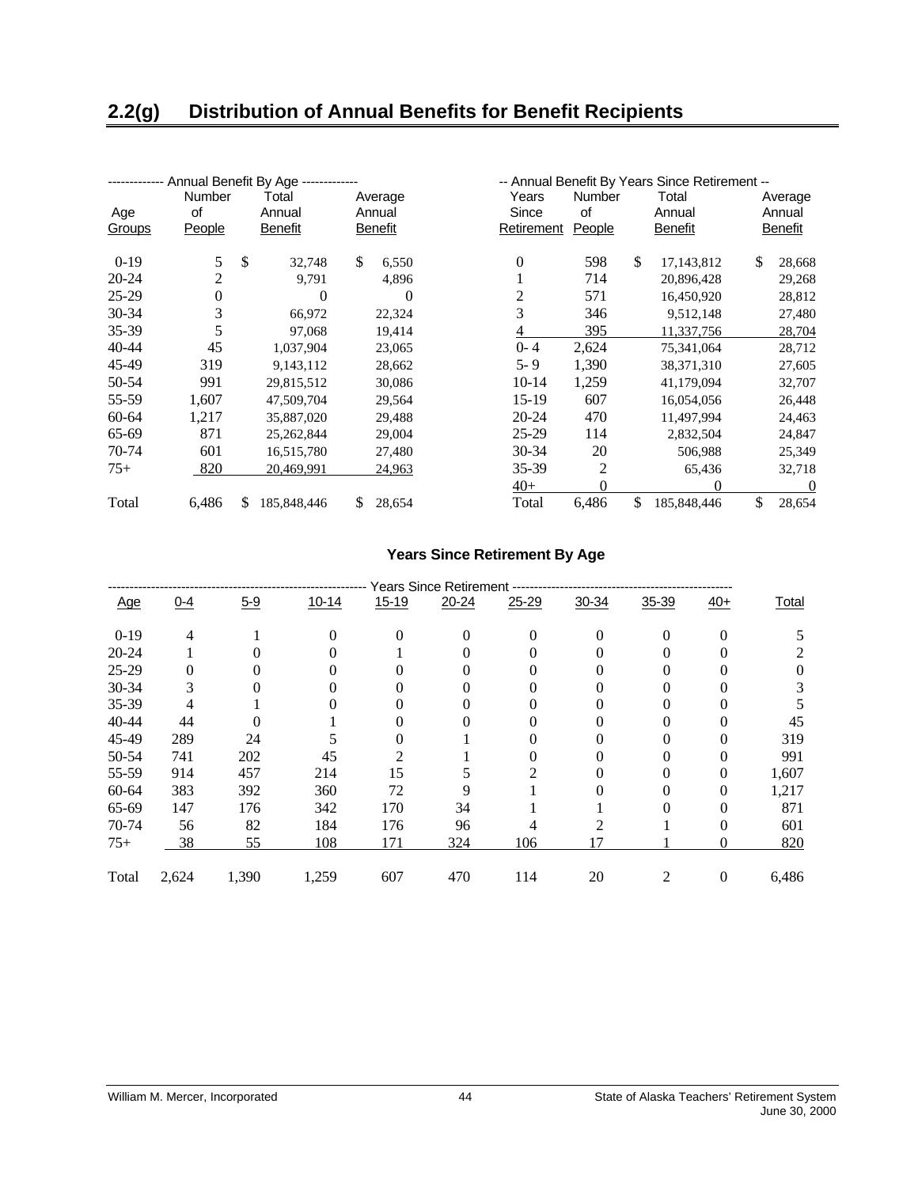## 2.2(g) Distribution of Annual Benefits for Benefit Recipients

| Annual Benefit By Age | | | |
|---|---|---|---|
| Age Groups | Number of People | Total Annual Benefit | Average Annual Benefit |
| 0-19 | 5 | $ 32,748 | $ 6,550 |
| 20-24 | 2 | 9,791 | 4,896 |
| 25-29 | 0 | 0 | 0 |
| 30-34 | 3 | 66,972 | 22,324 |
| 35-39 | 5 | 97,068 | 19,414 |
| 40-44 | 45 | 1,037,904 | 23,065 |
| 45-49 | 319 | 9,143,112 | 28,662 |
| 50-54 | 991 | 29,815,512 | 30,086 |
| 55-59 | 1,607 | 47,509,704 | 29,564 |
| 60-64 | 1,217 | 35,887,020 | 29,488 |
| 65-69 | 871 | 25,262,844 | 29,004 |
| 70-74 | 601 | 16,515,780 | 27,480 |
| 75+ | 820 | 20,469,991 | 24,963 |
| Total | 6,486 | $ 185,848,446 | $ 28,654 |

| Annual Benefit By Years Since Retirement | | | |
|---|---|---|---|
| Years Since Retirement | Number of People | Total Annual Benefit | Average Annual Benefit |
| 0 | 598 | $ 17,143,812 | $ 28,668 |
| 1 | 714 | 20,896,428 | 29,268 |
| 2 | 571 | 16,450,920 | 28,812 |
| 3 | 346 | 9,512,148 | 27,480 |
| 4 | 395 | 11,337,756 | 28,704 |
| 0- 4 | 2,624 | 75,341,064 | 28,712 |
| 5- 9 | 1,390 | 38,371,310 | 27,605 |
| 10-14 | 1,259 | 41,179,094 | 32,707 |
| 15-19 | 607 | 16,054,056 | 26,448 |
| 20-24 | 470 | 11,497,994 | 24,463 |
| 25-29 | 114 | 2,832,504 | 24,847 |
| 30-34 | 20 | 506,988 | 25,349 |
| 35-39 | 2 | 65,436 | 32,718 |
| 40+ | 0 | 0 | 0 |
| Total | 6,486 | $ 185,848,446 | $ 28,654 |

### Years Since Retirement By Age

| Age | 0-4 | 5-9 | 10-14 | 15-19 | 20-24 | 25-29 | 30-34 | 35-39 | 40+ | Total |
|---|---|---|---|---|---|---|---|---|---|---|
| 0-19 | 4 | 1 | 0 | 0 | 0 | 0 | 0 | 0 | 0 | 5 |
| 20-24 | 1 | 0 | 0 | 1 | 0 | 0 | 0 | 0 | 0 | 2 |
| 25-29 | 0 | 0 | 0 | 0 | 0 | 0 | 0 | 0 | 0 | 0 |
| 30-34 | 3 | 0 | 0 | 0 | 0 | 0 | 0 | 0 | 0 | 3 |
| 35-39 | 4 | 1 | 0 | 0 | 0 | 0 | 0 | 0 | 0 | 5 |
| 40-44 | 44 | 0 | 1 | 0 | 0 | 0 | 0 | 0 | 0 | 45 |
| 45-49 | 289 | 24 | 5 | 0 | 1 | 0 | 0 | 0 | 0 | 319 |
| 50-54 | 741 | 202 | 45 | 2 | 1 | 0 | 0 | 0 | 0 | 991 |
| 55-59 | 914 | 457 | 214 | 15 | 5 | 2 | 0 | 0 | 0 | 1,607 |
| 60-64 | 383 | 392 | 360 | 72 | 9 | 1 | 0 | 0 | 0 | 1,217 |
| 65-69 | 147 | 176 | 342 | 170 | 34 | 1 | 1 | 0 | 0 | 871 |
| 70-74 | 56 | 82 | 184 | 176 | 96 | 4 | 2 | 1 | 0 | 601 |
| 75+ | 38 | 55 | 108 | 171 | 324 | 106 | 17 | 1 | 0 | 820 |
| Total | 2,624 | 1,390 | 1,259 | 607 | 470 | 114 | 20 | 2 | 0 | 6,486 |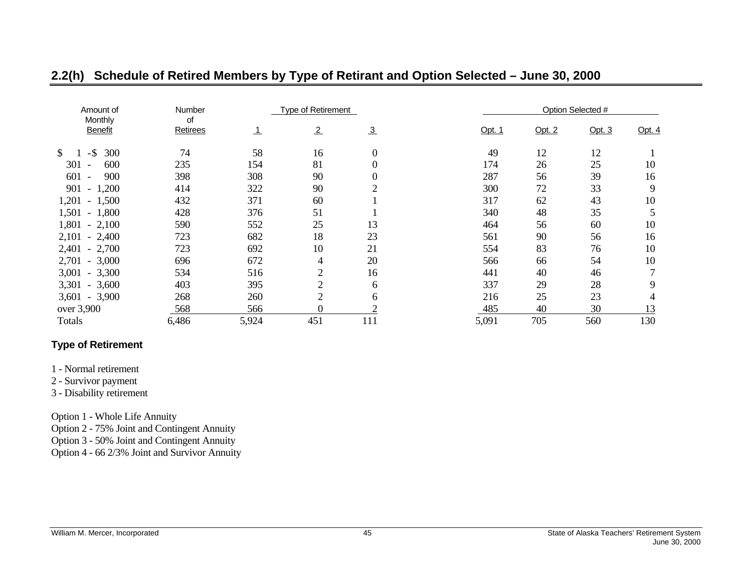## 2.2(h) Schedule of Retired Members by Type of Retirant and Option Selected – June 30, 2000

| Amount of Monthly Benefit | Number of Retirees | Type of Retirement 1 | 2 | 3 | Option Selected # Opt. 1 | Opt. 2 | Opt. 3 | Opt. 4 |
|---|---|---|---|---|---|---|---|---|
| $ 1 - $ 300 | 74 | 58 | 16 | 0 | 49 | 12 | 12 | 1 |
| 301 - 600 | 235 | 154 | 81 | 0 | 174 | 26 | 25 | 10 |
| 601 - 900 | 398 | 308 | 90 | 0 | 287 | 56 | 39 | 16 |
| 901 - 1,200 | 414 | 322 | 90 | 2 | 300 | 72 | 33 | 9 |
| 1,201 - 1,500 | 432 | 371 | 60 | 1 | 317 | 62 | 43 | 10 |
| 1,501 - 1,800 | 428 | 376 | 51 | 1 | 340 | 48 | 35 | 5 |
| 1,801 - 2,100 | 590 | 552 | 25 | 13 | 464 | 56 | 60 | 10 |
| 2,101 - 2,400 | 723 | 682 | 18 | 23 | 561 | 90 | 56 | 16 |
| 2,401 - 2,700 | 723 | 692 | 10 | 21 | 554 | 83 | 76 | 10 |
| 2,701 - 3,000 | 696 | 672 | 4 | 20 | 566 | 66 | 54 | 10 |
| 3,001 - 3,300 | 534 | 516 | 2 | 16 | 441 | 40 | 46 | 7 |
| 3,301 - 3,600 | 403 | 395 | 2 | 6 | 337 | 29 | 28 | 9 |
| 3,601 - 3,900 | 268 | 260 | 2 | 6 | 216 | 25 | 23 | 4 |
| over 3,900 | 568 | 566 | 0 | 2 | 485 | 40 | 30 | 13 |
| Totals | 6,486 | 5,924 | 451 | 111 | 5,091 | 705 | 560 | 130 |

**Type of Retirement**

1 - Normal retirement
2 - Survivor payment
3 - Disability retirement

Option 1 - Whole Life Annuity
Option 2 - 75% Joint and Contingent Annuity
Option 3 - 50% Joint and Contingent Annuity
Option 4 - 66 2/3% Joint and Survivor Annuity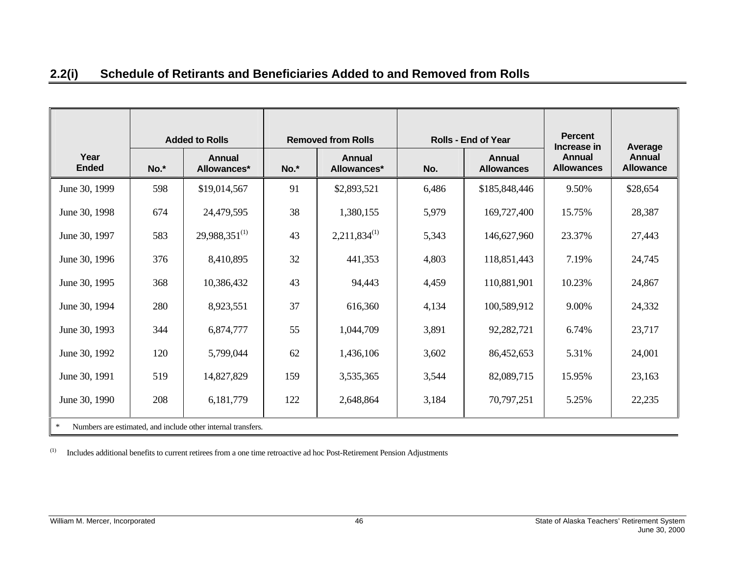## 2.2(i) Schedule of Retirants and Beneficiaries Added to and Removed from Rolls

| Year Ended | Added to Rolls | | Removed from Rolls | | Rolls - End of Year | | Percent Increase in Annual Allowances | Average Annual Allowance |
|---|---|---|---|---|---|---|---|---|
| | No.* | Annual Allowances* | No.* | Annual Allowances* | No. | Annual Allowances | | |
| June 30, 1999 | 598 | $19,014,567 | 91 | $2,893,521 | 6,486 | $185,848,446 | 9.50% | $28,654 |
| June 30, 1998 | 674 | 24,479,595 | 38 | 1,380,155 | 5,979 | 169,727,400 | 15.75% | 28,387 |
| June 30, 1997 | 583 | 29,988,351(1) | 43 | 2,211,834(1) | 5,343 | 146,627,960 | 23.37% | 27,443 |
| June 30, 1996 | 376 | 8,410,895 | 32 | 441,353 | 4,803 | 118,851,443 | 7.19% | 24,745 |
| June 30, 1995 | 368 | 10,386,432 | 43 | 94,443 | 4,459 | 110,881,901 | 10.23% | 24,867 |
| June 30, 1994 | 280 | 8,923,551 | 37 | 616,360 | 4,134 | 100,589,912 | 9.00% | 24,332 |
| June 30, 1993 | 344 | 6,874,777 | 55 | 1,044,709 | 3,891 | 92,282,721 | 6.74% | 23,717 |
| June 30, 1992 | 120 | 5,799,044 | 62 | 1,436,106 | 3,602 | 86,452,653 | 5.31% | 24,001 |
| June 30, 1991 | 519 | 14,827,829 | 159 | 3,535,365 | 3,544 | 82,089,715 | 15.95% | 23,163 |
| June 30, 1990 | 208 | 6,181,779 | 122 | 2,648,864 | 3,184 | 70,797,251 | 5.25% | 22,235 |

* Numbers are estimated, and include other internal transfers.

(1) Includes additional benefits to current retirees from a one time retroactive ad hoc Post-Retirement Pension Adjustments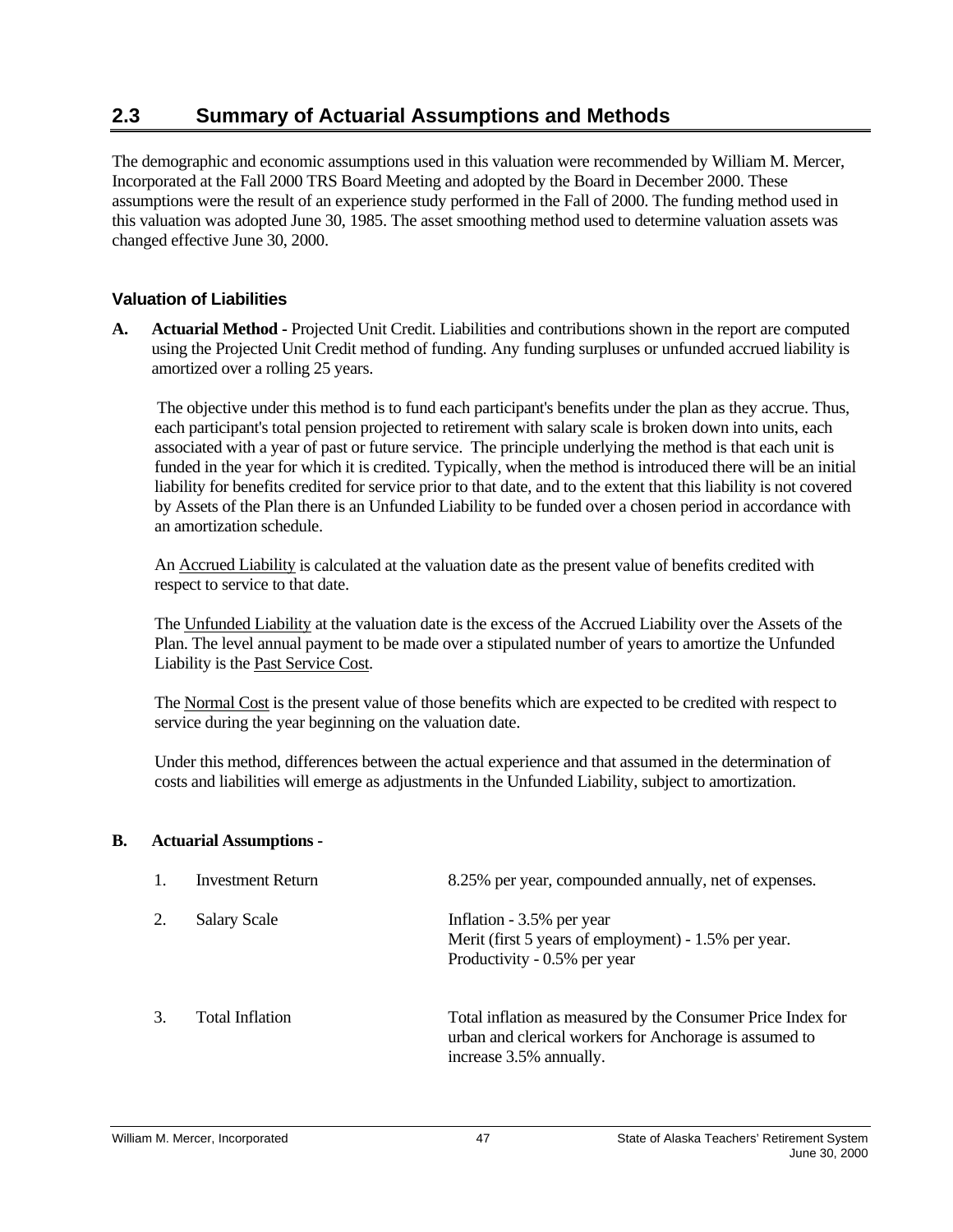## 2.3 Summary of Actuarial Assumptions and Methods

The demographic and economic assumptions used in this valuation were recommended by William M. Mercer, Incorporated at the Fall 2000 TRS Board Meeting and adopted by the Board in December 2000. These assumptions were the result of an experience study performed in the Fall of 2000. The funding method used in this valuation was adopted June 30, 1985. The asset smoothing method used to determine valuation assets was changed effective June 30, 2000.

### Valuation of Liabilities

**A. Actuarial Method -** Projected Unit Credit. Liabilities and contributions shown in the report are computed using the Projected Unit Credit method of funding. Any funding surpluses or unfunded accrued liability is amortized over a rolling 25 years.

The objective under this method is to fund each participant's benefits under the plan as they accrue. Thus, each participant's total pension projected to retirement with salary scale is broken down into units, each associated with a year of past or future service. The principle underlying the method is that each unit is funded in the year for which it is credited. Typically, when the method is introduced there will be an initial liability for benefits credited for service prior to that date, and to the extent that this liability is not covered by Assets of the Plan there is an Unfunded Liability to be funded over a chosen period in accordance with an amortization schedule.

An Accrued Liability is calculated at the valuation date as the present value of benefits credited with respect to service to that date.

The Unfunded Liability at the valuation date is the excess of the Accrued Liability over the Assets of the Plan. The level annual payment to be made over a stipulated number of years to amortize the Unfunded Liability is the Past Service Cost.

The Normal Cost is the present value of those benefits which are expected to be credited with respect to service during the year beginning on the valuation date.

Under this method, differences between the actual experience and that assumed in the determination of costs and liabilities will emerge as adjustments in the Unfunded Liability, subject to amortization.

**B. Actuarial Assumptions -**

1. Investment Return — 8.25% per year, compounded annually, net of expenses.

2. Salary Scale — Inflation - 3.5% per year
   Merit (first 5 years of employment) - 1.5% per year.
   Productivity - 0.5% per year

3. Total Inflation — Total inflation as measured by the Consumer Price Index for urban and clerical workers for Anchorage is assumed to increase 3.5% annually.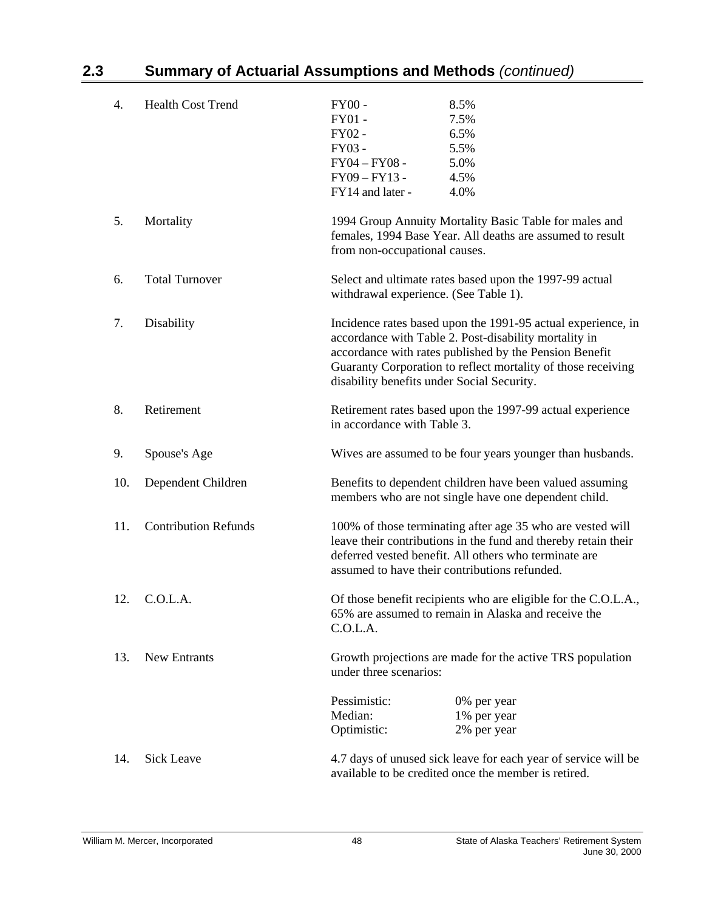## 2.3 Summary of Actuarial Assumptions and Methods *(continued)*

4. Health Cost Trend

| | |
|---|---|
| FY00 - | 8.5% |
| FY01 - | 7.5% |
| FY02 - | 6.5% |
| FY03 - | 5.5% |
| FY04 – FY08 - | 5.0% |
| FY09 – FY13 - | 4.5% |
| FY14 and later - | 4.0% |

5. Mortality

   1994 Group Annuity Mortality Basic Table for males and females, 1994 Base Year. All deaths are assumed to result from non-occupational causes.

6. Total Turnover

   Select and ultimate rates based upon the 1997-99 actual withdrawal experience. (See Table 1).

7. Disability

   Incidence rates based upon the 1991-95 actual experience, in accordance with Table 2. Post-disability mortality in accordance with rates published by the Pension Benefit Guaranty Corporation to reflect mortality of those receiving disability benefits under Social Security.

8. Retirement

   Retirement rates based upon the 1997-99 actual experience in accordance with Table 3.

9. Spouse's Age

   Wives are assumed to be four years younger than husbands.

10. Dependent Children

    Benefits to dependent children have been valued assuming members who are not single have one dependent child.

11. Contribution Refunds

    100% of those terminating after age 35 who are vested will leave their contributions in the fund and thereby retain their deferred vested benefit. All others who terminate are assumed to have their contributions refunded.

12. C.O.L.A.

    Of those benefit recipients who are eligible for the C.O.L.A., 65% are assumed to remain in Alaska and receive the C.O.L.A.

13. New Entrants

    Growth projections are made for the active TRS population under three scenarios:

| | |
|---|---|
| Pessimistic: | 0% per year |
| Median: | 1% per year |
| Optimistic: | 2% per year |

14. Sick Leave

    4.7 days of unused sick leave for each year of service will be available to be credited once the member is retired.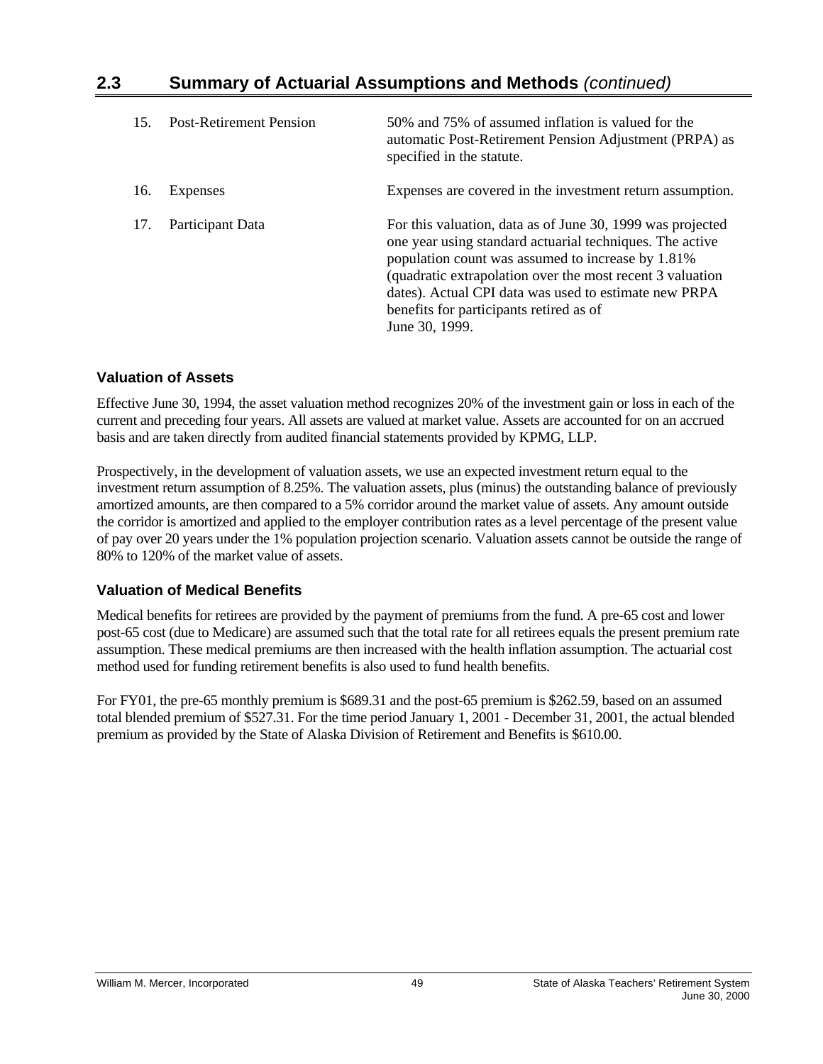## 2.3 Summary of Actuarial Assumptions and Methods *(continued)*

| | | |
|---|---|---|
| 15. | Post-Retirement Pension | 50% and 75% of assumed inflation is valued for the automatic Post-Retirement Pension Adjustment (PRPA) as specified in the statute. |
| 16. | Expenses | Expenses are covered in the investment return assumption. |
| 17. | Participant Data | For this valuation, data as of June 30, 1999 was projected one year using standard actuarial techniques. The active population count was assumed to increase by 1.81% (quadratic extrapolation over the most recent 3 valuation dates). Actual CPI data was used to estimate new PRPA benefits for participants retired as of June 30, 1999. |

### Valuation of Assets

Effective June 30, 1994, the asset valuation method recognizes 20% of the investment gain or loss in each of the current and preceding four years. All assets are valued at market value. Assets are accounted for on an accrued basis and are taken directly from audited financial statements provided by KPMG, LLP.

Prospectively, in the development of valuation assets, we use an expected investment return equal to the investment return assumption of 8.25%. The valuation assets, plus (minus) the outstanding balance of previously amortized amounts, are then compared to a 5% corridor around the market value of assets. Any amount outside the corridor is amortized and applied to the employer contribution rates as a level percentage of the present value of pay over 20 years under the 1% population projection scenario. Valuation assets cannot be outside the range of 80% to 120% of the market value of assets.

### Valuation of Medical Benefits

Medical benefits for retirees are provided by the payment of premiums from the fund. A pre-65 cost and lower post-65 cost (due to Medicare) are assumed such that the total rate for all retirees equals the present premium rate assumption. These medical premiums are then increased with the health inflation assumption. The actuarial cost method used for funding retirement benefits is also used to fund health benefits.

For FY01, the pre-65 monthly premium is $689.31 and the post-65 premium is $262.59, based on an assumed total blended premium of $527.31. For the time period January 1, 2001 - December 31, 2001, the actual blended premium as provided by the State of Alaska Division of Retirement and Benefits is $610.00.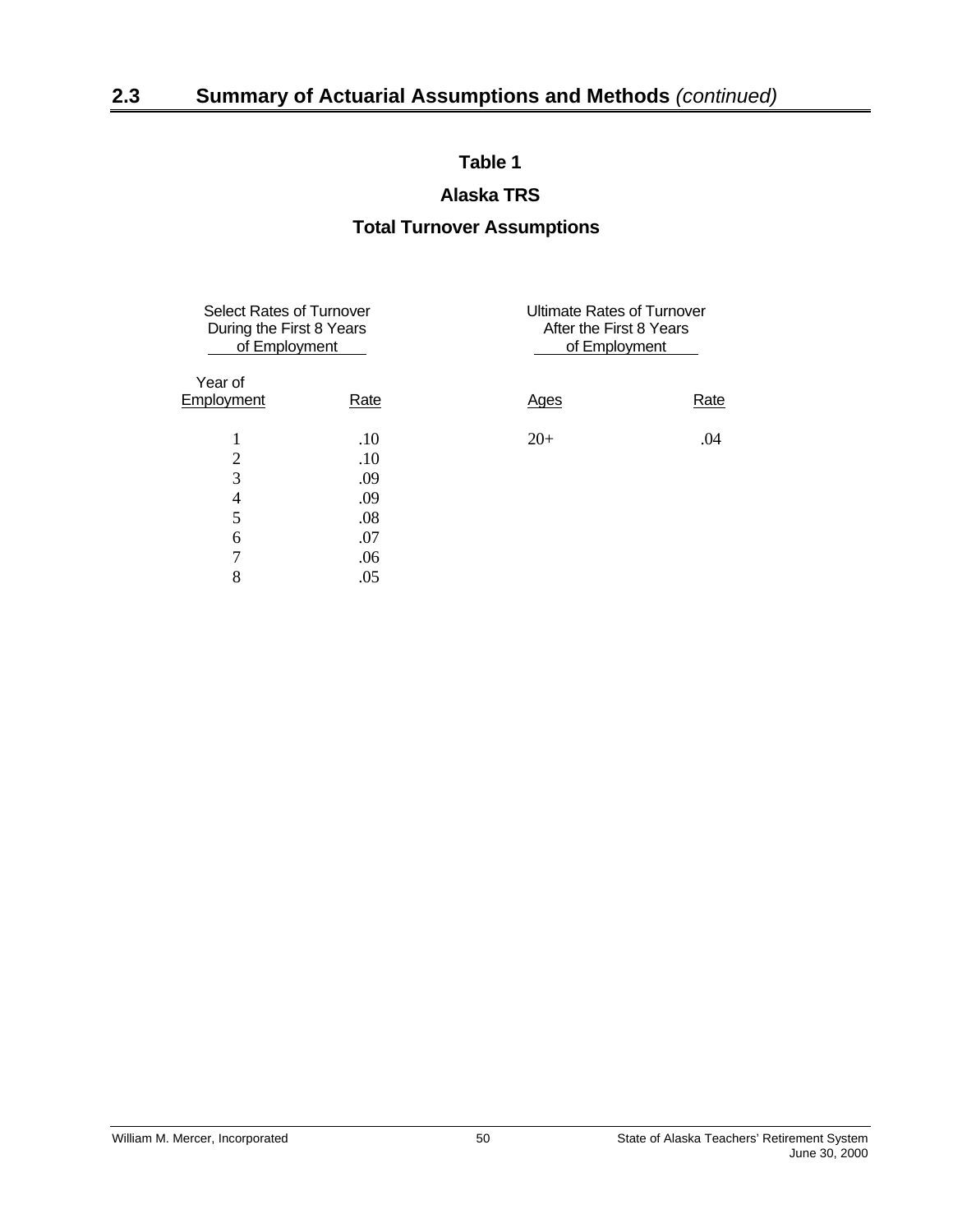## 2.3 Summary of Actuarial Assumptions and Methods *(continued)*

### Table 1

### Alaska TRS

### Total Turnover Assumptions

| Select Rates of Turnover During the First 8 Years of Employment | | Ultimate Rates of Turnover After the First 8 Years of Employment | |
|---|---|---|---|
| Year of Employment | Rate | Ages | Rate |
| 1 | .10 | 20+ | .04 |
| 2 | .10 | | |
| 3 | .09 | | |
| 4 | .09 | | |
| 5 | .08 | | |
| 6 | .07 | | |
| 7 | .06 | | |
| 8 | .05 | | |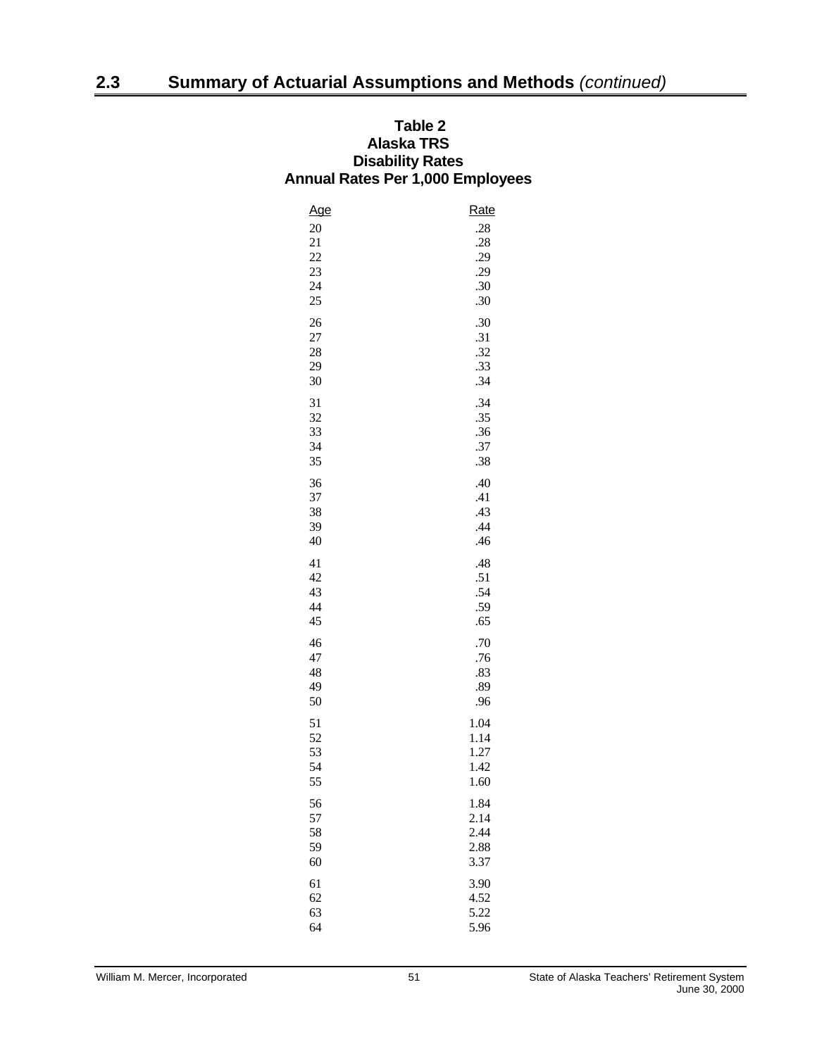## 2.3 Summary of Actuarial Assumptions and Methods *(continued)*

**Table 2**
**Alaska TRS**
**Disability Rates**
**Annual Rates Per 1,000 Employees**

| Age | Rate |
|---|---|
| 20 | .28 |
| 21 | .28 |
| 22 | .29 |
| 23 | .29 |
| 24 | .30 |
| 25 | .30 |
| 26 | .30 |
| 27 | .31 |
| 28 | .32 |
| 29 | .33 |
| 30 | .34 |
| 31 | .34 |
| 32 | .35 |
| 33 | .36 |
| 34 | .37 |
| 35 | .38 |
| 36 | .40 |
| 37 | .41 |
| 38 | .43 |
| 39 | .44 |
| 40 | .46 |
| 41 | .48 |
| 42 | .51 |
| 43 | .54 |
| 44 | .59 |
| 45 | .65 |
| 46 | .70 |
| 47 | .76 |
| 48 | .83 |
| 49 | .89 |
| 50 | .96 |
| 51 | 1.04 |
| 52 | 1.14 |
| 53 | 1.27 |
| 54 | 1.42 |
| 55 | 1.60 |
| 56 | 1.84 |
| 57 | 2.14 |
| 58 | 2.44 |
| 59 | 2.88 |
| 60 | 3.37 |
| 61 | 3.90 |
| 62 | 4.52 |
| 63 | 5.22 |
| 64 | 5.96 |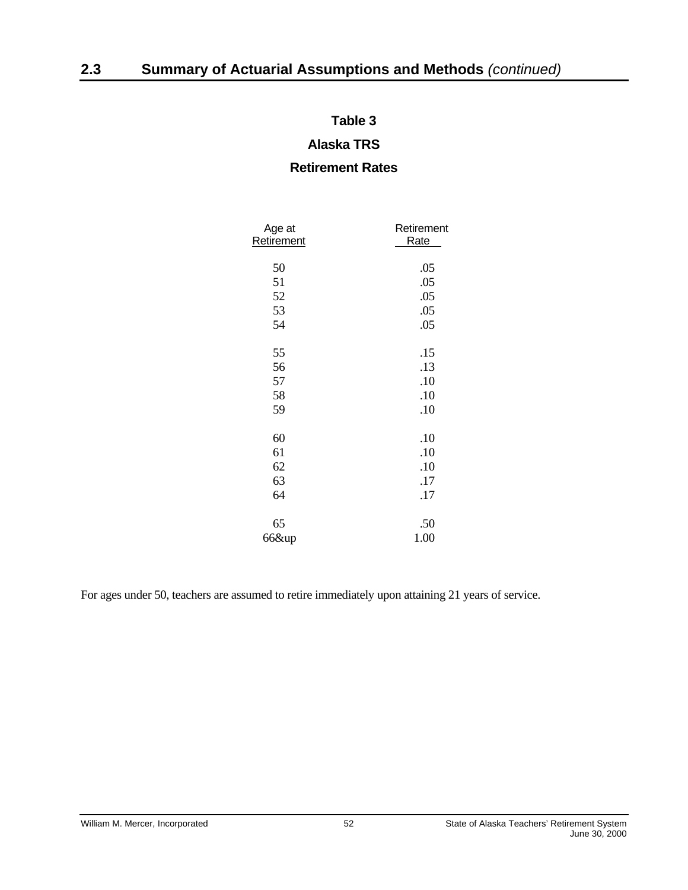## 2.3 Summary of Actuarial Assumptions and Methods *(continued)*

**Table 3**

**Alaska TRS**

**Retirement Rates**

| Age at Retirement | Retirement Rate |
|---|---|
| 50 | .05 |
| 51 | .05 |
| 52 | .05 |
| 53 | .05 |
| 54 | .05 |
| 55 | .15 |
| 56 | .13 |
| 57 | .10 |
| 58 | .10 |
| 59 | .10 |
| 60 | .10 |
| 61 | .10 |
| 62 | .10 |
| 63 | .17 |
| 64 | .17 |
| 65 | .50 |
| 66&up | 1.00 |

For ages under 50, teachers are assumed to retire immediately upon attaining 21 years of service.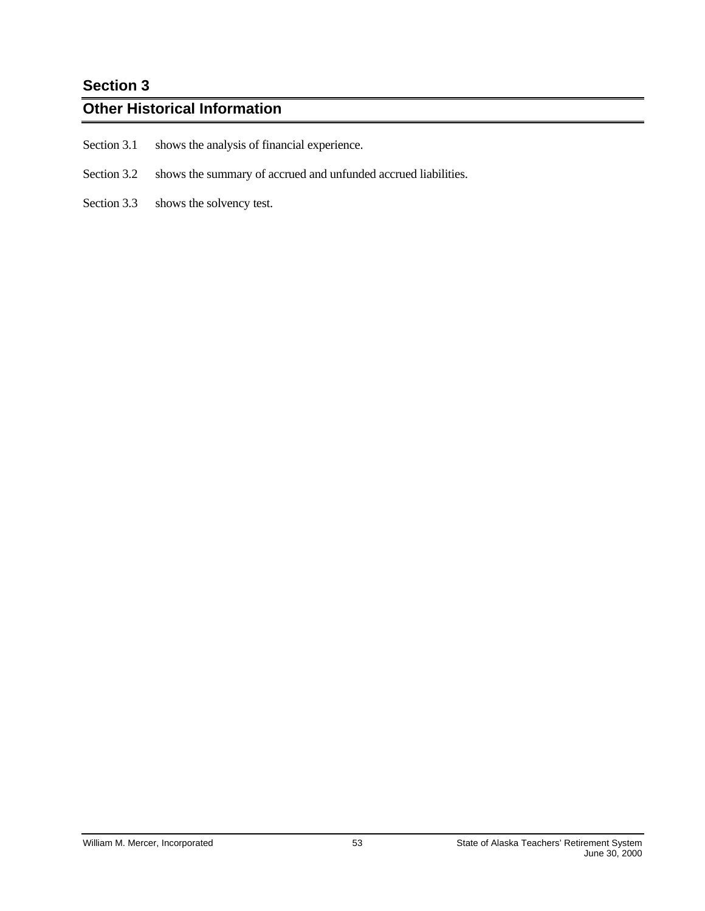# Section 3

## Other Historical Information

Section 3.1 shows the analysis of financial experience.

Section 3.2 shows the summary of accrued and unfunded accrued liabilities.

Section 3.3 shows the solvency test.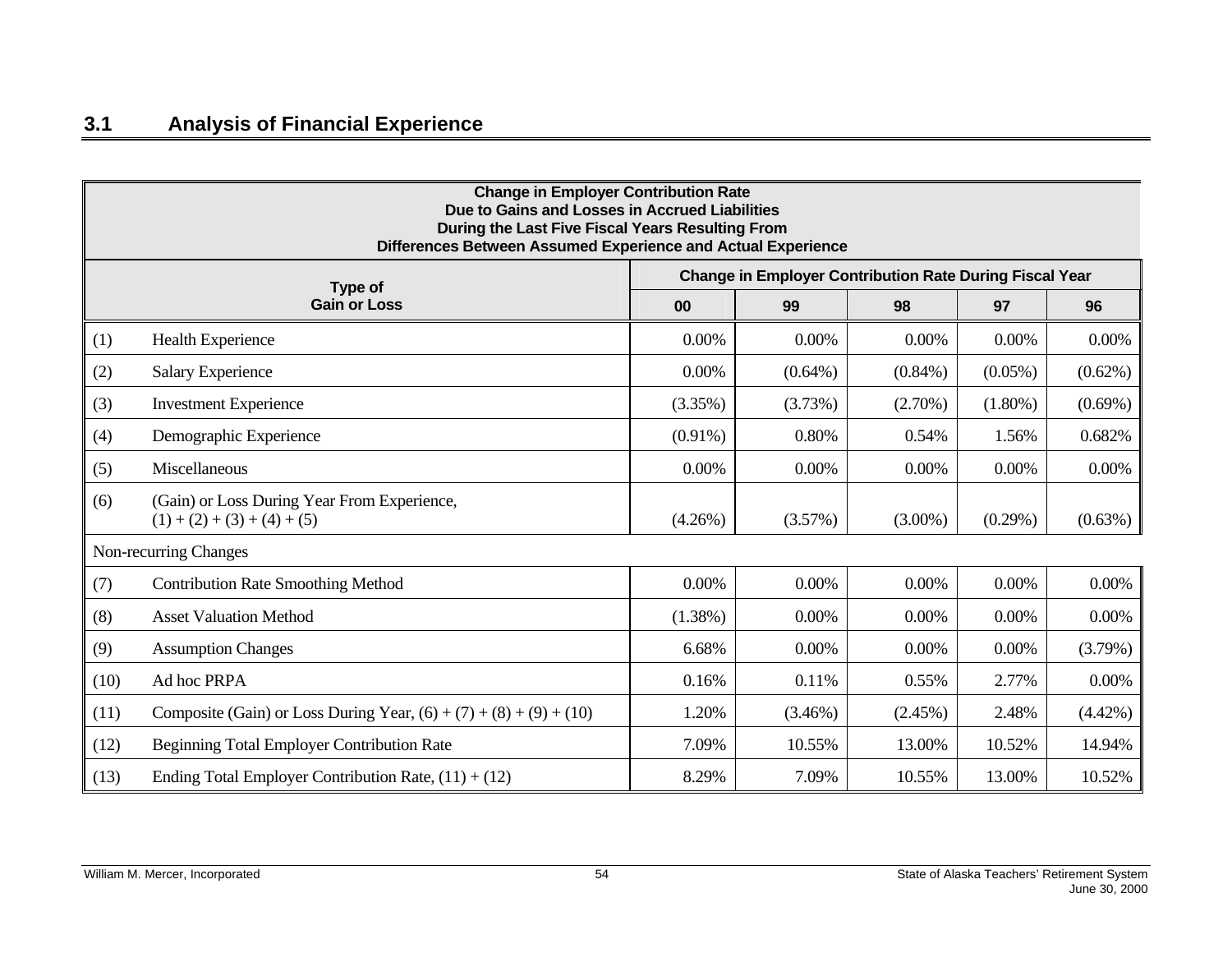## 3.1 Analysis of Financial Experience

| Change in Employer Contribution Rate<br>Due to Gains and Losses in Accrued Liabilities<br>During the Last Five Fiscal Years Resulting From<br>Differences Between Assumed Experience and Actual Experience | | | | | | |
|---|---|---|---|---|---|---|
| **Type of Gain or Loss** | | **Change in Employer Contribution Rate During Fiscal Year** | | | | |
| | | **00** | **99** | **98** | **97** | **96** |
| (1) | Health Experience | 0.00% | 0.00% | 0.00% | 0.00% | 0.00% |
| (2) | Salary Experience | 0.00% | (0.64%) | (0.84%) | (0.05%) | (0.62%) |
| (3) | Investment Experience | (3.35%) | (3.73%) | (2.70%) | (1.80%) | (0.69%) |
| (4) | Demographic Experience | (0.91%) | 0.80% | 0.54% | 1.56% | 0.682% |
| (5) | Miscellaneous | 0.00% | 0.00% | 0.00% | 0.00% | 0.00% |
| (6) | (Gain) or Loss During Year From Experience, (1) + (2) + (3) + (4) + (5) | (4.26%) | (3.57%) | (3.00%) | (0.29%) | (0.63%) |
| Non-recurring Changes | | | | | | |
| (7) | Contribution Rate Smoothing Method | 0.00% | 0.00% | 0.00% | 0.00% | 0.00% |
| (8) | Asset Valuation Method | (1.38%) | 0.00% | 0.00% | 0.00% | 0.00% |
| (9) | Assumption Changes | 6.68% | 0.00% | 0.00% | 0.00% | (3.79%) |
| (10) | Ad hoc PRPA | 0.16% | 0.11% | 0.55% | 2.77% | 0.00% |
| (11) | Composite (Gain) or Loss During Year, (6) + (7) + (8) + (9) + (10) | 1.20% | (3.46%) | (2.45%) | 2.48% | (4.42%) |
| (12) | Beginning Total Employer Contribution Rate | 7.09% | 10.55% | 13.00% | 10.52% | 14.94% |
| (13) | Ending Total Employer Contribution Rate, (11) + (12) | 8.29% | 7.09% | 10.55% | 13.00% | 10.52% |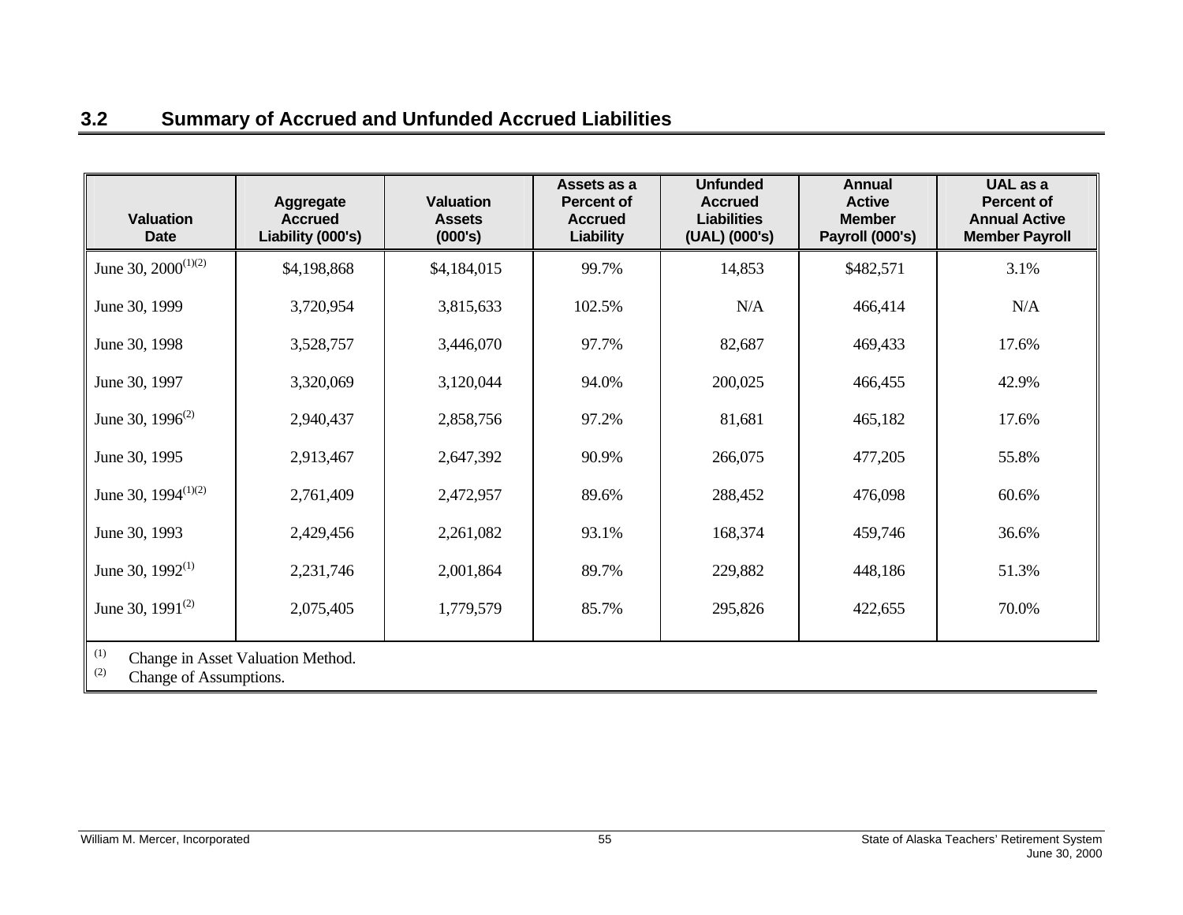## 3.2 Summary of Accrued and Unfunded Accrued Liabilities

| Valuation Date | Aggregate Accrued Liability (000's) | Valuation Assets (000's) | Assets as a Percent of Accrued Liability | Unfunded Accrued Liabilities (UAL) (000's) | Annual Active Member Payroll (000's) | UAL as a Percent of Annual Active Member Payroll |
|---|---|---|---|---|---|---|
| June 30, 2000[(1)(2)] | $4,198,868 | $4,184,015 | 99.7% | 14,853 | $482,571 | 3.1% |
| June 30, 1999 | 3,720,954 | 3,815,633 | 102.5% | N/A | 466,414 | N/A |
| June 30, 1998 | 3,528,757 | 3,446,070 | 97.7% | 82,687 | 469,433 | 17.6% |
| June 30, 1997 | 3,320,069 | 3,120,044 | 94.0% | 200,025 | 466,455 | 42.9% |
| June 30, 1996[(2)] | 2,940,437 | 2,858,756 | 97.2% | 81,681 | 465,182 | 17.6% |
| June 30, 1995 | 2,913,467 | 2,647,392 | 90.9% | 266,075 | 477,205 | 55.8% |
| June 30, 1994[(1)(2)] | 2,761,409 | 2,472,957 | 89.6% | 288,452 | 476,098 | 60.6% |
| June 30, 1993 | 2,429,456 | 2,261,082 | 93.1% | 168,374 | 459,746 | 36.6% |
| June 30, 1992[(1)] | 2,231,746 | 2,001,864 | 89.7% | 229,882 | 448,186 | 51.3% |
| June 30, 1991[(2)] | 2,075,405 | 1,779,579 | 85.7% | 295,826 | 422,655 | 70.0% |

(1) Change in Asset Valuation Method.
(2) Change of Assumptions.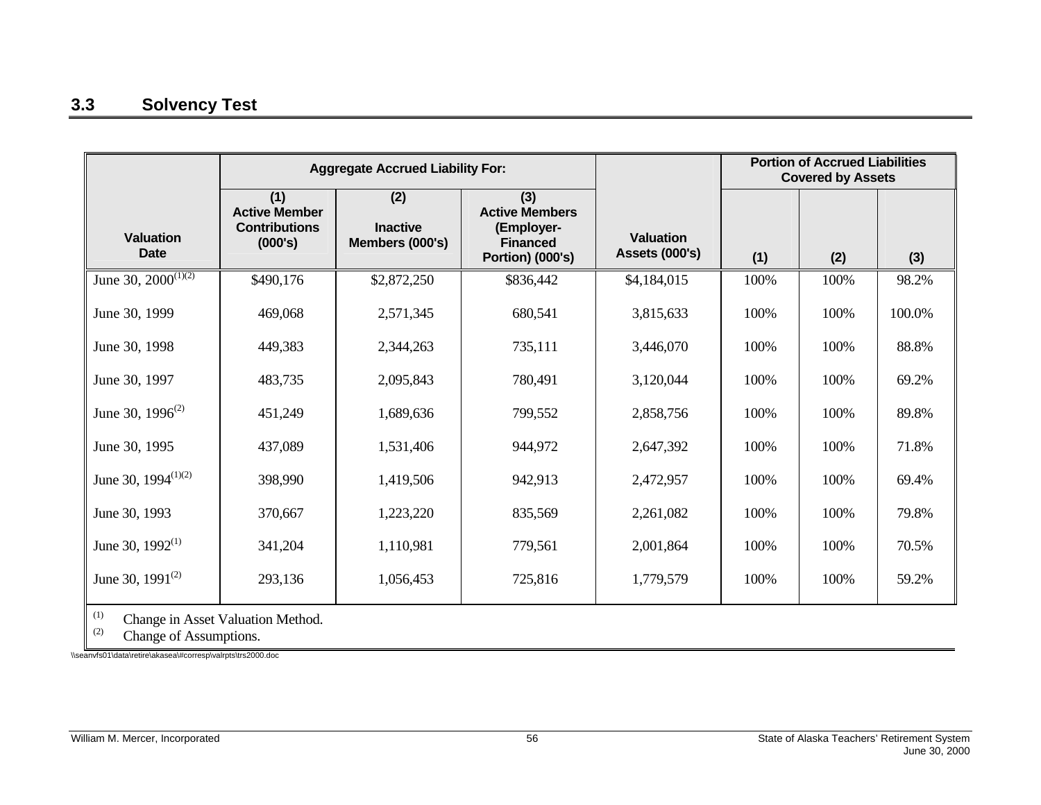## 3.3 Solvency Test

| Valuation Date | Aggregate Accrued Liability For: | | | Valuation Assets (000's) | Portion of Accrued Liabilities Covered by Assets | | |
|---|---|---|---|---|---|---|---|
| | (1) Active Member Contributions (000's) | (2) Inactive Members (000's) | (3) Active Members (Employer-Financed Portion) (000's) | | (1) | (2) | (3) |
| June 30, 2000(1)(2) | $490,176 | $2,872,250 | $836,442 | $4,184,015 | 100% | 100% | 98.2% |
| June 30, 1999 | 469,068 | 2,571,345 | 680,541 | 3,815,633 | 100% | 100% | 100.0% |
| June 30, 1998 | 449,383 | 2,344,263 | 735,111 | 3,446,070 | 100% | 100% | 88.8% |
| June 30, 1997 | 483,735 | 2,095,843 | 780,491 | 3,120,044 | 100% | 100% | 69.2% |
| June 30, 1996(2) | 451,249 | 1,689,636 | 799,552 | 2,858,756 | 100% | 100% | 89.8% |
| June 30, 1995 | 437,089 | 1,531,406 | 944,972 | 2,647,392 | 100% | 100% | 71.8% |
| June 30, 1994(1)(2) | 398,990 | 1,419,506 | 942,913 | 2,472,957 | 100% | 100% | 69.4% |
| June 30, 1993 | 370,667 | 1,223,220 | 835,569 | 2,261,082 | 100% | 100% | 79.8% |
| June 30, 1992(1) | 341,204 | 1,110,981 | 779,561 | 2,001,864 | 100% | 100% | 70.5% |
| June 30, 1991(2) | 293,136 | 1,056,453 | 725,816 | 1,779,579 | 100% | 100% | 59.2% |

(1) Change in Asset Valuation Method.
(2) Change of Assumptions.

\\seanvfs01\data\retire\akasea\#corresp\valrpts\trs2000.doc